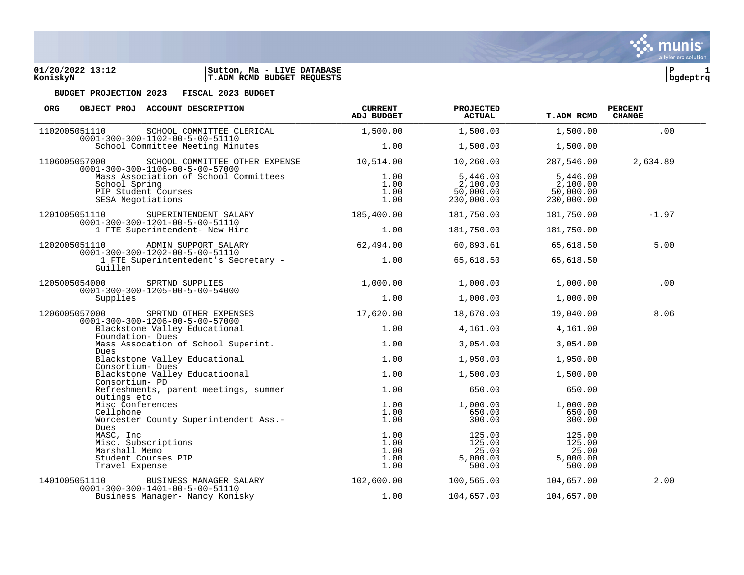01/20/2022 13:12 | Sutton, Ma - LIVE DATABASE
KoniskyN | T.ADM RCMD BUDGET REQUESTS

**BUDGET PROJECTION 2023 FISCAL 2023 BUDGET**

| ORG | OBJECT PROJ | ACCOUNT DESCRIPTION | CURRENT ADJ BUDGET | PROJECTED ACTUAL | T.ADM RCMD | PERCENT CHANGE |
|---|---|---|---|---|---|---|
| 1102005051110 | | SCHOOL COMMITTEE CLERICAL<br>0001-300-300-1102-00-5-00-51110 | 1,500.00 | 1,500.00 | 1,500.00 | .00 |
| | | School Committee Meeting Minutes | 1.00 | 1,500.00 | 1,500.00 | |
| 1106005057000 | | SCHOOL COMMITTEE OTHER EXPENSE<br>0001-300-300-1106-00-5-00-57000 | 10,514.00 | 10,260.00 | 287,546.00 | 2,634.89 |
| | | Mass Association of School Committees | 1.00 | 5,446.00 | 5,446.00 | |
| | | School Spring | 1.00 | 2,100.00 | 2,100.00 | |
| | | PIP Student Courses | 1.00 | 50,000.00 | 50,000.00 | |
| | | SESA Negotiations | 1.00 | 230,000.00 | 230,000.00 | |
| 1201005051110 | | SUPERINTENDENT SALARY<br>0001-300-300-1201-00-5-00-51110 | 185,400.00 | 181,750.00 | 181,750.00 | -1.97 |
| | | 1 FTE Superintendent- New Hire | 1.00 | 181,750.00 | 181,750.00 | |
| 1202005051110 | | ADMIN SUPPORT SALARY<br>0001-300-300-1202-00-5-00-51110 | 62,494.00 | 60,893.61 | 65,618.50 | 5.00 |
| | | 1 FTE Superintentedent's Secretary - Guillen | 1.00 | 65,618.50 | 65,618.50 | |
| 1205005054000 | | SPRTND SUPPLIES<br>0001-300-300-1205-00-5-00-54000 | 1,000.00 | 1,000.00 | 1,000.00 | .00 |
| | | Supplies | 1.00 | 1,000.00 | 1,000.00 | |
| 1206005057000 | | SPRTND OTHER EXPENSES<br>0001-300-300-1206-00-5-00-57000 | 17,620.00 | 18,670.00 | 19,040.00 | 8.06 |
| | | Blackstone Valley Educational Foundation- Dues | 1.00 | 4,161.00 | 4,161.00 | |
| | | Mass Assocation of School Superint. Dues | 1.00 | 3,054.00 | 3,054.00 | |
| | | Blackstone Valley Educational Consortium- Dues | 1.00 | 1,950.00 | 1,950.00 | |
| | | Blackstone Valley Educatioonal Consortium- PD | 1.00 | 1,500.00 | 1,500.00 | |
| | | Refreshments, parent meetings, summer outings etc | 1.00 | 650.00 | 650.00 | |
| | | Misc Conferences | 1.00 | 1,000.00 | 1,000.00 | |
| | | Cellphone | 1.00 | 650.00 | 650.00 | |
| | | Worcester County Superintendent Ass.- Dues | 1.00 | 300.00 | 300.00 | |
| | | MASC, Inc | 1.00 | 125.00 | 125.00 | |
| | | Misc. Subscriptions | 1.00 | 125.00 | 125.00 | |
| | | Marshall Memo | 1.00 | 25.00 | 25.00 | |
| | | Student Courses PIP | 1.00 | 5,000.00 | 5,000.00 | |
| | | Travel Expense | 1.00 | 500.00 | 500.00 | |
| 1401005051110 | | BUSINESS MANAGER SALARY<br>0001-300-300-1401-00-5-00-51110 | 102,600.00 | 100,565.00 | 104,657.00 | 2.00 |
| | | Business Manager- Nancy Konisky | 1.00 | 104,657.00 | 104,657.00 | |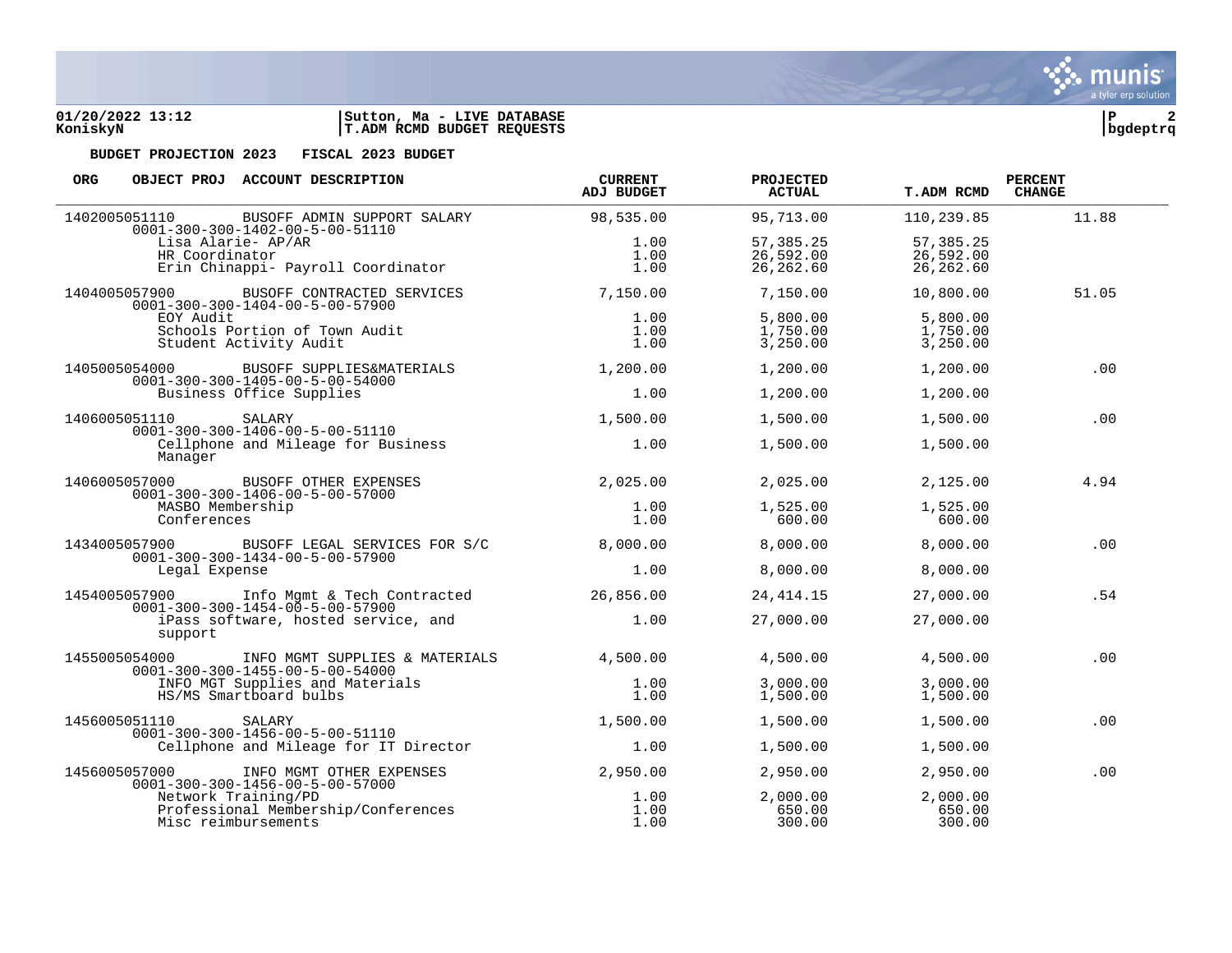**01/20/2022 13:12**
**KoniskyN**

**Sutton, Ma - LIVE DATABASE**
**T.ADM RCMD BUDGET REQUESTS**

**BUDGET PROJECTION 2023 FISCAL 2023 BUDGET**

| ORG | OBJECT PROJ | ACCOUNT DESCRIPTION | CURRENT ADJ BUDGET | PROJECTED ACTUAL | T.ADM RCMD | PERCENT CHANGE |
|---|---|---|---|---|---|---|
| 1402005051110 | | BUSOFF ADMIN SUPPORT SALARY | 98,535.00 | 95,713.00 | 110,239.85 | 11.88 |
| | 0001-300-300-1402-00-5-00-51110 | | | | | |
| | | Lisa Alarie- AP/AR | 1.00 | 57,385.25 | 57,385.25 | |
| | | HR Coordinator | 1.00 | 26,592.00 | 26,592.00 | |
| | | Erin Chinappi- Payroll Coordinator | 1.00 | 26,262.60 | 26,262.60 | |
| 1404005057900 | | BUSOFF CONTRACTED SERVICES | 7,150.00 | 7,150.00 | 10,800.00 | 51.05 |
| | 0001-300-300-1404-00-5-00-57900 | | | | | |
| | | EOY Audit | 1.00 | 5,800.00 | 5,800.00 | |
| | | Schools Portion of Town Audit | 1.00 | 1,750.00 | 1,750.00 | |
| | | Student Activity Audit | 1.00 | 3,250.00 | 3,250.00 | |
| 1405005054000 | | BUSOFF SUPPLIES&MATERIALS | 1,200.00 | 1,200.00 | 1,200.00 | .00 |
| | 0001-300-300-1405-00-5-00-54000 | | | | | |
| | | Business Office Supplies | 1.00 | 1,200.00 | 1,200.00 | |
| 1406005051110 | | SALARY | 1,500.00 | 1,500.00 | 1,500.00 | .00 |
| | 0001-300-300-1406-00-5-00-51110 | | | | | |
| | | Cellphone and Mileage for Business Manager | 1.00 | 1,500.00 | 1,500.00 | |
| 1406005057000 | | BUSOFF OTHER EXPENSES | 2,025.00 | 2,025.00 | 2,125.00 | 4.94 |
| | 0001-300-300-1406-00-5-00-57000 | | | | | |
| | | MASBO Membership | 1.00 | 1,525.00 | 1,525.00 | |
| | | Conferences | 1.00 | 600.00 | 600.00 | |
| 1434005057900 | | BUSOFF LEGAL SERVICES FOR S/C | 8,000.00 | 8,000.00 | 8,000.00 | .00 |
| | 0001-300-300-1434-00-5-00-57900 | | | | | |
| | | Legal Expense | 1.00 | 8,000.00 | 8,000.00 | |
| 1454005057900 | | Info Mgmt & Tech Contracted | 26,856.00 | 24,414.15 | 27,000.00 | .54 |
| | 0001-300-300-1454-00-5-00-57900 | | | | | |
| | | iPass software, hosted service, and support | 1.00 | 27,000.00 | 27,000.00 | |
| 1455005054000 | | INFO MGMT SUPPLIES & MATERIALS | 4,500.00 | 4,500.00 | 4,500.00 | .00 |
| | 0001-300-300-1455-00-5-00-54000 | | | | | |
| | | INFO MGT Supplies and Materials | 1.00 | 3,000.00 | 3,000.00 | |
| | | HS/MS Smartboard bulbs | 1.00 | 1,500.00 | 1,500.00 | |
| 1456005051110 | | SALARY | 1,500.00 | 1,500.00 | 1,500.00 | .00 |
| | 0001-300-300-1456-00-5-00-51110 | | | | | |
| | | Cellphone and Mileage for IT Director | 1.00 | 1,500.00 | 1,500.00 | |
| 1456005057000 | | INFO MGMT OTHER EXPENSES | 2,950.00 | 2,950.00 | 2,950.00 | .00 |
| | 0001-300-300-1456-00-5-00-57000 | | | | | |
| | | Network Training/PD | 1.00 | 2,000.00 | 2,000.00 | |
| | | Professional Membership/Conferences | 1.00 | 650.00 | 650.00 | |
| | | Misc reimbursements | 1.00 | 300.00 | 300.00 | |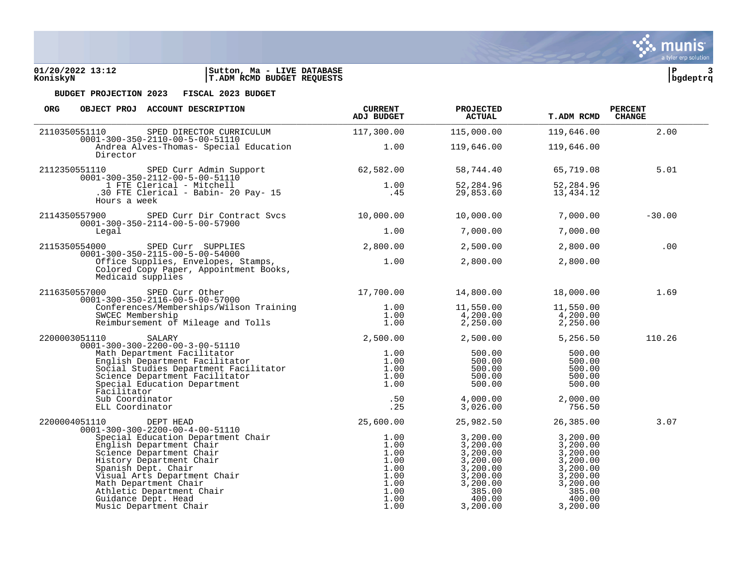**01/20/2022 13:12** | **Sutton, Ma - LIVE DATABASE**
**KoniskyN** | **T.ADM RCMD BUDGET REQUESTS**

**BUDGET PROJECTION 2023 FISCAL 2023 BUDGET**

| ORG | OBJECT PROJ | ACCOUNT DESCRIPTION | CURRENT ADJ BUDGET | PROJECTED ACTUAL | T.ADM RCMD | PERCENT CHANGE |
|---|---|---|---|---|---|---|
| 2110350551110 | | SPED DIRECTOR CURRICULUM | 117,300.00 | 115,000.00 | 119,646.00 | 2.00 |
| | 0001-300-350-2110-00-5-00-51110 | | | | | |
| | | Andrea Alves-Thomas- Special Education Director | 1.00 | 119,646.00 | 119,646.00 | |
| 2112350551110 | | SPED Curr Admin Support | 62,582.00 | 58,744.40 | 65,719.08 | 5.01 |
| | 0001-300-350-2112-00-5-00-51110 | | | | | |
| | | 1 FTE Clerical - Mitchell | 1.00 | 52,284.96 | 52,284.96 | |
| | | .30 FTE Clerical - Babin- 20 Pay- 15 Hours a week | .45 | 29,853.60 | 13,434.12 | |
| 2114350557900 | | SPED Curr Dir Contract Svcs | 10,000.00 | 10,000.00 | 7,000.00 | -30.00 |
| | 0001-300-350-2114-00-5-00-57900 | | | | | |
| | | Legal | 1.00 | 7,000.00 | 7,000.00 | |
| 2115350554000 | | SPED Curr SUPPLIES | 2,800.00 | 2,500.00 | 2,800.00 | .00 |
| | 0001-300-350-2115-00-5-00-54000 | | | | | |
| | | Office Supplies, Envelopes, Stamps, Colored Copy Paper, Appointment Books, Medicaid supplies | 1.00 | 2,800.00 | 2,800.00 | |
| 2116350557000 | | SPED Curr Other | 17,700.00 | 14,800.00 | 18,000.00 | 1.69 |
| | 0001-300-350-2116-00-5-00-57000 | | | | | |
| | | Conferences/Memberships/Wilson Training | 1.00 | 11,550.00 | 11,550.00 | |
| | | SWCEC Membership | 1.00 | 4,200.00 | 4,200.00 | |
| | | Reimbursement of Mileage and Tolls | 1.00 | 2,250.00 | 2,250.00 | |
| 2200003051110 | | SALARY | 2,500.00 | 2,500.00 | 5,256.50 | 110.26 |
| | 0001-300-300-2200-00-3-00-51110 | | | | | |
| | | Math Department Facilitator | 1.00 | 500.00 | 500.00 | |
| | | English Department Facilitator | 1.00 | 500.00 | 500.00 | |
| | | Social Studies Department Facilitator | 1.00 | 500.00 | 500.00 | |
| | | Science Department Facilitator | 1.00 | 500.00 | 500.00 | |
| | | Special Education Department Facilitator | 1.00 | 500.00 | 500.00 | |
| | | Sub Coordinator | .50 | 4,000.00 | 2,000.00 | |
| | | ELL Coordinator | .25 | 3,026.00 | 756.50 | |
| 2200004051110 | | DEPT HEAD | 25,600.00 | 25,982.50 | 26,385.00 | 3.07 |
| | 0001-300-300-2200-00-4-00-51110 | | | | | |
| | | Special Education Department Chair | 1.00 | 3,200.00 | 3,200.00 | |
| | | English Department Chair | 1.00 | 3,200.00 | 3,200.00 | |
| | | Science Department Chair | 1.00 | 3,200.00 | 3,200.00 | |
| | | History Department Chair | 1.00 | 3,200.00 | 3,200.00 | |
| | | Spanish Dept. Chair | 1.00 | 3,200.00 | 3,200.00 | |
| | | Visual Arts Department Chair | 1.00 | 3,200.00 | 3,200.00 | |
| | | Math Department Chair | 1.00 | 3,200.00 | 3,200.00 | |
| | | Athletic Department Chair | 1.00 | 385.00 | 385.00 | |
| | | Guidance Dept. Head | 1.00 | 400.00 | 400.00 | |
| | | Music Department Chair | 1.00 | 3,200.00 | 3,200.00 | |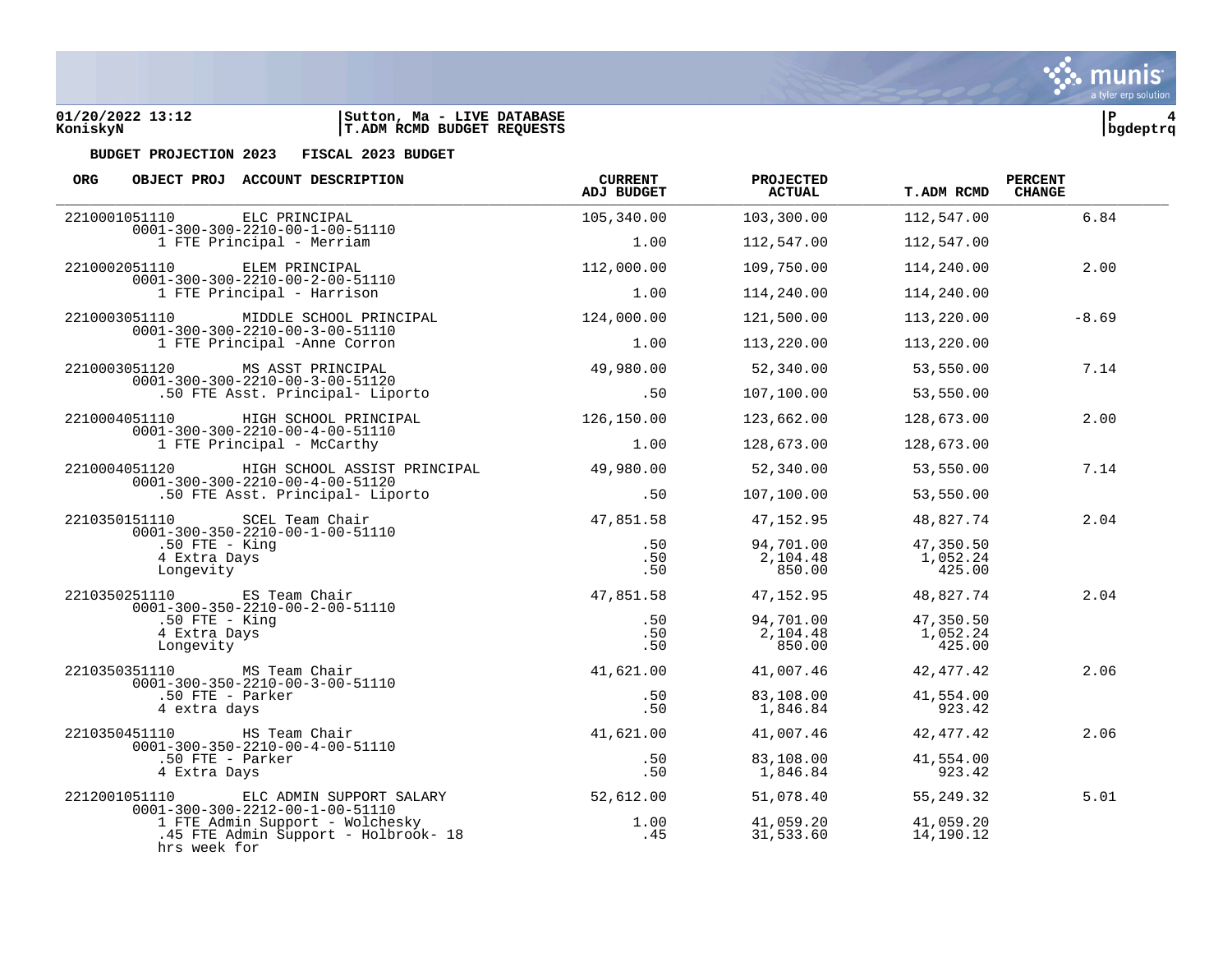**BUDGET PROJECTION 2023 FISCAL 2023 BUDGET**

| ORG | OBJECT PROJ | ACCOUNT DESCRIPTION | CURRENT ADJ BUDGET | PROJECTED ACTUAL | T.ADM RCMD | PERCENT CHANGE |
|---|---|---|---|---|---|---|
| 2210001051110 | | ELC PRINCIPAL | 105,340.00 | 103,300.00 | 112,547.00 | 6.84 |
| | | 0001-300-300-2210-00-1-00-51110 | | | | |
| | | 1 FTE Principal - Merriam | 1.00 | 112,547.00 | 112,547.00 | |
| 2210002051110 | | ELEM PRINCIPAL | 112,000.00 | 109,750.00 | 114,240.00 | 2.00 |
| | | 0001-300-300-2210-00-2-00-51110 | | | | |
| | | 1 FTE Principal - Harrison | 1.00 | 114,240.00 | 114,240.00 | |
| 2210003051110 | | MIDDLE SCHOOL PRINCIPAL | 124,000.00 | 121,500.00 | 113,220.00 | -8.69 |
| | | 0001-300-300-2210-00-3-00-51110 | | | | |
| | | 1 FTE Principal -Anne Corron | 1.00 | 113,220.00 | 113,220.00 | |
| 2210003051120 | | MS ASST PRINCIPAL | 49,980.00 | 52,340.00 | 53,550.00 | 7.14 |
| | | 0001-300-300-2210-00-3-00-51120 | | | | |
| | | .50 FTE Asst. Principal- Liporto | .50 | 107,100.00 | 53,550.00 | |
| 2210004051110 | | HIGH SCHOOL PRINCIPAL | 126,150.00 | 123,662.00 | 128,673.00 | 2.00 |
| | | 0001-300-300-2210-00-4-00-51110 | | | | |
| | | 1 FTE Principal - McCarthy | 1.00 | 128,673.00 | 128,673.00 | |
| 2210004051120 | | HIGH SCHOOL ASSIST PRINCIPAL | 49,980.00 | 52,340.00 | 53,550.00 | 7.14 |
| | | 0001-300-300-2210-00-4-00-51120 | | | | |
| | | .50 FTE Asst. Principal- Liporto | .50 | 107,100.00 | 53,550.00 | |
| 2210350151110 | | SCEL Team Chair | 47,851.58 | 47,152.95 | 48,827.74 | 2.04 |
| | | 0001-300-350-2210-00-1-00-51110 | | | | |
| | | .50 FTE - King | .50 | 94,701.00 | 47,350.50 | |
| | | 4 Extra Days | .50 | 2,104.48 | 1,052.24 | |
| | | Longevity | .50 | 850.00 | 425.00 | |
| 2210350251110 | | ES Team Chair | 47,851.58 | 47,152.95 | 48,827.74 | 2.04 |
| | | 0001-300-350-2210-00-2-00-51110 | | | | |
| | | .50 FTE - King | .50 | 94,701.00 | 47,350.50 | |
| | | 4 Extra Days | .50 | 2,104.48 | 1,052.24 | |
| | | Longevity | .50 | 850.00 | 425.00 | |
| 2210350351110 | | MS Team Chair | 41,621.00 | 41,007.46 | 42,477.42 | 2.06 |
| | | 0001-300-350-2210-00-3-00-51110 | | | | |
| | | .50 FTE - Parker | .50 | 83,108.00 | 41,554.00 | |
| | | 4 extra days | .50 | 1,846.84 | 923.42 | |
| 2210350451110 | | HS Team Chair | 41,621.00 | 41,007.46 | 42,477.42 | 2.06 |
| | | 0001-300-350-2210-00-4-00-51110 | | | | |
| | | .50 FTE - Parker | .50 | 83,108.00 | 41,554.00 | |
| | | 4 Extra Days | .50 | 1,846.84 | 923.42 | |
| 2212001051110 | | ELC ADMIN SUPPORT SALARY | 52,612.00 | 51,078.40 | 55,249.32 | 5.01 |
| | | 0001-300-300-2212-00-1-00-51110 | | | | |
| | | 1 FTE Admin Support - Wolchesky | 1.00 | 41,059.20 | 41,059.20 | |
| | | .45 FTE Admin Support - Holbrook- 18 hrs week for | .45 | 31,533.60 | 14,190.12 | |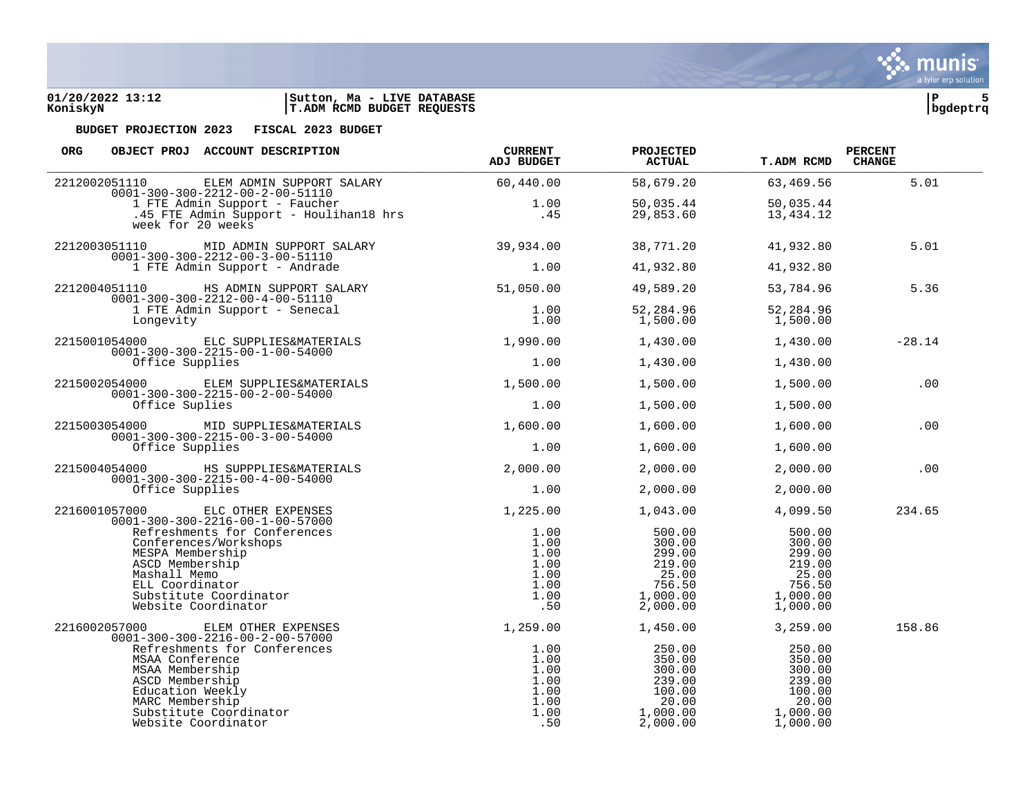BUDGET PROJECTION 2023 FISCAL 2023 BUDGET

| ORG | OBJECT PROJ ACCOUNT DESCRIPTION | CURRENT ADJ BUDGET | PROJECTED ACTUAL | T.ADM RCMD | PERCENT CHANGE |
|---|---|---|---|---|---|
| 2212002051110 | ELEM ADMIN SUPPORT SALARY | 60,440.00 | 58,679.20 | 63,469.56 | 5.01 |
| | 0001-300-300-2212-00-2-00-51110 | | | | |
| | 1 FTE Admin Support - Faucher | 1.00 | 50,035.44 | 50,035.44 | |
| | .45 FTE Admin Support - Houlihan18 hrs week for 20 weeks | .45 | 29,853.60 | 13,434.12 | |
| 2212003051110 | MID ADMIN SUPPORT SALARY | 39,934.00 | 38,771.20 | 41,932.80 | 5.01 |
| | 0001-300-300-2212-00-3-00-51110 | | | | |
| | 1 FTE Admin Support - Andrade | 1.00 | 41,932.80 | 41,932.80 | |
| 2212004051110 | HS ADMIN SUPPORT SALARY | 51,050.00 | 49,589.20 | 53,784.96 | 5.36 |
| | 0001-300-300-2212-00-4-00-51110 | | | | |
| | 1 FTE Admin Support - Senecal | 1.00 | 52,284.96 | 52,284.96 | |
| | Longevity | 1.00 | 1,500.00 | 1,500.00 | |
| 2215001054000 | ELC SUPPLIES&MATERIALS | 1,990.00 | 1,430.00 | 1,430.00 | -28.14 |
| | 0001-300-300-2215-00-1-00-54000 | | | | |
| | Office Supplies | 1.00 | 1,430.00 | 1,430.00 | |
| 2215002054000 | ELEM SUPPLIES&MATERIALS | 1,500.00 | 1,500.00 | 1,500.00 | .00 |
| | 0001-300-300-2215-00-2-00-54000 | | | | |
| | Office Suplies | 1.00 | 1,500.00 | 1,500.00 | |
| 2215003054000 | MID SUPPLIES&MATERIALS | 1,600.00 | 1,600.00 | 1,600.00 | .00 |
| | 0001-300-300-2215-00-3-00-54000 | | | | |
| | Office Supplies | 1.00 | 1,600.00 | 1,600.00 | |
| 2215004054000 | HS SUPPPLIES&MATERIALS | 2,000.00 | 2,000.00 | 2,000.00 | .00 |
| | 0001-300-300-2215-00-4-00-54000 | | | | |
| | Office Supplies | 1.00 | 2,000.00 | 2,000.00 | |
| 2216001057000 | ELC OTHER EXPENSES | 1,225.00 | 1,043.00 | 4,099.50 | 234.65 |
| | 0001-300-300-2216-00-1-00-57000 | | | | |
| | Refreshments for Conferences | 1.00 | 500.00 | 500.00 | |
| | Conferences/Workshops | 1.00 | 300.00 | 300.00 | |
| | MESPA Membership | 1.00 | 299.00 | 299.00 | |
| | ASCD Membership | 1.00 | 219.00 | 219.00 | |
| | Mashall Memo | 1.00 | 25.00 | 25.00 | |
| | ELL Coordinator | 1.00 | 756.50 | 756.50 | |
| | Substitute Coordinator | 1.00 | 1,000.00 | 1,000.00 | |
| | Website Coordinator | .50 | 2,000.00 | 1,000.00 | |
| 2216002057000 | ELEM OTHER EXPENSES | 1,259.00 | 1,450.00 | 3,259.00 | 158.86 |
| | 0001-300-300-2216-00-2-00-57000 | | | | |
| | Refreshments for Conferences | 1.00 | 250.00 | 250.00 | |
| | MSAA Conference | 1.00 | 350.00 | 350.00 | |
| | MSAA Membership | 1.00 | 300.00 | 300.00 | |
| | ASCD Membership | 1.00 | 239.00 | 239.00 | |
| | Education Weekly | 1.00 | 100.00 | 100.00 | |
| | MARC Membership | 1.00 | 20.00 | 20.00 | |
| | Substitute Coordinator | 1.00 | 1,000.00 | 1,000.00 | |
| | Website Coordinator | .50 | 2,000.00 | 1,000.00 | |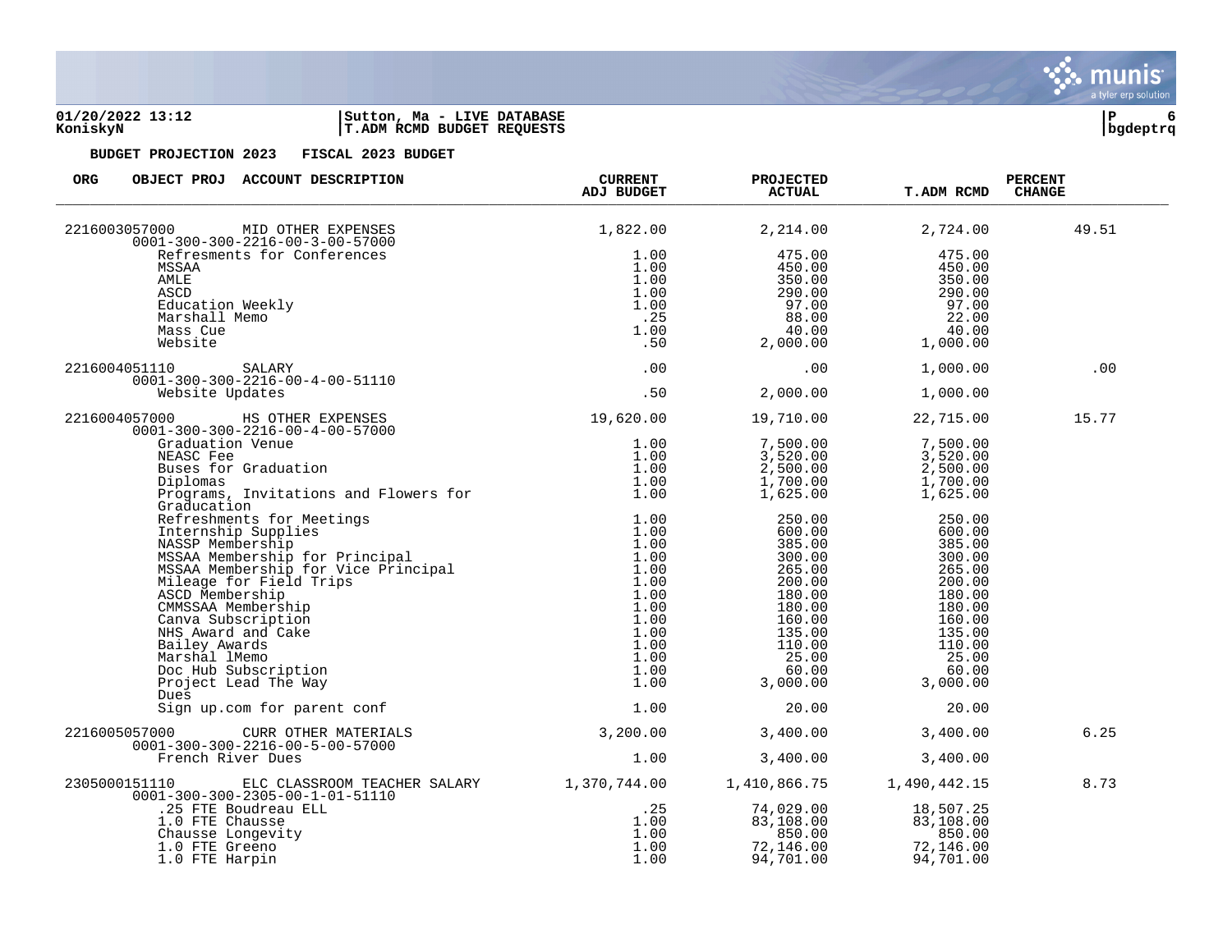**01/20/2022 13:12** | **Sutton, Ma - LIVE DATABASE**
**KoniskyN** | **T.ADM RCMD BUDGET REQUESTS**

**BUDGET PROJECTION 2023 FISCAL 2023 BUDGET**

| ORG | OBJECT PROJ | ACCOUNT DESCRIPTION | CURRENT ADJ BUDGET | PROJECTED ACTUAL | T.ADM RCMD | PERCENT CHANGE |
|---|---|---|---|---|---|---|
| 2216003057000 | | MID OTHER EXPENSES | 1,822.00 | 2,214.00 | 2,724.00 | 49.51 |
| | 0001-300-300-2216-00-3-00-57000 | | | | | |
| | | Refresments for Conferences | 1.00 | 475.00 | 475.00 | |
| | | MSSAA | 1.00 | 450.00 | 450.00 | |
| | | AMLE | 1.00 | 350.00 | 350.00 | |
| | | ASCD | 1.00 | 290.00 | 290.00 | |
| | | Education Weekly | 1.00 | 97.00 | 97.00 | |
| | | Marshall Memo | .25 | 88.00 | 22.00 | |
| | | Mass Cue | 1.00 | 40.00 | 40.00 | |
| | | Website | .50 | 2,000.00 | 1,000.00 | |
| 2216004051110 | | SALARY | .00 | .00 | 1,000.00 | .00 |
| | 0001-300-300-2216-00-4-00-51110 | | | | | |
| | | Website Updates | .50 | 2,000.00 | 1,000.00 | |
| 2216004057000 | | HS OTHER EXPENSES | 19,620.00 | 19,710.00 | 22,715.00 | 15.77 |
| | 0001-300-300-2216-00-4-00-57000 | | | | | |
| | | Graduation Venue | 1.00 | 7,500.00 | 7,500.00 | |
| | | NEASC Fee | 1.00 | 3,520.00 | 3,520.00 | |
| | | Buses for Graduation | 1.00 | 2,500.00 | 2,500.00 | |
| | | Diplomas | 1.00 | 1,700.00 | 1,700.00 | |
| | | Programs, Invitations and Flowers for Graducation | 1.00 | 1,625.00 | 1,625.00 | |
| | | Refreshments for Meetings | 1.00 | 250.00 | 250.00 | |
| | | Internship Supplies | 1.00 | 600.00 | 600.00 | |
| | | NASSP Membership | 1.00 | 385.00 | 385.00 | |
| | | MSSAA Membership for Principal | 1.00 | 300.00 | 300.00 | |
| | | MSSAA Membership for Vice Principal | 1.00 | 265.00 | 265.00 | |
| | | Mileage for Field Trips | 1.00 | 200.00 | 200.00 | |
| | | ASCD Membership | 1.00 | 180.00 | 180.00 | |
| | | CMMSSAA Membership | 1.00 | 180.00 | 180.00 | |
| | | Canva Subscription | 1.00 | 160.00 | 160.00 | |
| | | NHS Award and Cake | 1.00 | 135.00 | 135.00 | |
| | | Bailey Awards | 1.00 | 110.00 | 110.00 | |
| | | Marshal lMemo | 1.00 | 25.00 | 25.00 | |
| | | Doc Hub Subscription | 1.00 | 60.00 | 60.00 | |
| | | Project Lead The Way Dues | 1.00 | 3,000.00 | 3,000.00 | |
| | | Sign up.com for parent conf | 1.00 | 20.00 | 20.00 | |
| 2216005057000 | | CURR OTHER MATERIALS | 3,200.00 | 3,400.00 | 3,400.00 | 6.25 |
| | 0001-300-300-2216-00-5-00-57000 | | | | | |
| | | French River Dues | 1.00 | 3,400.00 | 3,400.00 | |
| 2305000151110 | | ELC CLASSROOM TEACHER SALARY | 1,370,744.00 | 1,410,866.75 | 1,490,442.15 | 8.73 |
| | 0001-300-300-2305-00-1-01-51110 | | | | | |
| | | .25 FTE Boudreau ELL | .25 | 74,029.00 | 18,507.25 | |
| | | 1.0 FTE Chausse | 1.00 | 83,108.00 | 83,108.00 | |
| | | Chausse Longevity | 1.00 | 850.00 | 850.00 | |
| | | 1.0 FTE Greeno | 1.00 | 72,146.00 | 72,146.00 | |
| | | 1.0 FTE Harpin | 1.00 | 94,701.00 | 94,701.00 | |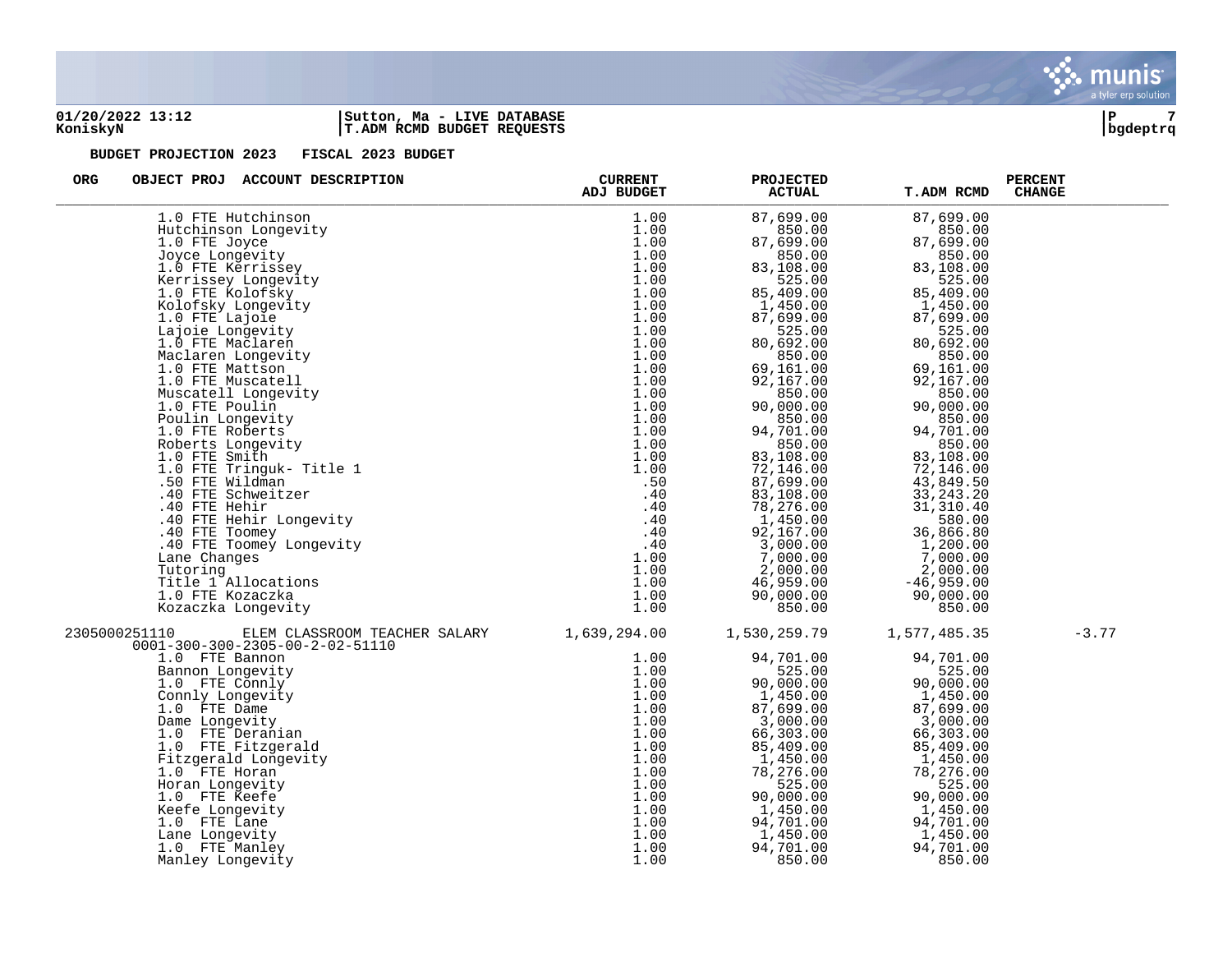**BUDGET PROJECTION 2023 FISCAL 2023 BUDGET**

| ORG | OBJECT PROJ ACCOUNT DESCRIPTION | CURRENT ADJ BUDGET | PROJECTED ACTUAL | T.ADM RCMD | PERCENT CHANGE |
|---|---|---|---|---|---|
| | 1.0 FTE Hutchinson | 1.00 | 87,699.00 | 87,699.00 | |
| | Hutchinson Longevity | 1.00 | 850.00 | 850.00 | |
| | 1.0 FTE Joyce | 1.00 | 87,699.00 | 87,699.00 | |
| | Joyce Longevity | 1.00 | 850.00 | 850.00 | |
| | 1.0 FTE Kerrissey | 1.00 | 83,108.00 | 83,108.00 | |
| | Kerrissey Longevity | 1.00 | 525.00 | 525.00 | |
| | 1.0 FTE Kolofsky | 1.00 | 85,409.00 | 85,409.00 | |
| | Kolofsky Longevity | 1.00 | 1,450.00 | 1,450.00 | |
| | 1.0 FTE Lajoie | 1.00 | 87,699.00 | 87,699.00 | |
| | Lajoie Longevity | 1.00 | 525.00 | 525.00 | |
| | 1.0 FTE Maclaren | 1.00 | 80,692.00 | 80,692.00 | |
| | Maclaren Longevity | 1.00 | 850.00 | 850.00 | |
| | 1.0 FTE Mattson | 1.00 | 69,161.00 | 69,161.00 | |
| | 1.0 FTE Muscatell | 1.00 | 92,167.00 | 92,167.00 | |
| | Muscatell Longevity | 1.00 | 850.00 | 850.00 | |
| | 1.0 FTE Poulin | 1.00 | 90,000.00 | 90,000.00 | |
| | Poulin Longevity | 1.00 | 850.00 | 850.00 | |
| | 1.0 FTE Roberts | 1.00 | 94,701.00 | 94,701.00 | |
| | Roberts Longevity | 1.00 | 850.00 | 850.00 | |
| | 1.0 FTE Smith | 1.00 | 83,108.00 | 83,108.00 | |
| | 1.0 FTE Tringuk- Title 1 | 1.00 | 72,146.00 | 72,146.00 | |
| | .50 FTE Wildman | .50 | 87,699.00 | 43,849.50 | |
| | .40 FTE Schweitzer | .40 | 83,108.00 | 33,243.20 | |
| | .40 FTE Hehir | .40 | 78,276.00 | 31,310.40 | |
| | .40 FTE Hehir Longevity | .40 | 1,450.00 | 580.00 | |
| | .40 FTE Toomey | .40 | 92,167.00 | 36,866.80 | |
| | .40 FTE Toomey Longevity | .40 | 3,000.00 | 1,200.00 | |
| | Lane Changes | 1.00 | 7,000.00 | 7,000.00 | |
| | Tutoring | 1.00 | 2,000.00 | 2,000.00 | |
| | Title 1 Allocations | 1.00 | 46,959.00 | -46,959.00 | |
| | 1.0 FTE Kozaczka | 1.00 | 90,000.00 | 90,000.00 | |
| | Kozaczka Longevity | 1.00 | 850.00 | 850.00 | |
| 2305000251110 | ELEM CLASSROOM TEACHER SALARY 0001-300-300-2305-00-2-02-51110 | 1,639,294.00 | 1,530,259.79 | 1,577,485.35 | -3.77 |
| | 1.0 FTE Bannon | 1.00 | 94,701.00 | 94,701.00 | |
| | Bannon Longevity | 1.00 | 525.00 | 525.00 | |
| | 1.0 FTE Connly | 1.00 | 90,000.00 | 90,000.00 | |
| | Connly Longevity | 1.00 | 1,450.00 | 1,450.00 | |
| | 1.0 FTE Dame | 1.00 | 87,699.00 | 87,699.00 | |
| | Dame Longevity | 1.00 | 3,000.00 | 3,000.00 | |
| | 1.0 FTE Deranian | 1.00 | 66,303.00 | 66,303.00 | |
| | 1.0 FTE Fitzgerald | 1.00 | 85,409.00 | 85,409.00 | |
| | Fitzgerald Longevity | 1.00 | 1,450.00 | 1,450.00 | |
| | 1.0 FTE Horan | 1.00 | 78,276.00 | 78,276.00 | |
| | Horan Longevity | 1.00 | 525.00 | 525.00 | |
| | 1.0 FTE Keefe | 1.00 | 90,000.00 | 90,000.00 | |
| | Keefe Longevity | 1.00 | 1,450.00 | 1,450.00 | |
| | 1.0 FTE Lane | 1.00 | 94,701.00 | 94,701.00 | |
| | Lane Longevity | 1.00 | 1,450.00 | 1,450.00 | |
| | 1.0 FTE Manley | 1.00 | 94,701.00 | 94,701.00 | |
| | Manley Longevity | 1.00 | 850.00 | 850.00 | |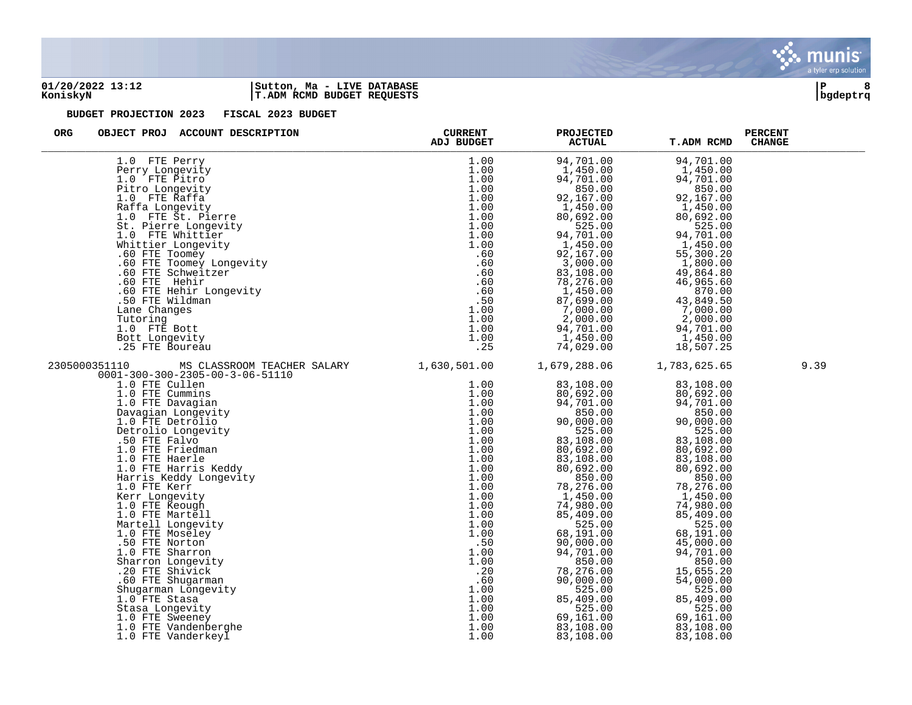BUDGET PROJECTION 2023 FISCAL 2023 BUDGET

| ORG | OBJECT PROJ | ACCOUNT DESCRIPTION | CURRENT ADJ BUDGET | PROJECTED ACTUAL | T.ADM RCMD | PERCENT CHANGE |
|---|---|---|---|---|---|---|
| | | 1.0 FTE Perry | 1.00 | 94,701.00 | 94,701.00 | |
| | | Perry Longevity | 1.00 | 1,450.00 | 1,450.00 | |
| | | 1.0 FTE Pitro | 1.00 | 94,701.00 | 94,701.00 | |
| | | Pitro Longevity | 1.00 | 850.00 | 850.00 | |
| | | 1.0 FTE Raffa | 1.00 | 92,167.00 | 92,167.00 | |
| | | Raffa Longevity | 1.00 | 1,450.00 | 1,450.00 | |
| | | 1.0 FTE St. Pierre | 1.00 | 80,692.00 | 80,692.00 | |
| | | St. Pierre Longevity | 1.00 | 525.00 | 525.00 | |
| | | 1.0 FTE Whittier | 1.00 | 94,701.00 | 94,701.00 | |
| | | Whittier Longevity | 1.00 | 1,450.00 | 1,450.00 | |
| | | .60 FTE Toomey | .60 | 92,167.00 | 55,300.20 | |
| | | .60 FTE Toomey Longevity | .60 | 3,000.00 | 1,800.00 | |
| | | .60 FTE Schweitzer | .60 | 83,108.00 | 49,864.80 | |
| | | .60 FTE Hehir | .60 | 78,276.00 | 46,965.60 | |
| | | .60 FTE Hehir Longevity | .60 | 1,450.00 | 870.00 | |
| | | .50 FTE Wildman | .50 | 87,699.00 | 43,849.50 | |
| | | Lane Changes | 1.00 | 7,000.00 | 7,000.00 | |
| | | Tutoring | 1.00 | 2,000.00 | 2,000.00 | |
| | | 1.0 FTE Bott | 1.00 | 94,701.00 | 94,701.00 | |
| | | Bott Longevity | 1.00 | 1,450.00 | 1,450.00 | |
| | | .25 FTE Boureau | .25 | 74,029.00 | 18,507.25 | |
| 2305000351110 | | MS CLASSROOM TEACHER SALARY | 1,630,501.00 | 1,679,288.06 | 1,783,625.65 | 9.39 |
| | 0001-300-300-2305-00-3-06-51110 | | | | | |
| | | 1.0 FTE Cullen | 1.00 | 83,108.00 | 83,108.00 | |
| | | 1.0 FTE Cummins | 1.00 | 80,692.00 | 80,692.00 | |
| | | 1.0 FTE Davagian | 1.00 | 94,701.00 | 94,701.00 | |
| | | Davagian Longevity | 1.00 | 850.00 | 850.00 | |
| | | 1.0 FTE Detrolio | 1.00 | 90,000.00 | 90,000.00 | |
| | | Detrolio Longevity | 1.00 | 525.00 | 525.00 | |
| | | .50 FTE Falvo | 1.00 | 83,108.00 | 83,108.00 | |
| | | 1.0 FTE Friedman | 1.00 | 80,692.00 | 80,692.00 | |
| | | 1.0 FTE Haerle | 1.00 | 83,108.00 | 83,108.00 | |
| | | 1.0 FTE Harris Keddy | 1.00 | 80,692.00 | 80,692.00 | |
| | | Harris Keddy Longevity | 1.00 | 850.00 | 850.00 | |
| | | 1.0 FTE Kerr | 1.00 | 78,276.00 | 78,276.00 | |
| | | Kerr Longevity | 1.00 | 1,450.00 | 1,450.00 | |
| | | 1.0 FTE Keough | 1.00 | 74,980.00 | 74,980.00 | |
| | | 1.0 FTE Martell | 1.00 | 85,409.00 | 85,409.00 | |
| | | Martell Longevity | 1.00 | 525.00 | 525.00 | |
| | | 1.0 FTE Moseley | 1.00 | 68,191.00 | 68,191.00 | |
| | | .50 FTE Norton | .50 | 90,000.00 | 45,000.00 | |
| | | 1.0 FTE Sharron | 1.00 | 94,701.00 | 94,701.00 | |
| | | Sharron Longevity | 1.00 | 850.00 | 850.00 | |
| | | .20 FTE Shivick | .20 | 78,276.00 | 15,655.20 | |
| | | .60 FTE Shugarman | .60 | 90,000.00 | 54,000.00 | |
| | | Shugarman Longevity | 1.00 | 525.00 | 525.00 | |
| | | 1.0 FTE Stasa | 1.00 | 85,409.00 | 85,409.00 | |
| | | Stasa Longevity | 1.00 | 525.00 | 525.00 | |
| | | 1.0 FTE Sweeney | 1.00 | 69,161.00 | 69,161.00 | |
| | | 1.0 FTE Vandenberghe | 1.00 | 83,108.00 | 83,108.00 | |
| | | 1.0 FTE Vanderkeyl | 1.00 | 83,108.00 | 83,108.00 | |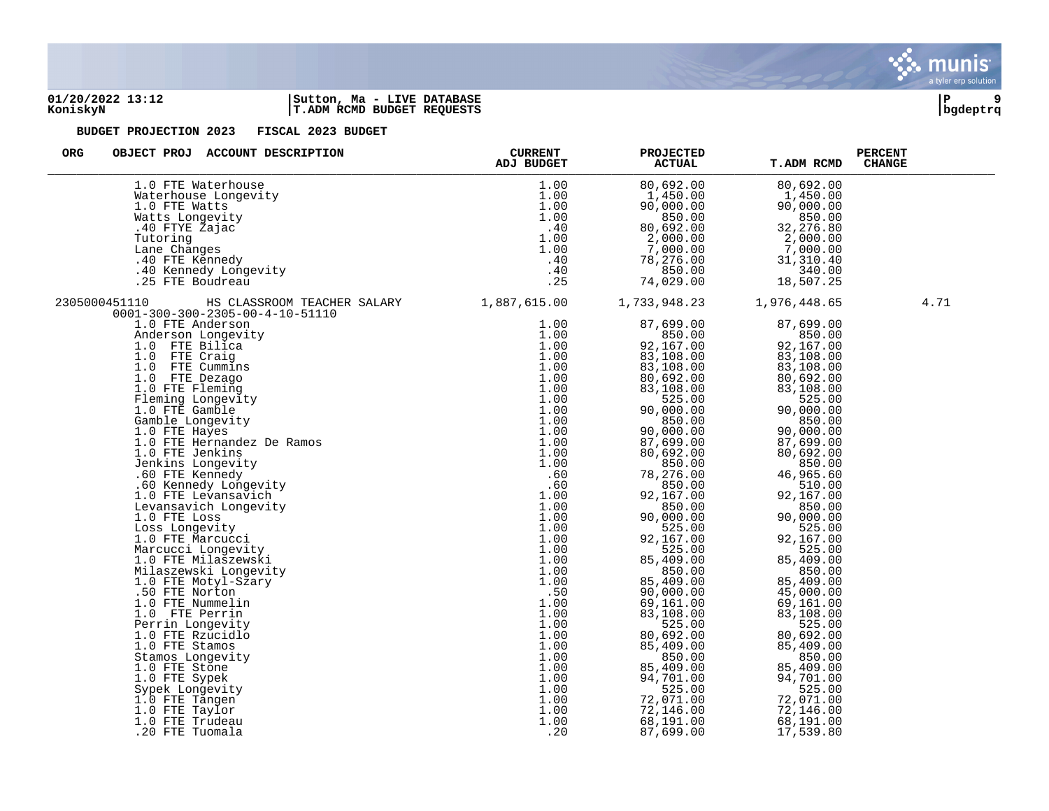**BUDGET PROJECTION 2023 FISCAL 2023 BUDGET**

| ORG | OBJECT PROJ ACCOUNT DESCRIPTION | CURRENT ADJ BUDGET | PROJECTED ACTUAL | T.ADM RCMD | PERCENT CHANGE |
|---|---|---|---|---|---|
| | 1.0 FTE Waterhouse | 1.00 | 80,692.00 | 80,692.00 | |
| | Waterhouse Longevity | 1.00 | 1,450.00 | 1,450.00 | |
| | 1.0 FTE Watts | 1.00 | 90,000.00 | 90,000.00 | |
| | Watts Longevity | 1.00 | 850.00 | 850.00 | |
| | .40 FTYE Zajac | .40 | 80,692.00 | 32,276.80 | |
| | Tutoring | 1.00 | 2,000.00 | 2,000.00 | |
| | Lane Changes | 1.00 | 7,000.00 | 7,000.00 | |
| | .40 FTE Kennedy | .40 | 78,276.00 | 31,310.40 | |
| | .40 Kennedy Longevity | .40 | 850.00 | 340.00 | |
| | .25 FTE Boudreau | .25 | 74,029.00 | 18,507.25 | |
| 2305000451110 | HS CLASSROOM TEACHER SALARY | 1,887,615.00 | 1,733,948.23 | 1,976,448.65 | 4.71 |
| | 0001-300-300-2305-00-4-10-51110 | | | | |
| | 1.0 FTE Anderson | 1.00 | 87,699.00 | 87,699.00 | |
| | Anderson Longevity | 1.00 | 850.00 | 850.00 | |
| | 1.0 FTE Bilica | 1.00 | 92,167.00 | 92,167.00 | |
| | 1.0 FTE Craig | 1.00 | 83,108.00 | 83,108.00 | |
| | 1.0 FTE Cummins | 1.00 | 83,108.00 | 83,108.00 | |
| | 1.0 FTE Dezago | 1.00 | 80,692.00 | 80,692.00 | |
| | 1.0 FTE Fleming | 1.00 | 83,108.00 | 83,108.00 | |
| | Fleming Longevity | 1.00 | 525.00 | 525.00 | |
| | 1.0 FTE Gamble | 1.00 | 90,000.00 | 90,000.00 | |
| | Gamble Longevity | 1.00 | 850.00 | 850.00 | |
| | 1.0 FTE Hayes | 1.00 | 90,000.00 | 90,000.00 | |
| | 1.0 FTE Hernandez De Ramos | 1.00 | 87,699.00 | 87,699.00 | |
| | 1.0 FTE Jenkins | 1.00 | 80,692.00 | 80,692.00 | |
| | Jenkins Longevity | 1.00 | 850.00 | 850.00 | |
| | .60 FTE Kennedy | .60 | 78,276.00 | 46,965.60 | |
| | .60 Kennedy Longevity | .60 | 850.00 | 510.00 | |
| | 1.0 FTE Levansavich | 1.00 | 92,167.00 | 92,167.00 | |
| | Levansavich Longevity | 1.00 | 850.00 | 850.00 | |
| | 1.0 FTE Loss | 1.00 | 90,000.00 | 90,000.00 | |
| | Loss Longevity | 1.00 | 525.00 | 525.00 | |
| | 1.0 FTE Marcucci | 1.00 | 92,167.00 | 92,167.00 | |
| | Marcucci Longevity | 1.00 | 525.00 | 525.00 | |
| | 1.0 FTE Milaszewski | 1.00 | 85,409.00 | 85,409.00 | |
| | Milaszewski Longevity | 1.00 | 850.00 | 850.00 | |
| | 1.0 FTE Motyl-Szary | 1.00 | 85,409.00 | 85,409.00 | |
| | .50 FTE Norton | .50 | 90,000.00 | 45,000.00 | |
| | 1.0 FTE Nummelin | 1.00 | 69,161.00 | 69,161.00 | |
| | 1.0 FTE Perrin | 1.00 | 83,108.00 | 83,108.00 | |
| | Perrin Longevity | 1.00 | 525.00 | 525.00 | |
| | 1.0 FTE Rzucidlo | 1.00 | 80,692.00 | 80,692.00 | |
| | 1.0 FTE Stamos | 1.00 | 85,409.00 | 85,409.00 | |
| | Stamos Longevity | 1.00 | 850.00 | 850.00 | |
| | 1.0 FTE Stone | 1.00 | 85,409.00 | 85,409.00 | |
| | 1.0 FTE Sypek | 1.00 | 94,701.00 | 94,701.00 | |
| | Sypek Longevity | 1.00 | 525.00 | 525.00 | |
| | 1.0 FTE Tangen | 1.00 | 72,071.00 | 72,071.00 | |
| | 1.0 FTE Taylor | 1.00 | 72,146.00 | 72,146.00 | |
| | 1.0 FTE Trudeau | 1.00 | 68,191.00 | 68,191.00 | |
| | .20 FTE Tuomala | .20 | 87,699.00 | 17,539.80 | |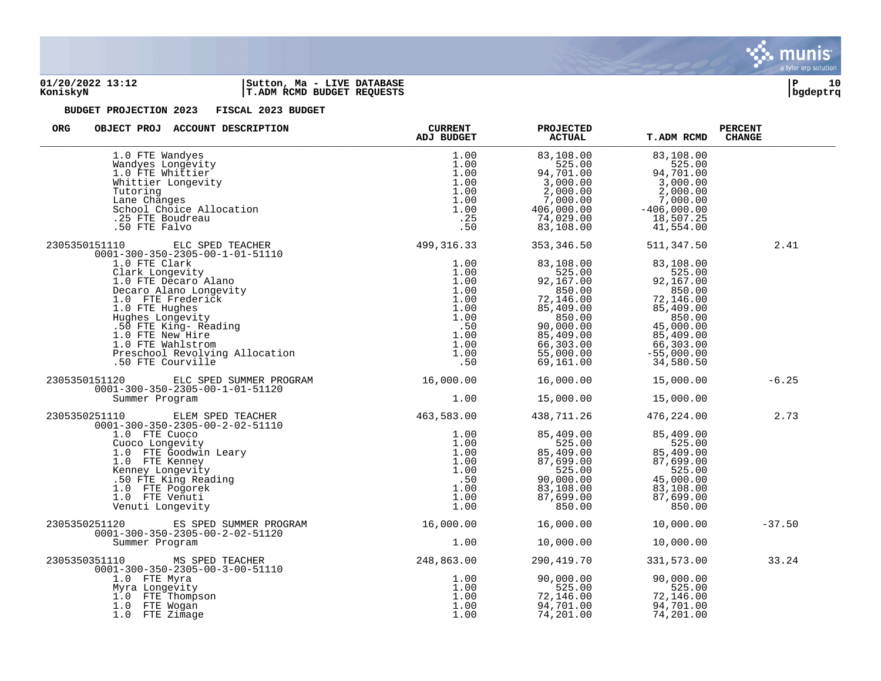01/20/2022 13:12 | Sutton, Ma - LIVE DATABASE
KoniskyN | T.ADM RCMD BUDGET REQUESTS

**BUDGET PROJECTION 2023 FISCAL 2023 BUDGET**

| ORG | OBJECT PROJ | ACCOUNT DESCRIPTION | CURRENT ADJ BUDGET | PROJECTED ACTUAL | T.ADM RCMD | PERCENT CHANGE |
|---|---|---|---|---|---|---|
| | | 1.0 FTE Wandyes | 1.00 | 83,108.00 | 83,108.00 | |
| | | Wandyes Longevity | 1.00 | 525.00 | 525.00 | |
| | | 1.0 FTE Whittier | 1.00 | 94,701.00 | 94,701.00 | |
| | | Whittier Longevity | 1.00 | 3,000.00 | 3,000.00 | |
| | | Tutoring | 1.00 | 2,000.00 | 2,000.00 | |
| | | Lane Changes | 1.00 | 7,000.00 | 7,000.00 | |
| | | School Choice Allocation | 1.00 | 406,000.00 | -406,000.00 | |
| | | .25 FTE Boudreau | .25 | 74,029.00 | 18,507.25 | |
| | | .50 FTE Falvo | .50 | 83,108.00 | 41,554.00 | |
| 2305350151110 | | ELC SPED TEACHER | 499,316.33 | 353,346.50 | 511,347.50 | 2.41 |
| | 0001-300-350-2305-00-1-01-51110 | | | | | |
| | | 1.0 FTE Clark | 1.00 | 83,108.00 | 83,108.00 | |
| | | Clark Longevity | 1.00 | 525.00 | 525.00 | |
| | | 1.0 FTE Decaro Alano | 1.00 | 92,167.00 | 92,167.00 | |
| | | Decaro Alano Longevity | 1.00 | 850.00 | 850.00 | |
| | | 1.0 FTE Frederick | 1.00 | 72,146.00 | 72,146.00 | |
| | | 1.0 FTE Hughes | 1.00 | 85,409.00 | 85,409.00 | |
| | | Hughes Longevity | 1.00 | 850.00 | 850.00 | |
| | | .50 FTE King- Reading | .50 | 90,000.00 | 45,000.00 | |
| | | 1.0 FTE New Hire | 1.00 | 85,409.00 | 85,409.00 | |
| | | 1.0 FTE Wahlstrom | 1.00 | 66,303.00 | 66,303.00 | |
| | | Preschool Revolving Allocation | 1.00 | 55,000.00 | -55,000.00 | |
| | | .50 FTE Courville | .50 | 69,161.00 | 34,580.50 | |
| 2305350151120 | | ELC SPED SUMMER PROGRAM | 16,000.00 | 16,000.00 | 15,000.00 | -6.25 |
| | 0001-300-350-2305-00-1-01-51120 | | | | | |
| | | Summer Program | 1.00 | 15,000.00 | 15,000.00 | |
| 2305350251110 | | ELEM SPED TEACHER | 463,583.00 | 438,711.26 | 476,224.00 | 2.73 |
| | 0001-300-350-2305-00-2-02-51110 | | | | | |
| | | 1.0 FTE Cuoco | 1.00 | 85,409.00 | 85,409.00 | |
| | | Cuoco Longevity | 1.00 | 525.00 | 525.00 | |
| | | 1.0 FTE Goodwin Leary | 1.00 | 85,409.00 | 85,409.00 | |
| | | 1.0 FTE Kenney | 1.00 | 87,699.00 | 87,699.00 | |
| | | Kenney Longevity | 1.00 | 525.00 | 525.00 | |
| | | .50 FTE King Reading | .50 | 90,000.00 | 45,000.00 | |
| | | 1.0 FTE Pogorek | 1.00 | 83,108.00 | 83,108.00 | |
| | | 1.0 FTE Venuti | 1.00 | 87,699.00 | 87,699.00 | |
| | | Venuti Longevity | 1.00 | 850.00 | 850.00 | |
| 2305350251120 | | ES SPED SUMMER PROGRAM | 16,000.00 | 16,000.00 | 10,000.00 | -37.50 |
| | 0001-300-350-2305-00-2-02-51120 | | | | | |
| | | Summer Program | 1.00 | 10,000.00 | 10,000.00 | |
| 2305350351110 | | MS SPED TEACHER | 248,863.00 | 290,419.70 | 331,573.00 | 33.24 |
| | 0001-300-350-2305-00-3-00-51110 | | | | | |
| | | 1.0 FTE Myra | 1.00 | 90,000.00 | 90,000.00 | |
| | | Myra Longevity | 1.00 | 525.00 | 525.00 | |
| | | 1.0 FTE Thompson | 1.00 | 72,146.00 | 72,146.00 | |
| | | 1.0 FTE Wogan | 1.00 | 94,701.00 | 94,701.00 | |
| | | 1.0 FTE Zimage | 1.00 | 74,201.00 | 74,201.00 | |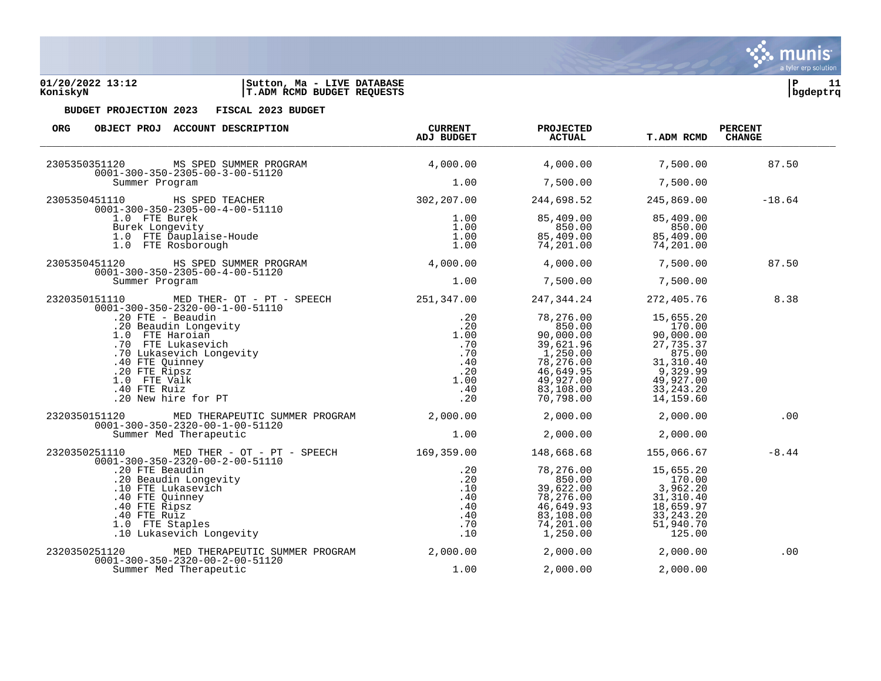**Sutton, Ma - LIVE DATABASE**
**T.ADM RCMD BUDGET REQUESTS**

**BUDGET PROJECTION 2023 FISCAL 2023 BUDGET**

| ORG | OBJECT PROJ ACCOUNT DESCRIPTION | CURRENT ADJ BUDGET | PROJECTED ACTUAL | T.ADM RCMD | PERCENT CHANGE |
|---|---|---|---|---|---|
| 2305350351120 | MS SPED SUMMER PROGRAM | 4,000.00 | 4,000.00 | 7,500.00 | 87.50 |
| | 0001-300-350-2305-00-3-00-51120 | | | | |
| | Summer Program | 1.00 | 7,500.00 | 7,500.00 | |
| 2305350451110 | HS SPED TEACHER | 302,207.00 | 244,698.52 | 245,869.00 | -18.64 |
| | 0001-300-350-2305-00-4-00-51110 | | | | |
| | 1.0 FTE Burek | 1.00 | 85,409.00 | 85,409.00 | |
| | Burek Longevity | 1.00 | 850.00 | 850.00 | |
| | 1.0 FTE Dauplaise-Houde | 1.00 | 85,409.00 | 85,409.00 | |
| | 1.0 FTE Rosborough | 1.00 | 74,201.00 | 74,201.00 | |
| 2305350451120 | HS SPED SUMMER PROGRAM | 4,000.00 | 4,000.00 | 7,500.00 | 87.50 |
| | 0001-300-350-2305-00-4-00-51120 | | | | |
| | Summer Program | 1.00 | 7,500.00 | 7,500.00 | |
| 2320350151110 | MED THER- OT - PT - SPEECH | 251,347.00 | 247,344.24 | 272,405.76 | 8.38 |
| | 0001-300-350-2320-00-1-00-51110 | | | | |
| | .20 FTE - Beaudin | .20 | 78,276.00 | 15,655.20 | |
| | .20 Beaudin Longevity | .20 | 850.00 | 170.00 | |
| | 1.0 FTE Haroian | 1.00 | 90,000.00 | 90,000.00 | |
| | .70 FTE Lukasevich | .70 | 39,621.96 | 27,735.37 | |
| | .70 Lukasevich Longevity | .70 | 1,250.00 | 875.00 | |
| | .40 FTE Quinney | .40 | 78,276.00 | 31,310.40 | |
| | .20 FTE Ripsz | .20 | 46,649.95 | 9,329.99 | |
| | 1.0 FTE Valk | 1.00 | 49,927.00 | 49,927.00 | |
| | .40 FTE Ruiz | .40 | 83,108.00 | 33,243.20 | |
| | .20 New hire for PT | .20 | 70,798.00 | 14,159.60 | |
| 2320350151120 | MED THERAPEUTIC SUMMER PROGRAM | 2,000.00 | 2,000.00 | 2,000.00 | .00 |
| | 0001-300-350-2320-00-1-00-51120 | | | | |
| | Summer Med Therapeutic | 1.00 | 2,000.00 | 2,000.00 | |
| 2320350251110 | MED THER - OT - PT - SPEECH | 169,359.00 | 148,668.68 | 155,066.67 | -8.44 |
| | 0001-300-350-2320-00-2-00-51110 | | | | |
| | .20 FTE Beaudin | .20 | 78,276.00 | 15,655.20 | |
| | .20 Beaudin Longevity | .20 | 850.00 | 170.00 | |
| | .10 FTE Lukasevich | .10 | 39,622.00 | 3,962.20 | |
| | .40 FTE Quinney | .40 | 78,276.00 | 31,310.40 | |
| | .40 FTE Ripsz | .40 | 46,649.93 | 18,659.97 | |
| | .40 FTE Ruiz | .40 | 83,108.00 | 33,243.20 | |
| | 1.0 FTE Staples | .70 | 74,201.00 | 51,940.70 | |
| | .10 Lukasevich Longevity | .10 | 1,250.00 | 125.00 | |
| 2320350251120 | MED THERAPEUTIC SUMMER PROGRAM | 2,000.00 | 2,000.00 | 2,000.00 | .00 |
| | 0001-300-350-2320-00-2-00-51120 | | | | |
| | Summer Med Therapeutic | 1.00 | 2,000.00 | 2,000.00 | |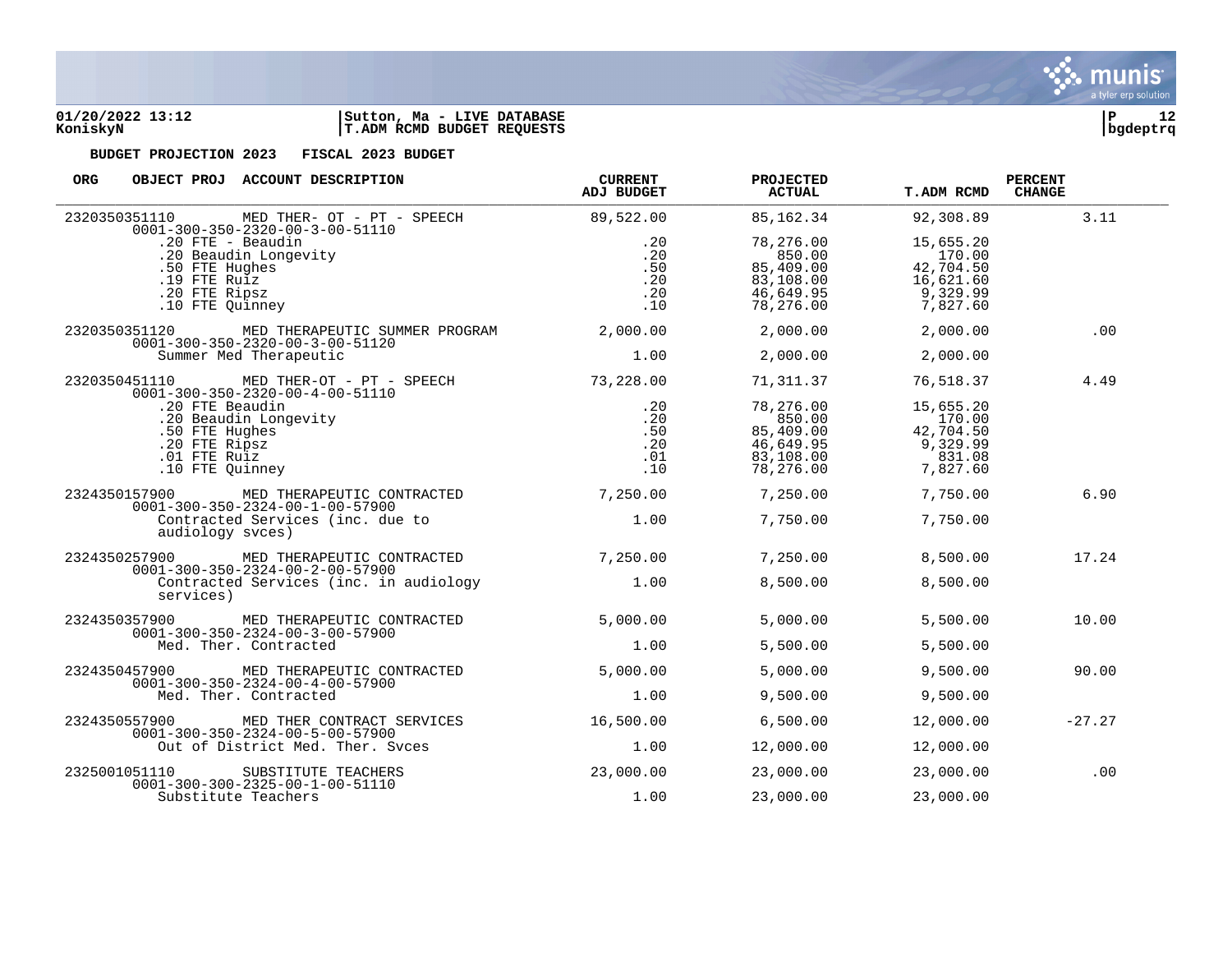**BUDGET PROJECTION 2023 FISCAL 2023 BUDGET**

| ORG | OBJECT PROJ ACCOUNT DESCRIPTION | CURRENT ADJ BUDGET | PROJECTED ACTUAL | T.ADM RCMD | PERCENT CHANGE |
|---|---|---|---|---|---|
| 2320350351110 | MED THER- OT - PT - SPEECH<br>0001-300-350-2320-00-3-00-51110 | 89,522.00 | 85,162.34 | 92,308.89 | 3.11 |
| | .20 FTE - Beaudin | .20 | 78,276.00 | 15,655.20 | |
| | .20 Beaudin Longevity | .20 | 850.00 | 170.00 | |
| | .50 FTE Hughes | .50 | 85,409.00 | 42,704.50 | |
| | .19 FTE Ruiz | .20 | 83,108.00 | 16,621.60 | |
| | .20 FTE Ripsz | .20 | 46,649.95 | 9,329.99 | |
| | .10 FTE Quinney | .10 | 78,276.00 | 7,827.60 | |
| 2320350351120 | MED THERAPEUTIC SUMMER PROGRAM<br>0001-300-350-2320-00-3-00-51120 | 2,000.00 | 2,000.00 | 2,000.00 | .00 |
| | Summer Med Therapeutic | 1.00 | 2,000.00 | 2,000.00 | |
| 2320350451110 | MED THER-OT - PT - SPEECH<br>0001-300-350-2320-00-4-00-51110 | 73,228.00 | 71,311.37 | 76,518.37 | 4.49 |
| | .20 FTE Beaudin | .20 | 78,276.00 | 15,655.20 | |
| | .20 Beaudin Longevity | .20 | 850.00 | 170.00 | |
| | .50 FTE Hughes | .50 | 85,409.00 | 42,704.50 | |
| | .20 FTE Ripsz | .20 | 46,649.95 | 9,329.99 | |
| | .01 FTE Ruiz | .01 | 83,108.00 | 831.08 | |
| | .10 FTE Quinney | .10 | 78,276.00 | 7,827.60 | |
| 2324350157900 | MED THERAPEUTIC CONTRACTED<br>0001-300-350-2324-00-1-00-57900 | 7,250.00 | 7,250.00 | 7,750.00 | 6.90 |
| | Contracted Services (inc. due to audiology svces) | 1.00 | 7,750.00 | 7,750.00 | |
| 2324350257900 | MED THERAPEUTIC CONTRACTED<br>0001-300-350-2324-00-2-00-57900 | 7,250.00 | 7,250.00 | 8,500.00 | 17.24 |
| | Contracted Services (inc. in audiology services) | 1.00 | 8,500.00 | 8,500.00 | |
| 2324350357900 | MED THERAPEUTIC CONTRACTED<br>0001-300-350-2324-00-3-00-57900 | 5,000.00 | 5,000.00 | 5,500.00 | 10.00 |
| | Med. Ther. Contracted | 1.00 | 5,500.00 | 5,500.00 | |
| 2324350457900 | MED THERAPEUTIC CONTRACTED<br>0001-300-350-2324-00-4-00-57900 | 5,000.00 | 5,000.00 | 9,500.00 | 90.00 |
| | Med. Ther. Contracted | 1.00 | 9,500.00 | 9,500.00 | |
| 2324350557900 | MED THER CONTRACT SERVICES<br>0001-300-350-2324-00-5-00-57900 | 16,500.00 | 6,500.00 | 12,000.00 | -27.27 |
| | Out of District Med. Ther. Svces | 1.00 | 12,000.00 | 12,000.00 | |
| 2325001051110 | SUBSTITUTE TEACHERS<br>0001-300-300-2325-00-1-00-51110 | 23,000.00 | 23,000.00 | 23,000.00 | .00 |
| | Substitute Teachers | 1.00 | 23,000.00 | 23,000.00 | |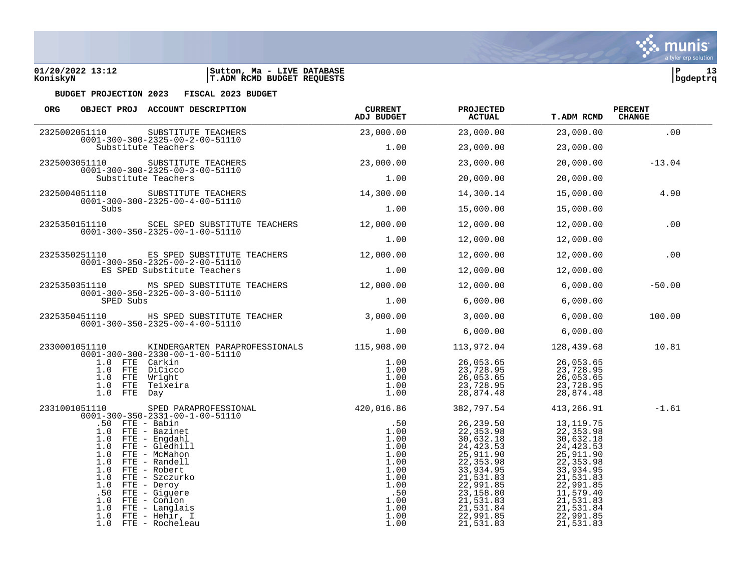**01/20/2022 13:12**
**KoniskyN**

**Sutton, Ma - LIVE DATABASE**
**T.ADM RCMD BUDGET REQUESTS**

**P 13**
**bgdeptrq**

**BUDGET PROJECTION 2023 FISCAL 2023 BUDGET**

| ORG | OBJECT PROJ ACCOUNT DESCRIPTION | CURRENT ADJ BUDGET | PROJECTED ACTUAL | T.ADM RCMD | PERCENT CHANGE |
|---|---|---|---|---|---|
| 2325002051110 | SUBSTITUTE TEACHERS | 23,000.00 | 23,000.00 | 23,000.00 | .00 |
| | 0001-300-300-2325-00-2-00-51110 | | | | |
| | Substitute Teachers | 1.00 | 23,000.00 | 23,000.00 | |
| 2325003051110 | SUBSTITUTE TEACHERS | 23,000.00 | 23,000.00 | 20,000.00 | -13.04 |
| | 0001-300-300-2325-00-3-00-51110 | | | | |
| | Substitute Teachers | 1.00 | 20,000.00 | 20,000.00 | |
| 2325004051110 | SUBSTITUTE TEACHERS | 14,300.00 | 14,300.14 | 15,000.00 | 4.90 |
| | 0001-300-300-2325-00-4-00-51110 | | | | |
| | Subs | 1.00 | 15,000.00 | 15,000.00 | |
| 2325350151110 | SCEL SPED SUBSTITUTE TEACHERS | 12,000.00 | 12,000.00 | 12,000.00 | .00 |
| | 0001-300-350-2325-00-1-00-51110 | | | | |
| | | 1.00 | 12,000.00 | 12,000.00 | |
| 2325350251110 | ES SPED SUBSTITUTE TEACHERS | 12,000.00 | 12,000.00 | 12,000.00 | .00 |
| | 0001-300-350-2325-00-2-00-51110 | | | | |
| | ES SPED Substitute Teachers | 1.00 | 12,000.00 | 12,000.00 | |
| 2325350351110 | MS SPED SUBSTITUTE TEACHERS | 12,000.00 | 12,000.00 | 6,000.00 | -50.00 |
| | 0001-300-350-2325-00-3-00-51110 | | | | |
| | SPED Subs | 1.00 | 6,000.00 | 6,000.00 | |
| 2325350451110 | HS SPED SUBSTITUTE TEACHER | 3,000.00 | 3,000.00 | 6,000.00 | 100.00 |
| | 0001-300-350-2325-00-4-00-51110 | | | | |
| | | 1.00 | 6,000.00 | 6,000.00 | |
| 2330001051110 | KINDERGARTEN PARAPROFESSIONALS | 115,908.00 | 113,972.04 | 128,439.68 | 10.81 |
| | 0001-300-300-2330-00-1-00-51110 | | | | |
| | 1.0 FTE Carkin | 1.00 | 26,053.65 | 26,053.65 | |
| | 1.0 FTE DiCicco | 1.00 | 23,728.95 | 23,728.95 | |
| | 1.0 FTE Wright | 1.00 | 26,053.65 | 26,053.65 | |
| | 1.0 FTE Teixeira | 1.00 | 23,728.95 | 23,728.95 | |
| | 1.0 FTE Day | 1.00 | 28,874.48 | 28,874.48 | |
| 2331001051110 | SPED PARAPROFESSIONAL | 420,016.86 | 382,797.54 | 413,266.91 | -1.61 |
| | 0001-300-350-2331-00-1-00-51110 | | | | |
| | .50 FTE - Babin | .50 | 26,239.50 | 13,119.75 | |
| | 1.0 FTE - Bazinet | 1.00 | 22,353.98 | 22,353.98 | |
| | 1.0 FTE - Engdahl | 1.00 | 30,632.18 | 30,632.18 | |
| | 1.0 FTE - Gledhill | 1.00 | 24,423.53 | 24,423.53 | |
| | 1.0 FTE - McMahon | 1.00 | 25,911.90 | 25,911.90 | |
| | 1.0 FTE - Randell | 1.00 | 22,353.98 | 22,353.98 | |
| | 1.0 FTE - Robert | 1.00 | 33,934.95 | 33,934.95 | |
| | 1.0 FTE - Szczurko | 1.00 | 21,531.83 | 21,531.83 | |
| | 1.0 FTE - Deroy | 1.00 | 22,991.85 | 22,991.85 | |
| | .50 FTE - Giguere | .50 | 23,158.80 | 11,579.40 | |
| | 1.0 FTE - Conlon | 1.00 | 21,531.83 | 21,531.83 | |
| | 1.0 FTE - Langlais | 1.00 | 21,531.84 | 21,531.84 | |
| | 1.0 FTE - Hehir, I | 1.00 | 22,991.85 | 22,991.85 | |
| | 1.0 FTE - Rocheleau | 1.00 | 21,531.83 | 21,531.83 | |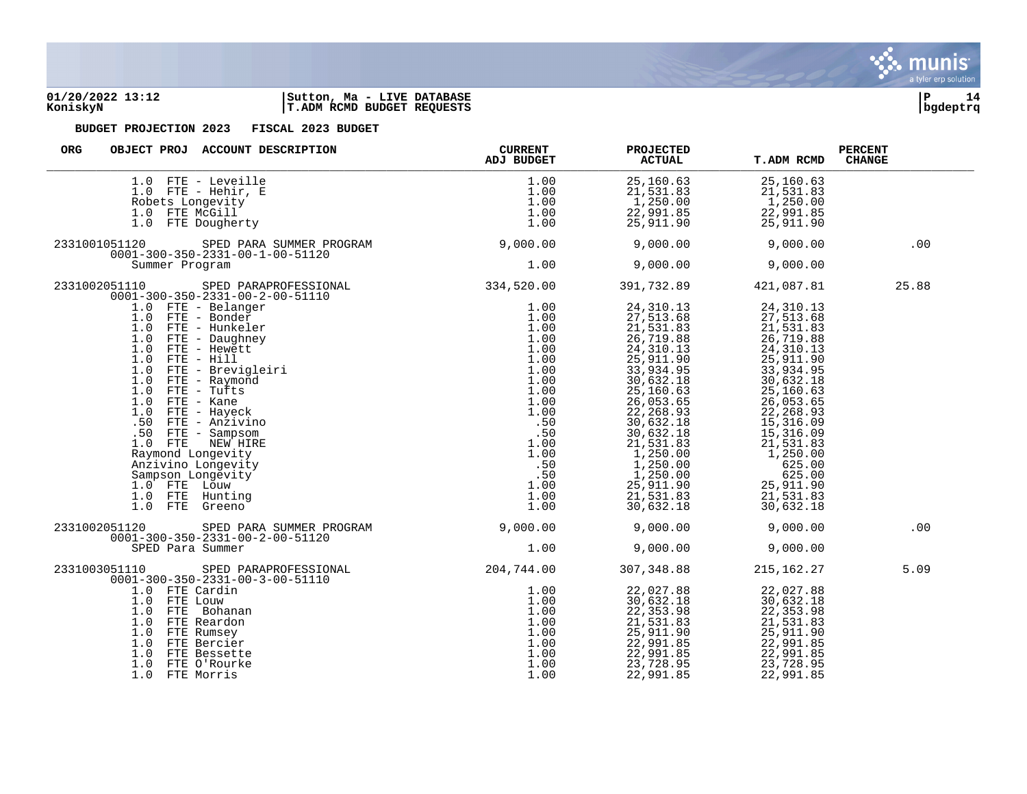01/20/2022 13:12 | Sutton, Ma - LIVE DATABASE
KoniskyN | T.ADM RCMD BUDGET REQUESTS | bgdeptrq

**BUDGET PROJECTION 2023 FISCAL 2023 BUDGET**

| ORG | OBJECT PROJ ACCOUNT DESCRIPTION | CURRENT ADJ BUDGET | PROJECTED ACTUAL | T.ADM RCMD | PERCENT CHANGE |
|---|---|---|---|---|---|
| | 1.0 FTE - Leveille | 1.00 | 25,160.63 | 25,160.63 | |
| | 1.0 FTE - Hehir, E | 1.00 | 21,531.83 | 21,531.83 | |
| | Robets Longevity | 1.00 | 1,250.00 | 1,250.00 | |
| | 1.0 FTE McGill | 1.00 | 22,991.85 | 22,991.85 | |
| | 1.0 FTE Dougherty | 1.00 | 25,911.90 | 25,911.90 | |
| 2331001051120 | SPED PARA SUMMER PROGRAM 0001-300-350-2331-00-1-00-51120 | 9,000.00 | 9,000.00 | 9,000.00 | .00 |
| | Summer Program | 1.00 | 9,000.00 | 9,000.00 | |
| 2331002051110 | SPED PARAPROFESSIONAL 0001-300-350-2331-00-2-00-51110 | 334,520.00 | 391,732.89 | 421,087.81 | 25.88 |
| | 1.0 FTE - Belanger | 1.00 | 24,310.13 | 24,310.13 | |
| | 1.0 FTE - Bonder | 1.00 | 27,513.68 | 27,513.68 | |
| | 1.0 FTE - Hunkeler | 1.00 | 21,531.83 | 21,531.83 | |
| | 1.0 FTE - Daughney | 1.00 | 26,719.88 | 26,719.88 | |
| | 1.0 FTE - Hewett | 1.00 | 24,310.13 | 24,310.13 | |
| | 1.0 FTE - Hill | 1.00 | 25,911.90 | 25,911.90 | |
| | 1.0 FTE - Brevigleiri | 1.00 | 33,934.95 | 33,934.95 | |
| | 1.0 FTE - Raymond | 1.00 | 30,632.18 | 30,632.18 | |
| | 1.0 FTE - Tufts | 1.00 | 25,160.63 | 25,160.63 | |
| | 1.0 FTE - Kane | 1.00 | 26,053.65 | 26,053.65 | |
| | 1.0 FTE - Hayeck | 1.00 | 22,268.93 | 22,268.93 | |
| | .50 FTE - Anzivino | .50 | 30,632.18 | 15,316.09 | |
| | .50 FTE - Sampsom | .50 | 30,632.18 | 15,316.09 | |
| | 1.0 FTE NEW HIRE | 1.00 | 21,531.83 | 21,531.83 | |
| | Raymond Longevity | 1.00 | 1,250.00 | 1,250.00 | |
| | Anzivino Longevity | .50 | 1,250.00 | 625.00 | |
| | Sampson Longevity | .50 | 1,250.00 | 625.00 | |
| | 1.0 FTE Louw | 1.00 | 25,911.90 | 25,911.90 | |
| | 1.0 FTE Hunting | 1.00 | 21,531.83 | 21,531.83 | |
| | 1.0 FTE Greeno | 1.00 | 30,632.18 | 30,632.18 | |
| 2331002051120 | SPED PARA SUMMER PROGRAM 0001-300-350-2331-00-2-00-51120 | 9,000.00 | 9,000.00 | 9,000.00 | .00 |
| | SPED Para Summer | 1.00 | 9,000.00 | 9,000.00 | |
| 2331003051110 | SPED PARAPROFESSIONAL 0001-300-350-2331-00-3-00-51110 | 204,744.00 | 307,348.88 | 215,162.27 | 5.09 |
| | 1.0 FTE Cardin | 1.00 | 22,027.88 | 22,027.88 | |
| | 1.0 FTE Louw | 1.00 | 30,632.18 | 30,632.18 | |
| | 1.0 FTE Bohanan | 1.00 | 22,353.98 | 22,353.98 | |
| | 1.0 FTE Reardon | 1.00 | 21,531.83 | 21,531.83 | |
| | 1.0 FTE Rumsey | 1.00 | 25,911.90 | 25,911.90 | |
| | 1.0 FTE Bercier | 1.00 | 22,991.85 | 22,991.85 | |
| | 1.0 FTE Bessette | 1.00 | 22,991.85 | 22,991.85 | |
| | 1.0 FTE O'Rourke | 1.00 | 23,728.95 | 23,728.95 | |
| | 1.0 FTE Morris | 1.00 | 22,991.85 | 22,991.85 | |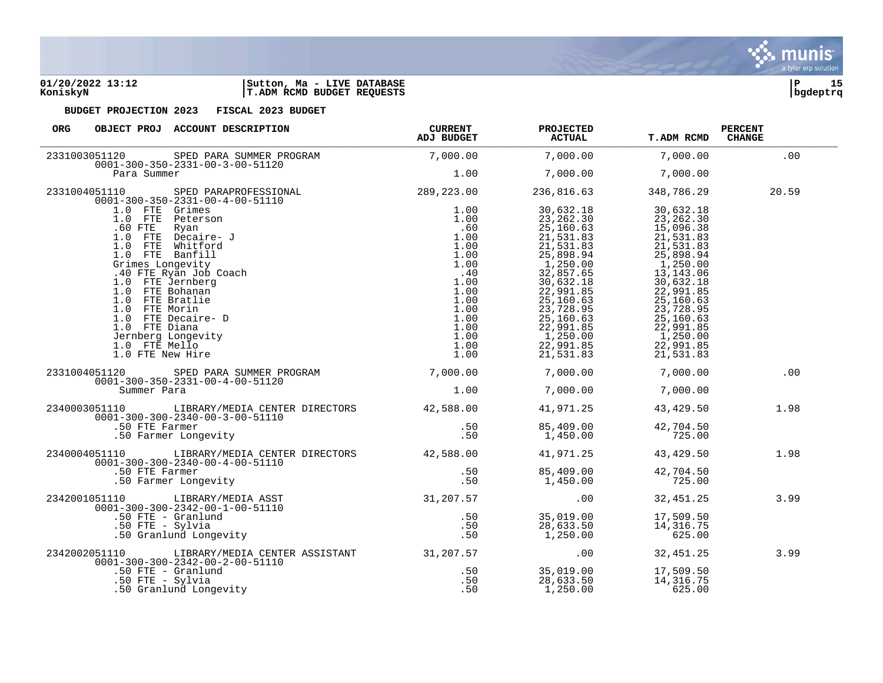**BUDGET PROJECTION 2023 FISCAL 2023 BUDGET**

| ORG | OBJECT PROJ | ACCOUNT DESCRIPTION | CURRENT ADJ BUDGET | PROJECTED ACTUAL | T.ADM RCMD | PERCENT CHANGE |
|---|---|---|---|---|---|---|
| 2331003 | 051120 | SPED PARA SUMMER PROGRAM | 7,000.00 | 7,000.00 | 7,000.00 | .00 |
| | | 0001-300-350-2331-00-3-00-51120 | | | | |
| | | Para Summer | 1.00 | 7,000.00 | 7,000.00 | |
| 2331004 | 051110 | SPED PARAPROFESSIONAL | 289,223.00 | 236,816.63 | 348,786.29 | 20.59 |
| | | 0001-300-350-2331-00-4-00-51110 | | | | |
| | | 1.0 FTE Grimes | 1.00 | 30,632.18 | 30,632.18 | |
| | | 1.0 FTE Peterson | 1.00 | 23,262.30 | 23,262.30 | |
| | | .60 FTE Ryan | .60 | 25,160.63 | 15,096.38 | |
| | | 1.0 FTE Decaire- J | 1.00 | 21,531.83 | 21,531.83 | |
| | | 1.0 FTE Whitford | 1.00 | 21,531.83 | 21,531.83 | |
| | | 1.0 FTE Banfill | 1.00 | 25,898.94 | 25,898.94 | |
| | | Grimes Longevity | 1.00 | 1,250.00 | 1,250.00 | |
| | | .40 FTE Ryan Job Coach | .40 | 32,857.65 | 13,143.06 | |
| | | 1.0 FTE Jernberg | 1.00 | 30,632.18 | 30,632.18 | |
| | | 1.0 FTE Bohanan | 1.00 | 22,991.85 | 22,991.85 | |
| | | 1.0 FTE Bratlie | 1.00 | 25,160.63 | 25,160.63 | |
| | | 1.0 FTE Morin | 1.00 | 23,728.95 | 23,728.95 | |
| | | 1.0 FTE Decaire- D | 1.00 | 25,160.63 | 25,160.63 | |
| | | 1.0 FTE Diana | 1.00 | 22,991.85 | 22,991.85 | |
| | | Jernberg Longevity | 1.00 | 1,250.00 | 1,250.00 | |
| | | 1.0 FTE Mello | 1.00 | 22,991.85 | 22,991.85 | |
| | | 1.0 FTE New Hire | 1.00 | 21,531.83 | 21,531.83 | |
| 2331004 | 051120 | SPED PARA SUMMER PROGRAM | 7,000.00 | 7,000.00 | 7,000.00 | .00 |
| | | 0001-300-350-2331-00-4-00-51120 | | | | |
| | | Summer Para | 1.00 | 7,000.00 | 7,000.00 | |
| 2340003 | 051110 | LIBRARY/MEDIA CENTER DIRECTORS | 42,588.00 | 41,971.25 | 43,429.50 | 1.98 |
| | | 0001-300-300-2340-00-3-00-51110 | | | | |
| | | .50 FTE Farmer | .50 | 85,409.00 | 42,704.50 | |
| | | .50 Farmer Longevity | .50 | 1,450.00 | 725.00 | |
| 2340004 | 051110 | LIBRARY/MEDIA CENTER DIRECTORS | 42,588.00 | 41,971.25 | 43,429.50 | 1.98 |
| | | 0001-300-300-2340-00-4-00-51110 | | | | |
| | | .50 FTE Farmer | .50 | 85,409.00 | 42,704.50 | |
| | | .50 Farmer Longevity | .50 | 1,450.00 | 725.00 | |
| 2342001 | 051110 | LIBRARY/MEDIA ASST | 31,207.57 | .00 | 32,451.25 | 3.99 |
| | | 0001-300-300-2342-00-1-00-51110 | | | | |
| | | .50 FTE - Granlund | .50 | 35,019.00 | 17,509.50 | |
| | | .50 FTE - Sylvia | .50 | 28,633.50 | 14,316.75 | |
| | | .50 Granlund Longevity | .50 | 1,250.00 | 625.00 | |
| 2342002 | 051110 | LIBRARY/MEDIA CENTER ASSISTANT | 31,207.57 | .00 | 32,451.25 | 3.99 |
| | | 0001-300-300-2342-00-2-00-51110 | | | | |
| | | .50 FTE - Granlund | .50 | 35,019.00 | 17,509.50 | |
| | | .50 FTE - Sylvia | .50 | 28,633.50 | 14,316.75 | |
| | | .50 Granlund Longevity | .50 | 1,250.00 | 625.00 | |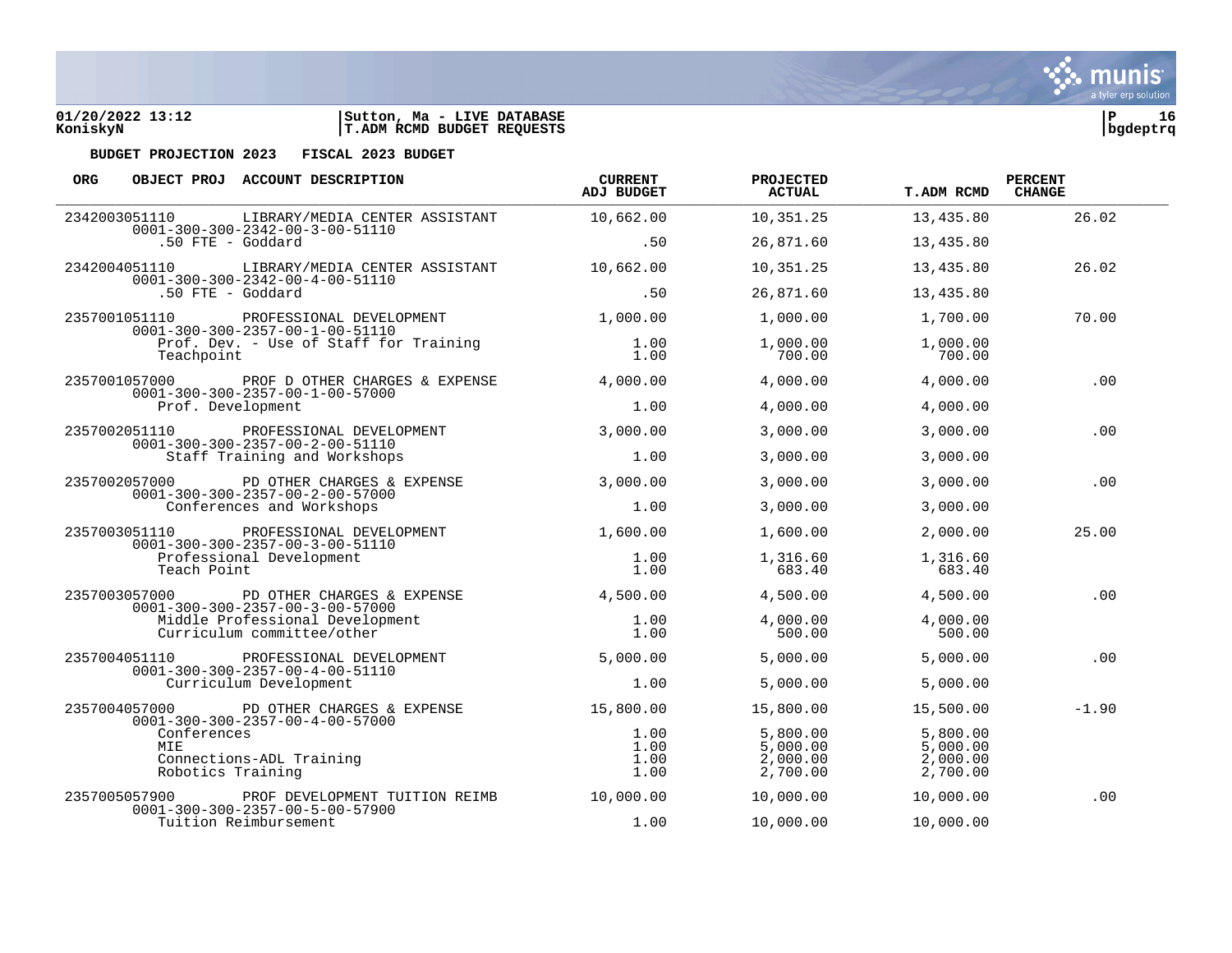**BUDGET PROJECTION 2023 FISCAL 2023 BUDGET**

| ORG | OBJECT PROJ ACCOUNT DESCRIPTION | CURRENT ADJ BUDGET | PROJECTED ACTUAL | T.ADM RCMD | PERCENT CHANGE |
|---|---|---|---|---|---|
| 2342003051110 | LIBRARY/MEDIA CENTER ASSISTANT 0001-300-300-2342-00-3-00-51110 | 10,662.00 | 10,351.25 | 13,435.80 | 26.02 |
| | .50 FTE - Goddard | .50 | 26,871.60 | 13,435.80 | |
| 2342004051110 | LIBRARY/MEDIA CENTER ASSISTANT 0001-300-300-2342-00-4-00-51110 | 10,662.00 | 10,351.25 | 13,435.80 | 26.02 |
| | .50 FTE - Goddard | .50 | 26,871.60 | 13,435.80 | |
| 2357001051110 | PROFESSIONAL DEVELOPMENT 0001-300-300-2357-00-1-00-51110 | 1,000.00 | 1,000.00 | 1,700.00 | 70.00 |
| | Prof. Dev. - Use of Staff for Training | 1.00 | 1,000.00 | 1,000.00 | |
| | Teachpoint | 1.00 | 700.00 | 700.00 | |
| 2357001057000 | PROF D OTHER CHARGES & EXPENSE 0001-300-300-2357-00-1-00-57000 | 4,000.00 | 4,000.00 | 4,000.00 | .00 |
| | Prof. Development | 1.00 | 4,000.00 | 4,000.00 | |
| 2357002051110 | PROFESSIONAL DEVELOPMENT 0001-300-300-2357-00-2-00-51110 | 3,000.00 | 3,000.00 | 3,000.00 | .00 |
| | Staff Training and Workshops | 1.00 | 3,000.00 | 3,000.00 | |
| 2357002057000 | PD OTHER CHARGES & EXPENSE 0001-300-300-2357-00-2-00-57000 | 3,000.00 | 3,000.00 | 3,000.00 | .00 |
| | Conferences and Workshops | 1.00 | 3,000.00 | 3,000.00 | |
| 2357003051110 | PROFESSIONAL DEVELOPMENT 0001-300-300-2357-00-3-00-51110 | 1,600.00 | 1,600.00 | 2,000.00 | 25.00 |
| | Professional Development | 1.00 | 1,316.60 | 1,316.60 | |
| | Teach Point | 1.00 | 683.40 | 683.40 | |
| 2357003057000 | PD OTHER CHARGES & EXPENSE 0001-300-300-2357-00-3-00-57000 | 4,500.00 | 4,500.00 | 4,500.00 | .00 |
| | Middle Professional Development | 1.00 | 4,000.00 | 4,000.00 | |
| | Curriculum committee/other | 1.00 | 500.00 | 500.00 | |
| 2357004051110 | PROFESSIONAL DEVELOPMENT 0001-300-300-2357-00-4-00-51110 | 5,000.00 | 5,000.00 | 5,000.00 | .00 |
| | Curriculum Development | 1.00 | 5,000.00 | 5,000.00 | |
| 2357004057000 | PD OTHER CHARGES & EXPENSE 0001-300-300-2357-00-4-00-57000 | 15,800.00 | 15,800.00 | 15,500.00 | -1.90 |
| | Conferences | 1.00 | 5,800.00 | 5,800.00 | |
| | MIE | 1.00 | 5,000.00 | 5,000.00 | |
| | Connections-ADL Training | 1.00 | 2,000.00 | 2,000.00 | |
| | Robotics Training | 1.00 | 2,700.00 | 2,700.00 | |
| 2357005057900 | PROF DEVELOPMENT TUITION REIMB 0001-300-300-2357-00-5-00-57900 | 10,000.00 | 10,000.00 | 10,000.00 | .00 |
| | Tuition Reimbursement | 1.00 | 10,000.00 | 10,000.00 | |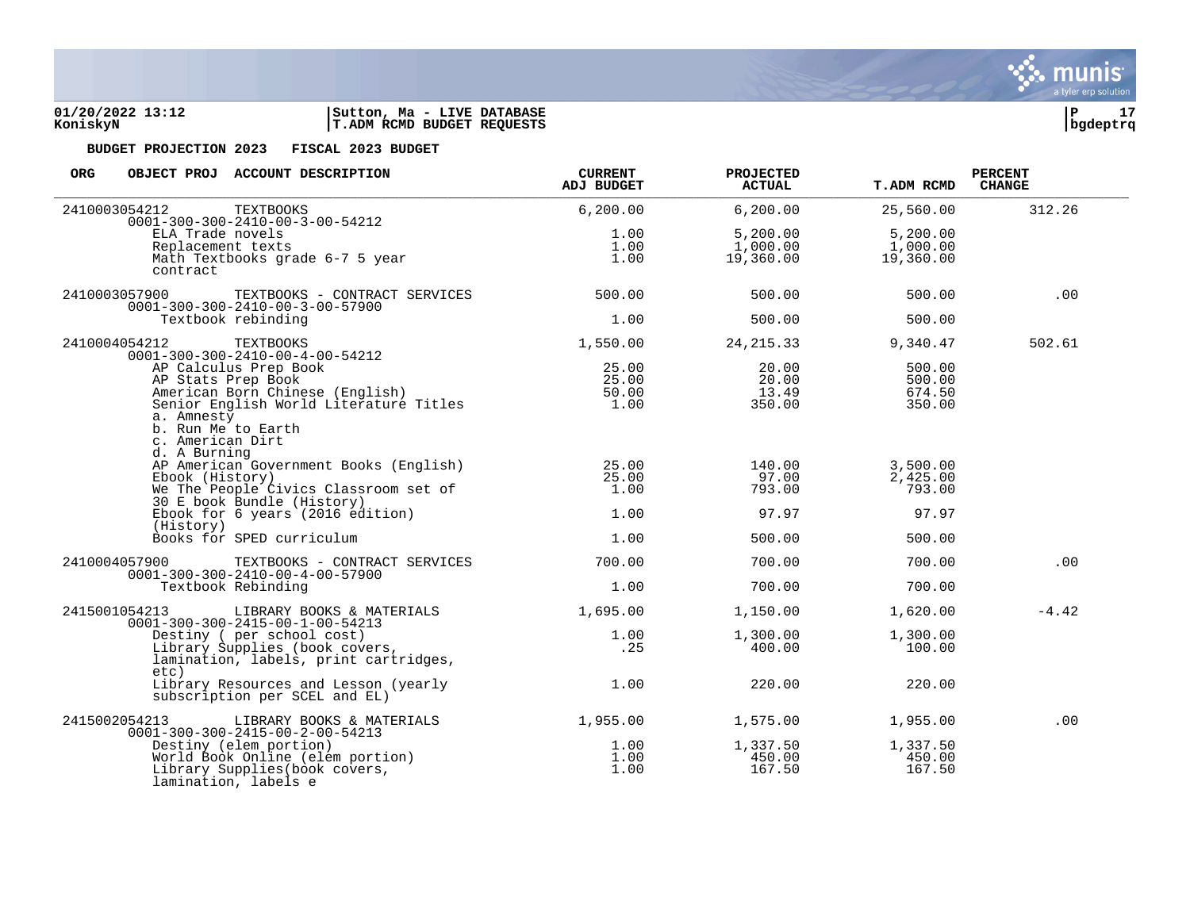**01/20/2022 13:12** | **Sutton, Ma - LIVE DATABASE**
**KoniskyN** | **T.ADM RCMD BUDGET REQUESTS**

**BUDGET PROJECTION 2023 FISCAL 2023 BUDGET**

| ORG | OBJECT PROJ | ACCOUNT DESCRIPTION | CURRENT ADJ BUDGET | PROJECTED ACTUAL | T.ADM RCMD | PERCENT CHANGE |
|---|---|---|---|---|---|---|
| 2410003054212 | | TEXTBOOKS | 6,200.00 | 6,200.00 | 25,560.00 | 312.26 |
| | 0001-300-300-2410-00-3-00-54212 | | | | | |
| | | ELA Trade novels | 1.00 | 5,200.00 | 5,200.00 | |
| | | Replacement texts | 1.00 | 1,000.00 | 1,000.00 | |
| | | Math Textbooks grade 6-7 5 year contract | 1.00 | 19,360.00 | 19,360.00 | |
| 2410003057900 | | TEXTBOOKS - CONTRACT SERVICES | 500.00 | 500.00 | 500.00 | .00 |
| | 0001-300-300-2410-00-3-00-57900 | | | | | |
| | | Textbook rebinding | 1.00 | 500.00 | 500.00 | |
| 2410004054212 | | TEXTBOOKS | 1,550.00 | 24,215.33 | 9,340.47 | 502.61 |
| | 0001-300-300-2410-00-4-00-54212 | | | | | |
| | | AP Calculus Prep Book | 25.00 | 20.00 | 500.00 | |
| | | AP Stats Prep Book | 25.00 | 20.00 | 500.00 | |
| | | American Born Chinese (English) | 50.00 | 13.49 | 674.50 | |
| | | Senior English World Literature Titles a. Amnesty b. Run Me to Earth c. American Dirt d. A Burning | 1.00 | 350.00 | 350.00 | |
| | | AP American Government Books (English) | 25.00 | 140.00 | 3,500.00 | |
| | | Ebook (History) | 25.00 | 97.00 | 2,425.00 | |
| | | We The People Civics Classroom set of 30 E book Bundle (History) | 1.00 | 793.00 | 793.00 | |
| | | Ebook for 6 years (2016 edition) (History) | 1.00 | 97.97 | 97.97 | |
| | | Books for SPED curriculum | 1.00 | 500.00 | 500.00 | |
| 2410004057900 | | TEXTBOOKS - CONTRACT SERVICES | 700.00 | 700.00 | 700.00 | .00 |
| | 0001-300-300-2410-00-4-00-57900 | | | | | |
| | | Textbook Rebinding | 1.00 | 700.00 | 700.00 | |
| 2415001054213 | | LIBRARY BOOKS & MATERIALS | 1,695.00 | 1,150.00 | 1,620.00 | -4.42 |
| | 0001-300-300-2415-00-1-00-54213 | | | | | |
| | | Destiny ( per school cost) | 1.00 | 1,300.00 | 1,300.00 | |
| | | Library Supplies (book covers, lamination, labels, print cartridges, etc) | .25 | 400.00 | 100.00 | |
| | | Library Resources and Lesson (yearly subscription per SCEL and EL) | 1.00 | 220.00 | 220.00 | |
| 2415002054213 | | LIBRARY BOOKS & MATERIALS | 1,955.00 | 1,575.00 | 1,955.00 | .00 |
| | 0001-300-300-2415-00-2-00-54213 | | | | | |
| | | Destiny (elem portion) | 1.00 | 1,337.50 | 1,337.50 | |
| | | World Book Online (elem portion) | 1.00 | 450.00 | 450.00 | |
| | | Library Supplies(book covers, lamination, labels e | 1.00 | 167.50 | 167.50 | |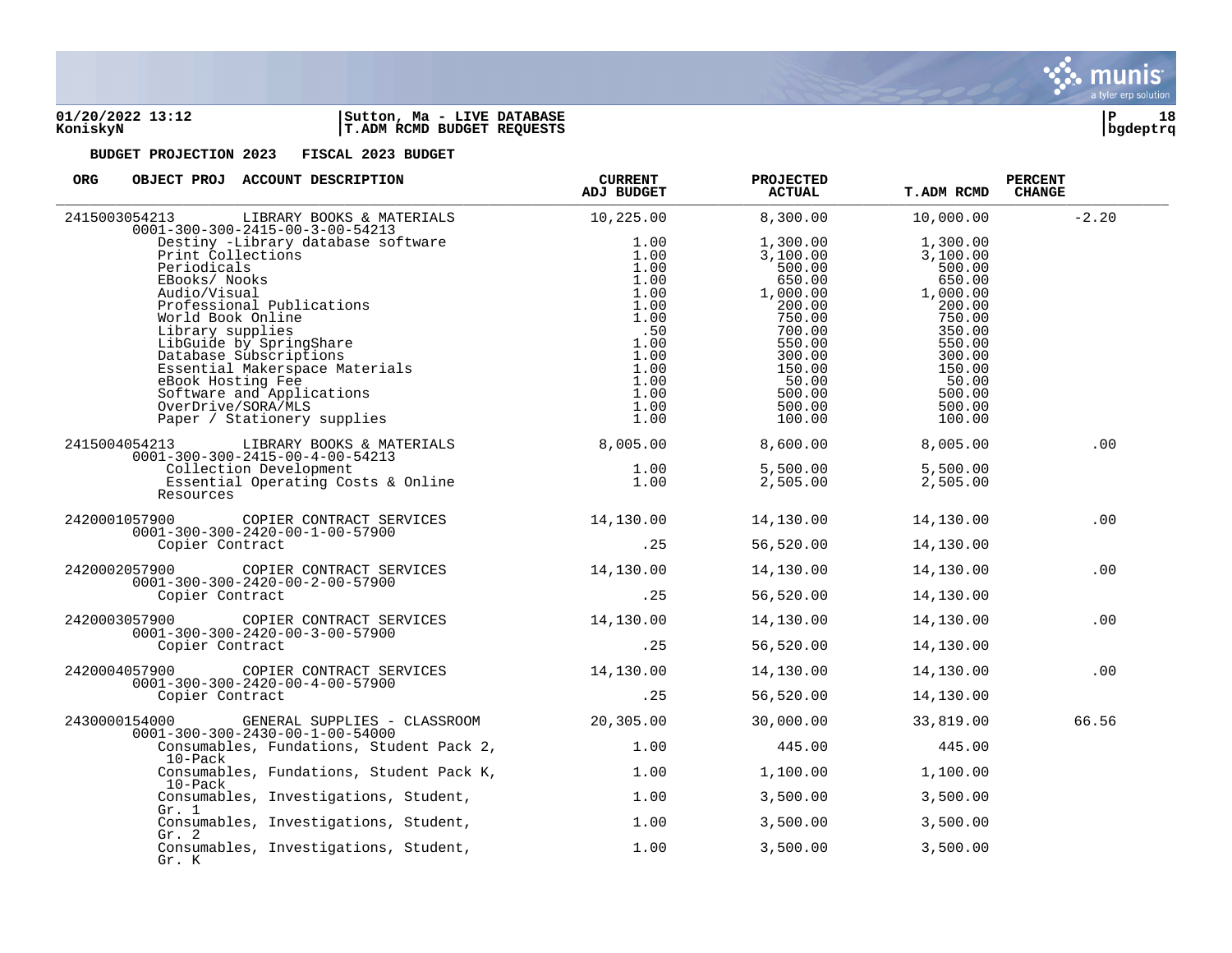**BUDGET PROJECTION 2023 FISCAL 2023 BUDGET**

| ORG | OBJECT PROJ ACCOUNT DESCRIPTION | CURRENT ADJ BUDGET | PROJECTED ACTUAL | T.ADM RCMD | PERCENT CHANGE |
|---|---|---|---|---|---|
| 2415003054213 | LIBRARY BOOKS & MATERIALS<br>0001-300-300-2415-00-3-00-54213 | 10,225.00 | 8,300.00 | 10,000.00 | -2.20 |
| | Destiny -Library database software | 1.00 | 1,300.00 | 1,300.00 | |
| | Print Collections | 1.00 | 3,100.00 | 3,100.00 | |
| | Periodicals | 1.00 | 500.00 | 500.00 | |
| | EBooks/ Nooks | 1.00 | 650.00 | 650.00 | |
| | Audio/Visual | 1.00 | 1,000.00 | 1,000.00 | |
| | Professional Publications | 1.00 | 200.00 | 200.00 | |
| | World Book Online | 1.00 | 750.00 | 750.00 | |
| | Library supplies | .50 | 700.00 | 350.00 | |
| | LibGuide by SpringShare | 1.00 | 550.00 | 550.00 | |
| | Database Subscriptions | 1.00 | 300.00 | 300.00 | |
| | Essential Makerspace Materials | 1.00 | 150.00 | 150.00 | |
| | eBook Hosting Fee | 1.00 | 50.00 | 50.00 | |
| | Software and Applications | 1.00 | 500.00 | 500.00 | |
| | OverDrive/SORA/MLS | 1.00 | 500.00 | 500.00 | |
| | Paper / Stationery supplies | 1.00 | 100.00 | 100.00 | |
| 2415004054213 | LIBRARY BOOKS & MATERIALS<br>0001-300-300-2415-00-4-00-54213 | 8,005.00 | 8,600.00 | 8,005.00 | .00 |
| | Collection Development | 1.00 | 5,500.00 | 5,500.00 | |
| | Essential Operating Costs & Online Resources | 1.00 | 2,505.00 | 2,505.00 | |
| 2420001057900 | COPIER CONTRACT SERVICES<br>0001-300-300-2420-00-1-00-57900 | 14,130.00 | 14,130.00 | 14,130.00 | .00 |
| | Copier Contract | .25 | 56,520.00 | 14,130.00 | |
| 2420002057900 | COPIER CONTRACT SERVICES<br>0001-300-300-2420-00-2-00-57900 | 14,130.00 | 14,130.00 | 14,130.00 | .00 |
| | Copier Contract | .25 | 56,520.00 | 14,130.00 | |
| 2420003057900 | COPIER CONTRACT SERVICES<br>0001-300-300-2420-00-3-00-57900 | 14,130.00 | 14,130.00 | 14,130.00 | .00 |
| | Copier Contract | .25 | 56,520.00 | 14,130.00 | |
| 2420004057900 | COPIER CONTRACT SERVICES<br>0001-300-300-2420-00-4-00-57900 | 14,130.00 | 14,130.00 | 14,130.00 | .00 |
| | Copier Contract | .25 | 56,520.00 | 14,130.00 | |
| 2430000154000 | GENERAL SUPPLIES - CLASSROOM<br>0001-300-300-2430-00-1-00-54000 | 20,305.00 | 30,000.00 | 33,819.00 | 66.56 |
| | Consumables, Fundations, Student Pack 2, 10-Pack | 1.00 | 445.00 | 445.00 | |
| | Consumables, Fundations, Student Pack K, 10-Pack | 1.00 | 1,100.00 | 1,100.00 | |
| | Consumables, Investigations, Student, Gr. 1 | 1.00 | 3,500.00 | 3,500.00 | |
| | Consumables, Investigations, Student, Gr. 2 | 1.00 | 3,500.00 | 3,500.00 | |
| | Consumables, Investigations, Student, Gr. K | 1.00 | 3,500.00 | 3,500.00 | |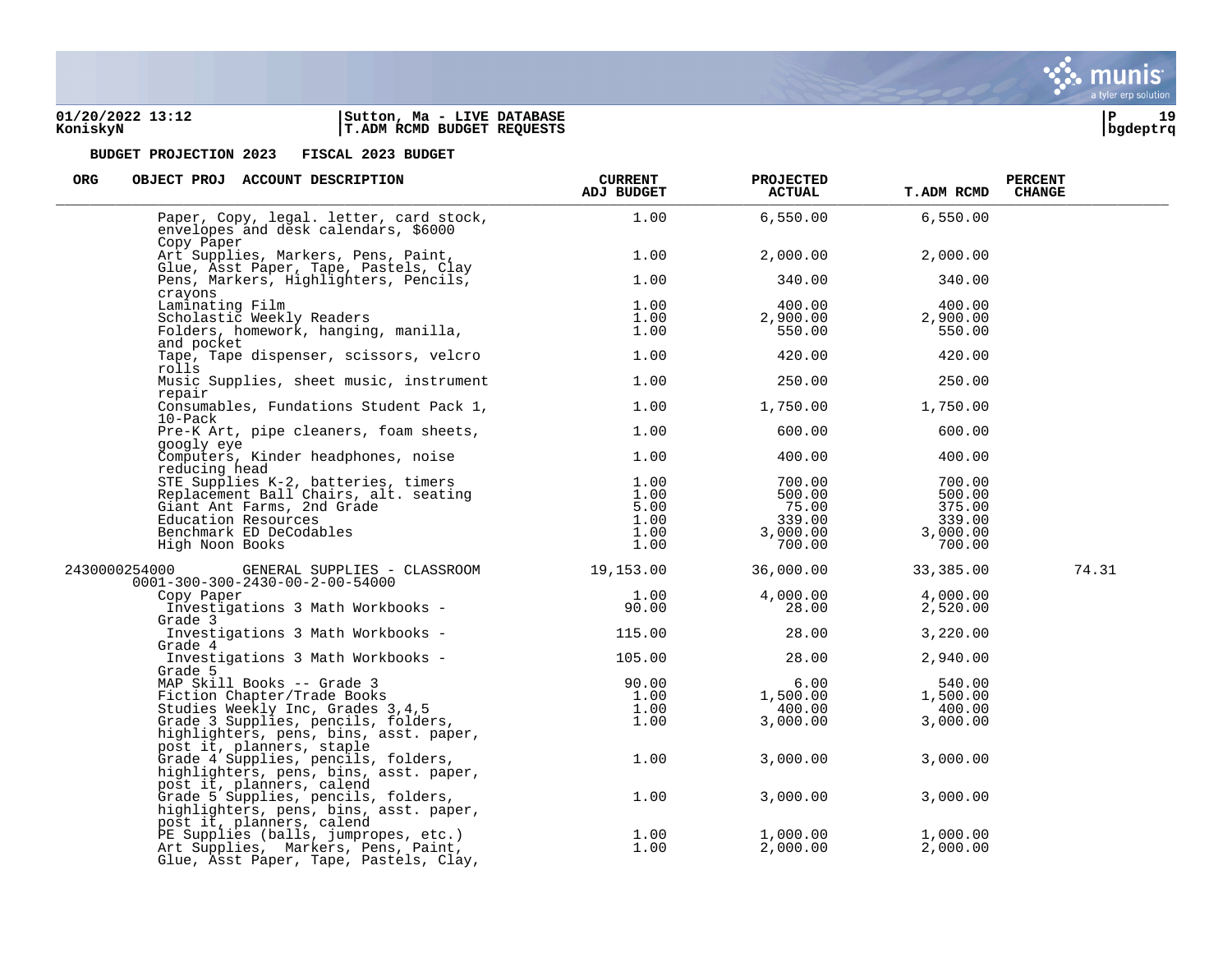**BUDGET PROJECTION 2023 FISCAL 2023 BUDGET**

| ORG | OBJECT PROJ ACCOUNT DESCRIPTION | CURRENT ADJ BUDGET | PROJECTED ACTUAL | T.ADM RCMD | PERCENT CHANGE |
|---|---|---|---|---|---|
| | Paper, Copy, legal. letter, card stock, envelopes and desk calendars, $6000 Copy Paper | 1.00 | 6,550.00 | 6,550.00 | |
| | Art Supplies, Markers, Pens, Paint, Glue, Asst Paper, Tape, Pastels, Clay | 1.00 | 2,000.00 | 2,000.00 | |
| | Pens, Markers, Highlighters, Pencils, crayons | 1.00 | 340.00 | 340.00 | |
| | Laminating Film | 1.00 | 400.00 | 400.00 | |
| | Scholastic Weekly Readers | 1.00 | 2,900.00 | 2,900.00 | |
| | Folders, homework, hanging, manilla, and pocket | 1.00 | 550.00 | 550.00 | |
| | Tape, Tape dispenser, scissors, velcro rolls | 1.00 | 420.00 | 420.00 | |
| | Music Supplies, sheet music, instrument repair | 1.00 | 250.00 | 250.00 | |
| | Consumables, Fundations Student Pack 1, 10-Pack | 1.00 | 1,750.00 | 1,750.00 | |
| | Pre-K Art, pipe cleaners, foam sheets, googly eye | 1.00 | 600.00 | 600.00 | |
| | Computers, Kinder headphones, noise reducing head | 1.00 | 400.00 | 400.00 | |
| | STE Supplies K-2, batteries, timers | 1.00 | 700.00 | 700.00 | |
| | Replacement Ball Chairs, alt. seating | 1.00 | 500.00 | 500.00 | |
| | Giant Ant Farms, 2nd Grade | 5.00 | 75.00 | 375.00 | |
| | Education Resources | 1.00 | 339.00 | 339.00 | |
| | Benchmark ED DeCodables | 1.00 | 3,000.00 | 3,000.00 | |
| | High Noon Books | 1.00 | 700.00 | 700.00 | |
| 2430000254000 | GENERAL SUPPLIES - CLASSROOM 0001-300-300-2430-00-2-00-54000 | 19,153.00 | 36,000.00 | 33,385.00 | 74.31 |
| | Copy Paper | 1.00 | 4,000.00 | 4,000.00 | |
| | Investigations 3 Math Workbooks - Grade 3 | 90.00 | 28.00 | 2,520.00 | |
| | Investigations 3 Math Workbooks - Grade 4 | 115.00 | 28.00 | 3,220.00 | |
| | Investigations 3 Math Workbooks - Grade 5 | 105.00 | 28.00 | 2,940.00 | |
| | MAP Skill Books -- Grade 3 | 90.00 | 6.00 | 540.00 | |
| | Fiction Chapter/Trade Books | 1.00 | 1,500.00 | 1,500.00 | |
| | Studies Weekly Inc, Grades 3,4,5 | 1.00 | 400.00 | 400.00 | |
| | Grade 3 Supplies, pencils, folders, highlighters, pens, bins, asst. paper, post it, planners, staple | 1.00 | 3,000.00 | 3,000.00 | |
| | Grade 4 Supplies, pencils, folders, highlighters, pens, bins, asst. paper, post it, planners, calend | 1.00 | 3,000.00 | 3,000.00 | |
| | Grade 5 Supplies, pencils, folders, highlighters, pens, bins, asst. paper, post it, planners, calend | 1.00 | 3,000.00 | 3,000.00 | |
| | PE Supplies (balls, jumpropes, etc.) | 1.00 | 1,000.00 | 1,000.00 | |
| | Art Supplies, Markers, Pens, Paint, Glue, Asst Paper, Tape, Pastels, Clay, | 1.00 | 2,000.00 | 2,000.00 | |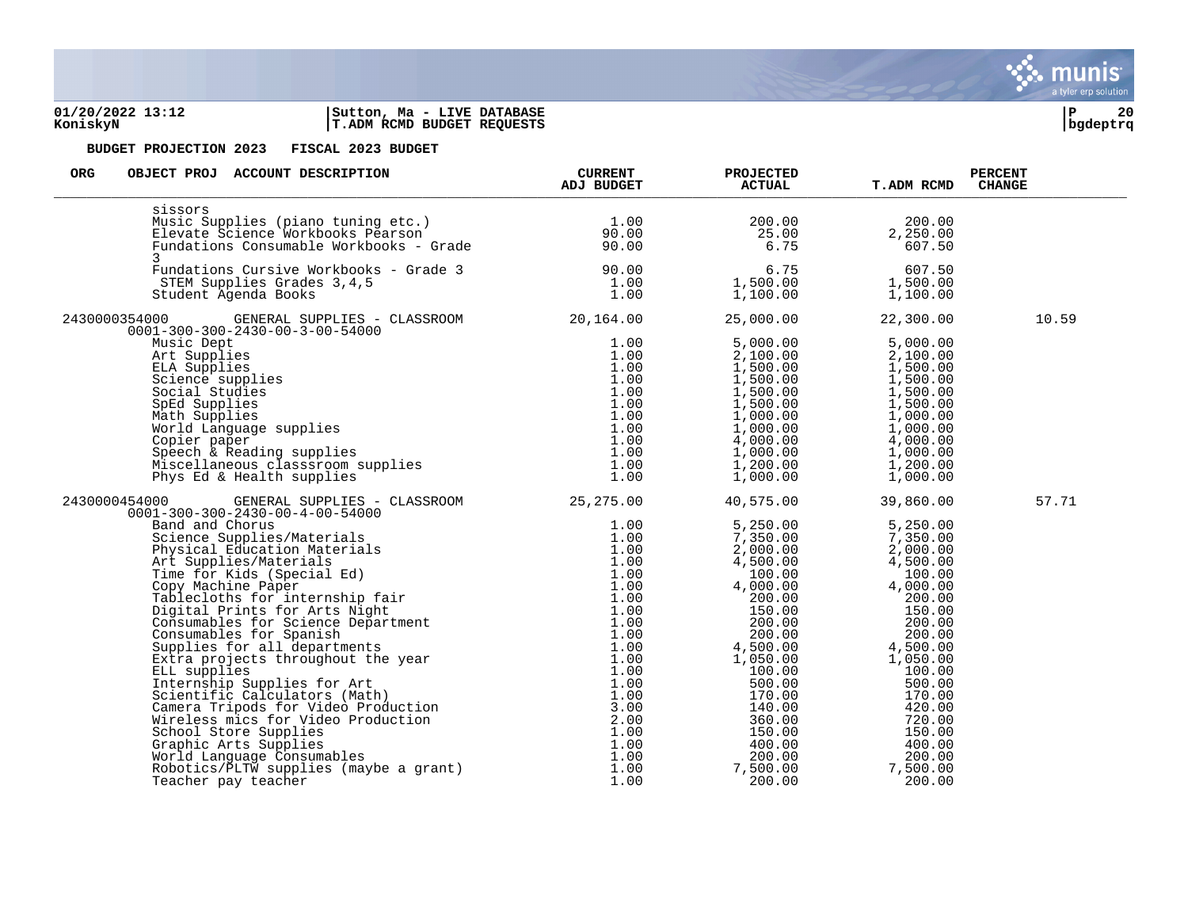**BUDGET PROJECTION 2023 FISCAL 2023 BUDGET**

| ORG | OBJECT PROJ ACCOUNT DESCRIPTION | CURRENT ADJ BUDGET | PROJECTED ACTUAL | T.ADM RCMD | PERCENT CHANGE |
|---|---|---|---|---|---|
| | sissors | | | | |
| | Music Supplies (piano tuning etc.) | 1.00 | 200.00 | 200.00 | |
| | Elevate Science Workbooks Pearson | 90.00 | 25.00 | 2,250.00 | |
| | Fundations Consumable Workbooks - Grade 3 | 90.00 | 6.75 | 607.50 | |
| | Fundations Cursive Workbooks - Grade 3 | 90.00 | 6.75 | 607.50 | |
| | STEM Supplies Grades 3,4,5 | 1.00 | 1,500.00 | 1,500.00 | |
| | Student Agenda Books | 1.00 | 1,100.00 | 1,100.00 | |
| 2430000354000 | GENERAL SUPPLIES - CLASSROOM 0001-300-300-2430-00-3-00-54000 | 20,164.00 | 25,000.00 | 22,300.00 | 10.59 |
| | Music Dept | 1.00 | 5,000.00 | 5,000.00 | |
| | Art Supplies | 1.00 | 2,100.00 | 2,100.00 | |
| | ELA Supplies | 1.00 | 1,500.00 | 1,500.00 | |
| | Science supplies | 1.00 | 1,500.00 | 1,500.00 | |
| | Social Studies | 1.00 | 1,500.00 | 1,500.00 | |
| | SpEd Supplies | 1.00 | 1,500.00 | 1,500.00 | |
| | Math Supplies | 1.00 | 1,000.00 | 1,000.00 | |
| | World Language supplies | 1.00 | 1,000.00 | 1,000.00 | |
| | Copier paper | 1.00 | 4,000.00 | 4,000.00 | |
| | Speech & Reading supplies | 1.00 | 1,000.00 | 1,000.00 | |
| | Miscellaneous classsroom supplies | 1.00 | 1,200.00 | 1,200.00 | |
| | Phys Ed & Health supplies | 1.00 | 1,000.00 | 1,000.00 | |
| 2430000454000 | GENERAL SUPPLIES - CLASSROOM 0001-300-300-2430-00-4-00-54000 | 25,275.00 | 40,575.00 | 39,860.00 | 57.71 |
| | Band and Chorus | 1.00 | 5,250.00 | 5,250.00 | |
| | Science Supplies/Materials | 1.00 | 7,350.00 | 7,350.00 | |
| | Physical Education Materials | 1.00 | 2,000.00 | 2,000.00 | |
| | Art Supplies/Materials | 1.00 | 4,500.00 | 4,500.00 | |
| | Time for Kids (Special Ed) | 1.00 | 100.00 | 100.00 | |
| | Copy Machine Paper | 1.00 | 4,000.00 | 4,000.00 | |
| | Tablecloths for internship fair | 1.00 | 200.00 | 200.00 | |
| | Digital Prints for Arts Night | 1.00 | 150.00 | 150.00 | |
| | Consumables for Science Department | 1.00 | 200.00 | 200.00 | |
| | Consumables for Spanish | 1.00 | 200.00 | 200.00 | |
| | Supplies for all departments | 1.00 | 4,500.00 | 4,500.00 | |
| | Extra projects throughout the year | 1.00 | 1,050.00 | 1,050.00 | |
| | ELL supplies | 1.00 | 100.00 | 100.00 | |
| | Internship Supplies for Art | 1.00 | 500.00 | 500.00 | |
| | Scientific Calculators (Math) | 1.00 | 170.00 | 170.00 | |
| | Camera Tripods for Video Production | 3.00 | 140.00 | 420.00 | |
| | Wireless mics for Video Production | 2.00 | 360.00 | 720.00 | |
| | School Store Supplies | 1.00 | 150.00 | 150.00 | |
| | Graphic Arts Supplies | 1.00 | 400.00 | 400.00 | |
| | World Language Consumables | 1.00 | 200.00 | 200.00 | |
| | Robotics/PLTW supplies (maybe a grant) | 1.00 | 7,500.00 | 7,500.00 | |
| | Teacher pay teacher | 1.00 | 200.00 | 200.00 | |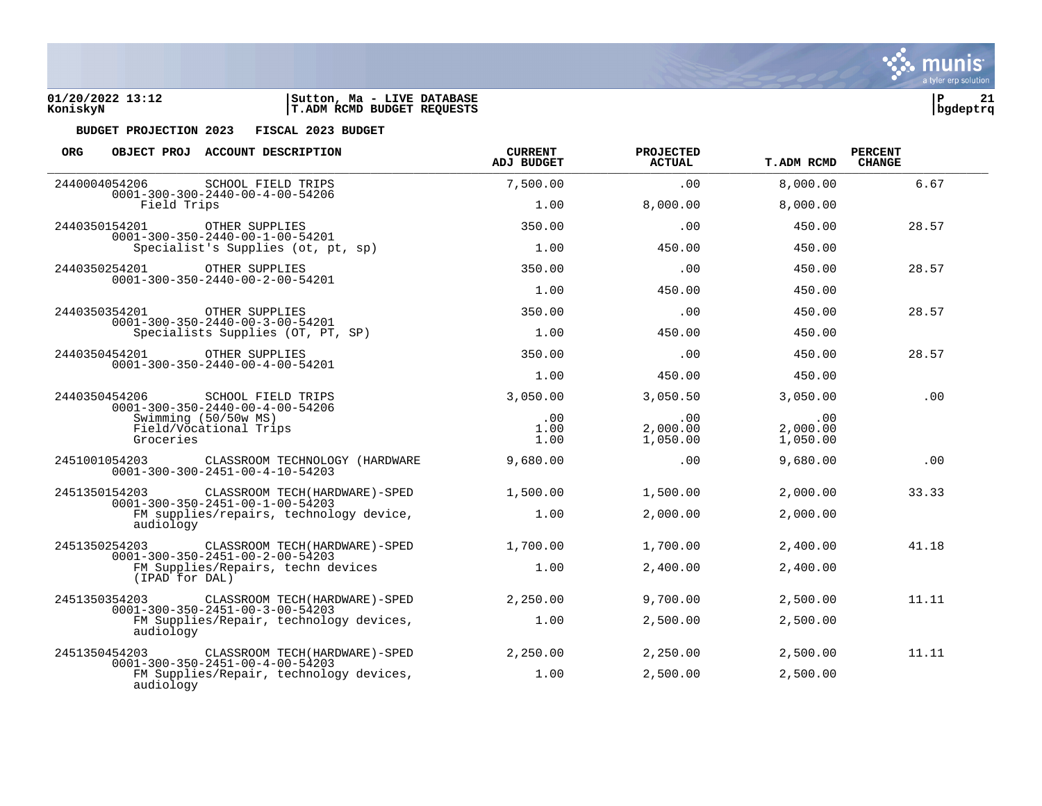**01/20/2022 13:12** | **Sutton, Ma - LIVE DATABASE**
**KoniskyN** | **T.ADM RCMD BUDGET REQUESTS**

**BUDGET PROJECTION 2023 FISCAL 2023 BUDGET**

| ORG | OBJECT PROJ ACCOUNT DESCRIPTION | CURRENT ADJ BUDGET | PROJECTED ACTUAL | T.ADM RCMD | PERCENT CHANGE |
|---|---|---|---|---|---|
| 2440004054206 | SCHOOL FIELD TRIPS<br>0001-300-300-2440-00-4-00-54206 | 7,500.00 | .00 | 8,000.00 | 6.67 |
| | Field Trips | 1.00 | 8,000.00 | 8,000.00 | |
| 2440350154201 | OTHER SUPPLIES<br>0001-300-350-2440-00-1-00-54201 | 350.00 | .00 | 450.00 | 28.57 |
| | Specialist's Supplies (ot, pt, sp) | 1.00 | 450.00 | 450.00 | |
| 2440350254201 | OTHER SUPPLIES<br>0001-300-350-2440-00-2-00-54201 | 350.00 | .00 | 450.00 | 28.57 |
| | | 1.00 | 450.00 | 450.00 | |
| 2440350354201 | OTHER SUPPLIES<br>0001-300-350-2440-00-3-00-54201 | 350.00 | .00 | 450.00 | 28.57 |
| | Specialists Supplies (OT, PT, SP) | 1.00 | 450.00 | 450.00 | |
| 2440350454201 | OTHER SUPPLIES<br>0001-300-350-2440-00-4-00-54201 | 350.00 | .00 | 450.00 | 28.57 |
| | | 1.00 | 450.00 | 450.00 | |
| 2440350454206 | SCHOOL FIELD TRIPS<br>0001-300-350-2440-00-4-00-54206 | 3,050.00 | 3,050.50 | 3,050.00 | .00 |
| | Swimming (50/50w MS) | .00 | .00 | .00 | |
| | Field/Vocational Trips | 1.00 | 2,000.00 | 2,000.00 | |
| | Groceries | 1.00 | 1,050.00 | 1,050.00 | |
| 2451001054203 | CLASSROOM TECHNOLOGY (HARDWARE<br>0001-300-300-2451-00-4-10-54203 | 9,680.00 | .00 | 9,680.00 | .00 |
| 2451350154203 | CLASSROOM TECH(HARDWARE)-SPED<br>0001-300-350-2451-00-1-00-54203 | 1,500.00 | 1,500.00 | 2,000.00 | 33.33 |
| | FM supplies/repairs, technology device, audiology | 1.00 | 2,000.00 | 2,000.00 | |
| 2451350254203 | CLASSROOM TECH(HARDWARE)-SPED<br>0001-300-350-2451-00-2-00-54203 | 1,700.00 | 1,700.00 | 2,400.00 | 41.18 |
| | FM Supplies/Repairs, techn devices (IPAD for DAL) | 1.00 | 2,400.00 | 2,400.00 | |
| 2451350354203 | CLASSROOM TECH(HARDWARE)-SPED<br>0001-300-350-2451-00-3-00-54203 | 2,250.00 | 9,700.00 | 2,500.00 | 11.11 |
| | FM Supplies/Repair, technology devices, audiology | 1.00 | 2,500.00 | 2,500.00 | |
| 2451350454203 | CLASSROOM TECH(HARDWARE)-SPED<br>0001-300-350-2451-00-4-00-54203 | 2,250.00 | 2,250.00 | 2,500.00 | 11.11 |
| | FM Supplies/Repair, technology devices, audiology | 1.00 | 2,500.00 | 2,500.00 | |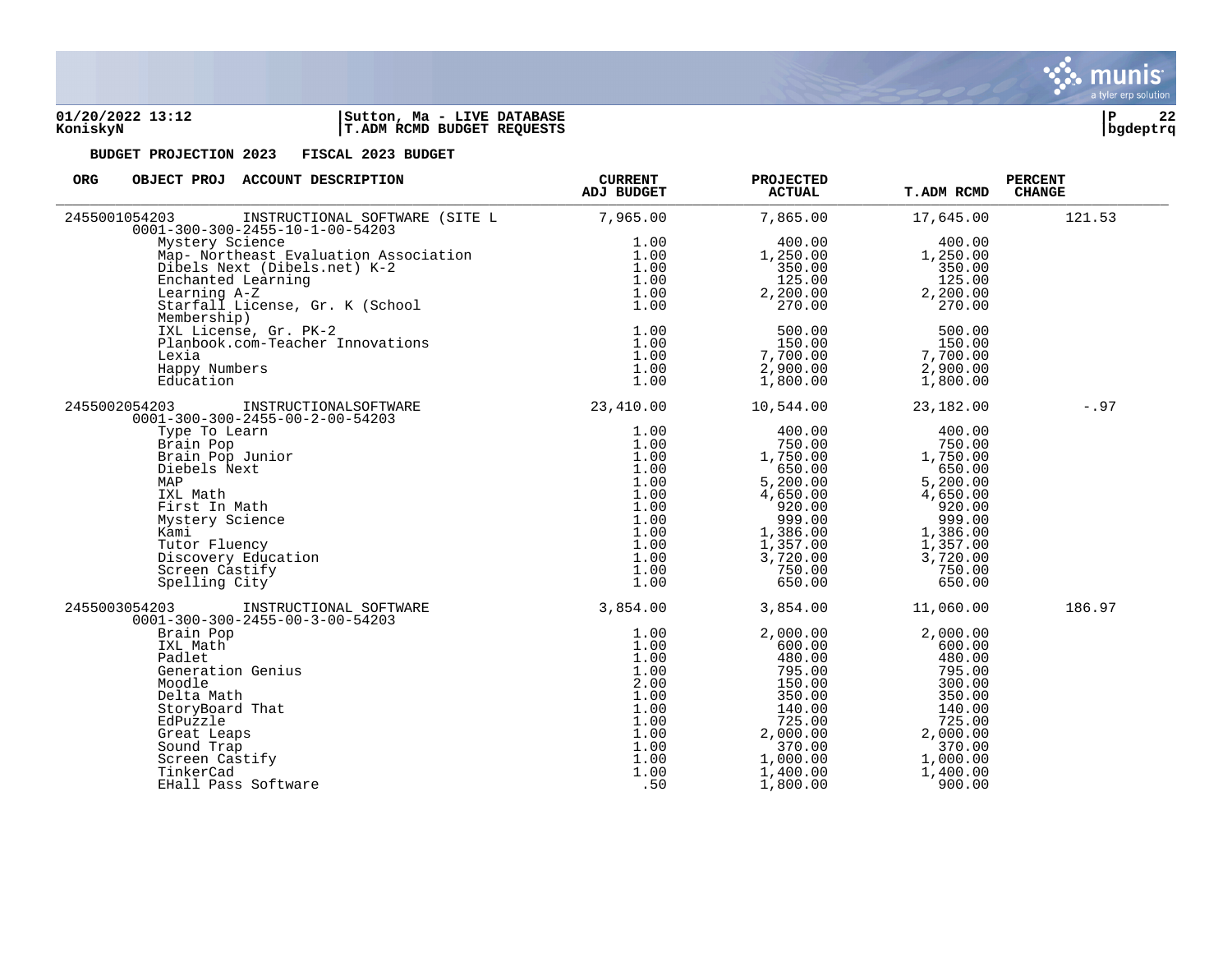**BUDGET PROJECTION 2023 FISCAL 2023 BUDGET**

| ORG | OBJECT PROJ ACCOUNT DESCRIPTION | CURRENT ADJ BUDGET | PROJECTED ACTUAL | T.ADM RCMD | PERCENT CHANGE |
|---|---|---|---|---|---|
| 2455001054203 | INSTRUCTIONAL SOFTWARE (SITE L<br>0001-300-300-2455-10-1-00-54203 | 7,965.00 | 7,865.00 | 17,645.00 | 121.53 |
| | Mystery Science | 1.00 | 400.00 | 400.00 | |
| | Map- Northeast Evaluation Association | 1.00 | 1,250.00 | 1,250.00 | |
| | Dibels Next (Dibels.net) K-2 | 1.00 | 350.00 | 350.00 | |
| | Enchanted Learning | 1.00 | 125.00 | 125.00 | |
| | Learning A-Z | 1.00 | 2,200.00 | 2,200.00 | |
| | Starfall License, Gr. K (School Membership) | 1.00 | 270.00 | 270.00 | |
| | IXL License, Gr. PK-2 | 1.00 | 500.00 | 500.00 | |
| | Planbook.com-Teacher Innovations | 1.00 | 150.00 | 150.00 | |
| | Lexia | 1.00 | 7,700.00 | 7,700.00 | |
| | Happy Numbers | 1.00 | 2,900.00 | 2,900.00 | |
| | Education | 1.00 | 1,800.00 | 1,800.00 | |
| 2455002054203 | INSTRUCTIONALSOFTWARE<br>0001-300-300-2455-00-2-00-54203 | 23,410.00 | 10,544.00 | 23,182.00 | -.97 |
| | Type To Learn | 1.00 | 400.00 | 400.00 | |
| | Brain Pop | 1.00 | 750.00 | 750.00 | |
| | Brain Pop Junior | 1.00 | 1,750.00 | 1,750.00 | |
| | Diebels Next | 1.00 | 650.00 | 650.00 | |
| | MAP | 1.00 | 5,200.00 | 5,200.00 | |
| | IXL Math | 1.00 | 4,650.00 | 4,650.00 | |
| | First In Math | 1.00 | 920.00 | 920.00 | |
| | Mystery Science | 1.00 | 999.00 | 999.00 | |
| | Kami | 1.00 | 1,386.00 | 1,386.00 | |
| | Tutor Fluency | 1.00 | 1,357.00 | 1,357.00 | |
| | Discovery Education | 1.00 | 3,720.00 | 3,720.00 | |
| | Screen Castify | 1.00 | 750.00 | 750.00 | |
| | Spelling City | 1.00 | 650.00 | 650.00 | |
| 2455003054203 | INSTRUCTIONAL SOFTWARE<br>0001-300-300-2455-00-3-00-54203 | 3,854.00 | 3,854.00 | 11,060.00 | 186.97 |
| | Brain Pop | 1.00 | 2,000.00 | 2,000.00 | |
| | IXL Math | 1.00 | 600.00 | 600.00 | |
| | Padlet | 1.00 | 480.00 | 480.00 | |
| | Generation Genius | 1.00 | 795.00 | 795.00 | |
| | Moodle | 2.00 | 150.00 | 300.00 | |
| | Delta Math | 1.00 | 350.00 | 350.00 | |
| | StoryBoard That | 1.00 | 140.00 | 140.00 | |
| | EdPuzzle | 1.00 | 725.00 | 725.00 | |
| | Great Leaps | 1.00 | 2,000.00 | 2,000.00 | |
| | Sound Trap | 1.00 | 370.00 | 370.00 | |
| | Screen Castify | 1.00 | 1,000.00 | 1,000.00 | |
| | TinkerCad | 1.00 | 1,400.00 | 1,400.00 | |
| | EHall Pass Software | .50 | 1,800.00 | 900.00 | |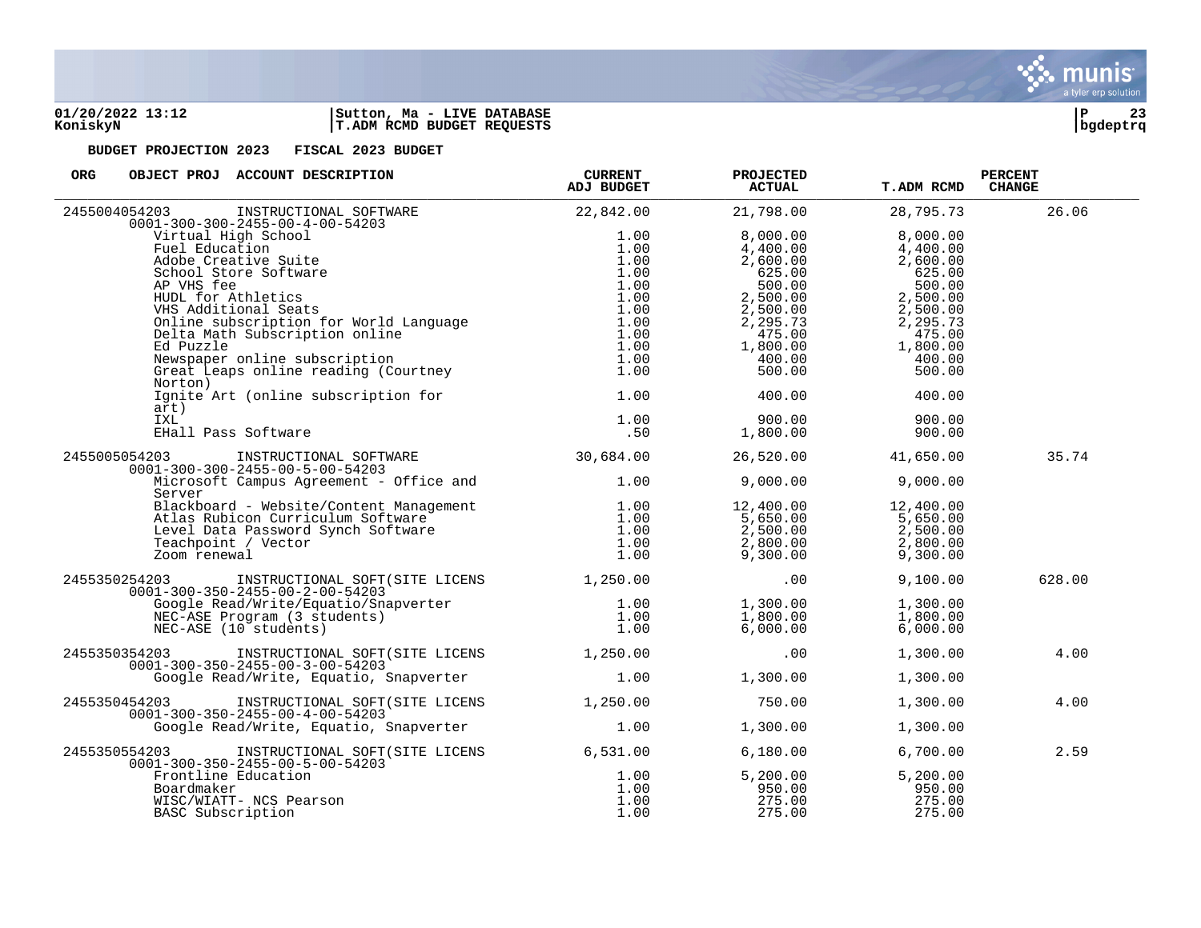**BUDGET PROJECTION 2023 FISCAL 2023 BUDGET**

| ORG | OBJECT PROJ ACCOUNT DESCRIPTION | CURRENT ADJ BUDGET | PROJECTED ACTUAL | T.ADM RCMD | PERCENT CHANGE |
|---|---|---|---|---|---|
| 2455004054203 | INSTRUCTIONAL SOFTWARE<br>0001-300-300-2455-00-4-00-54203 | 22,842.00 | 21,798.00 | 28,795.73 | 26.06 |
| | Virtual High School | 1.00 | 8,000.00 | 8,000.00 | |
| | Fuel Education | 1.00 | 4,400.00 | 4,400.00 | |
| | Adobe Creative Suite | 1.00 | 2,600.00 | 2,600.00 | |
| | School Store Software | 1.00 | 625.00 | 625.00 | |
| | AP VHS fee | 1.00 | 500.00 | 500.00 | |
| | HUDL for Athletics | 1.00 | 2,500.00 | 2,500.00 | |
| | VHS Additional Seats | 1.00 | 2,500.00 | 2,500.00 | |
| | Online subscription for World Language | 1.00 | 2,295.73 | 2,295.73 | |
| | Delta Math Subscription online | 1.00 | 475.00 | 475.00 | |
| | Ed Puzzle | 1.00 | 1,800.00 | 1,800.00 | |
| | Newspaper online subscription | 1.00 | 400.00 | 400.00 | |
| | Great Leaps online reading (Courtney Norton) | 1.00 | 500.00 | 500.00 | |
| | Ignite Art (online subscription for art) | 1.00 | 400.00 | 400.00 | |
| | IXL | 1.00 | 900.00 | 900.00 | |
| | EHall Pass Software | .50 | 1,800.00 | 900.00 | |
| 2455005054203 | INSTRUCTIONAL SOFTWARE<br>0001-300-300-2455-00-5-00-54203 | 30,684.00 | 26,520.00 | 41,650.00 | 35.74 |
| | Microsoft Campus Agreement - Office and Server | 1.00 | 9,000.00 | 9,000.00 | |
| | Blackboard - Website/Content Management | 1.00 | 12,400.00 | 12,400.00 | |
| | Atlas Rubicon Curriculum Software | 1.00 | 5,650.00 | 5,650.00 | |
| | Level Data Password Synch Software | 1.00 | 2,500.00 | 2,500.00 | |
| | Teachpoint / Vector | 1.00 | 2,800.00 | 2,800.00 | |
| | Zoom renewal | 1.00 | 9,300.00 | 9,300.00 | |
| 2455350254203 | INSTRUCTIONAL SOFT(SITE LICENS<br>0001-300-350-2455-00-2-00-54203 | 1,250.00 | .00 | 9,100.00 | 628.00 |
| | Google Read/Write/Equatio/Snapverter | 1.00 | 1,300.00 | 1,300.00 | |
| | NEC-ASE Program (3 students) | 1.00 | 1,800.00 | 1,800.00 | |
| | NEC-ASE (10 students) | 1.00 | 6,000.00 | 6,000.00 | |
| 2455350354203 | INSTRUCTIONAL SOFT(SITE LICENS<br>0001-300-350-2455-00-3-00-54203 | 1,250.00 | .00 | 1,300.00 | 4.00 |
| | Google Read/Write, Equatio, Snapverter | 1.00 | 1,300.00 | 1,300.00 | |
| 2455350454203 | INSTRUCTIONAL SOFT(SITE LICENS<br>0001-300-350-2455-00-4-00-54203 | 1,250.00 | 750.00 | 1,300.00 | 4.00 |
| | Google Read/Write, Equatio, Snapverter | 1.00 | 1,300.00 | 1,300.00 | |
| 2455350554203 | INSTRUCTIONAL SOFT(SITE LICENS<br>0001-300-350-2455-00-5-00-54203 | 6,531.00 | 6,180.00 | 6,700.00 | 2.59 |
| | Frontline Education | 1.00 | 5,200.00 | 5,200.00 | |
| | Boardmaker | 1.00 | 950.00 | 950.00 | |
| | WISC/WIATT- NCS Pearson | 1.00 | 275.00 | 275.00 | |
| | BASC Subscription | 1.00 | 275.00 | 275.00 | |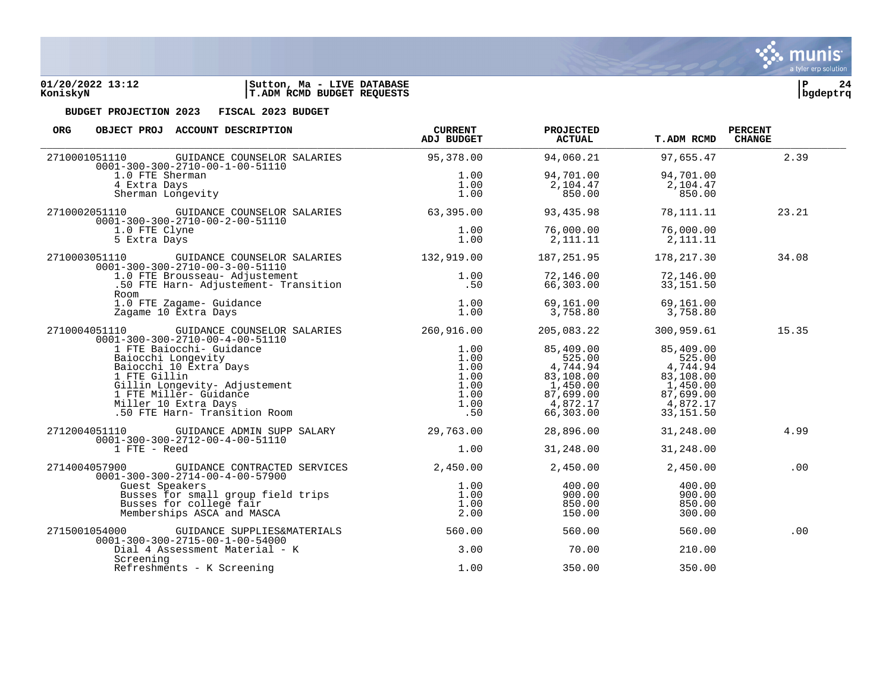**01/20/2022 13:12** | **Sutton, Ma - LIVE DATABASE**
**KoniskyN** | **T.ADM RCMD BUDGET REQUESTS**

**BUDGET PROJECTION 2023 FISCAL 2023 BUDGET**

| ORG | OBJECT PROJ ACCOUNT DESCRIPTION | CURRENT ADJ BUDGET | PROJECTED ACTUAL | T.ADM RCMD | PERCENT CHANGE |
|---|---|---|---|---|---|
| 2710001051110 | GUIDANCE COUNSELOR SALARIES 0001-300-300-2710-00-1-00-51110 | 95,378.00 | 94,060.21 | 97,655.47 | 2.39 |
| | 1.0 FTE Sherman | 1.00 | 94,701.00 | 94,701.00 | |
| | 4 Extra Days | 1.00 | 2,104.47 | 2,104.47 | |
| | Sherman Longevity | 1.00 | 850.00 | 850.00 | |
| 2710002051110 | GUIDANCE COUNSELOR SALARIES 0001-300-300-2710-00-2-00-51110 | 63,395.00 | 93,435.98 | 78,111.11 | 23.21 |
| | 1.0 FTE Clyne | 1.00 | 76,000.00 | 76,000.00 | |
| | 5 Extra Days | 1.00 | 2,111.11 | 2,111.11 | |
| 2710003051110 | GUIDANCE COUNSELOR SALARIES 0001-300-300-2710-00-3-00-51110 | 132,919.00 | 187,251.95 | 178,217.30 | 34.08 |
| | 1.0 FTE Brousseau- Adjustement | 1.00 | 72,146.00 | 72,146.00 | |
| | .50 FTE Harn- Adjustement- Transition Room | .50 | 66,303.00 | 33,151.50 | |
| | 1.0 FTE Zagame- Guidance | 1.00 | 69,161.00 | 69,161.00 | |
| | Zagame 10 Extra Days | 1.00 | 3,758.80 | 3,758.80 | |
| 2710004051110 | GUIDANCE COUNSELOR SALARIES 0001-300-300-2710-00-4-00-51110 | 260,916.00 | 205,083.22 | 300,959.61 | 15.35 |
| | 1 FTE Baiocchi- Guidance | 1.00 | 85,409.00 | 85,409.00 | |
| | Baiocchi Longevity | 1.00 | 525.00 | 525.00 | |
| | Baiocchi 10 Extra Days | 1.00 | 4,744.94 | 4,744.94 | |
| | 1 FTE Gillin | 1.00 | 83,108.00 | 83,108.00 | |
| | Gillin Longevity- Adjustement | 1.00 | 1,450.00 | 1,450.00 | |
| | 1 FTE Miller- Guidance | 1.00 | 87,699.00 | 87,699.00 | |
| | Miller 10 Extra Days | 1.00 | 4,872.17 | 4,872.17 | |
| | .50 FTE Harn- Transition Room | .50 | 66,303.00 | 33,151.50 | |
| 2712004051110 | GUIDANCE ADMIN SUPP SALARY 0001-300-300-2712-00-4-00-51110 | 29,763.00 | 28,896.00 | 31,248.00 | 4.99 |
| | 1 FTE - Reed | 1.00 | 31,248.00 | 31,248.00 | |
| 2714004057900 | GUIDANCE CONTRACTED SERVICES 0001-300-300-2714-00-4-00-57900 | 2,450.00 | 2,450.00 | 2,450.00 | .00 |
| | Guest Speakers | 1.00 | 400.00 | 400.00 | |
| | Busses for small group field trips | 1.00 | 900.00 | 900.00 | |
| | Busses for college fair | 1.00 | 850.00 | 850.00 | |
| | Memberships ASCA and MASCA | 2.00 | 150.00 | 300.00 | |
| 2715001054000 | GUIDANCE SUPPLIES&MATERIALS 0001-300-300-2715-00-1-00-54000 | 560.00 | 560.00 | 560.00 | .00 |
| | Dial 4 Assessment Material - K Screening | 3.00 | 70.00 | 210.00 | |
| | Refreshments - K Screening | 1.00 | 350.00 | 350.00 | |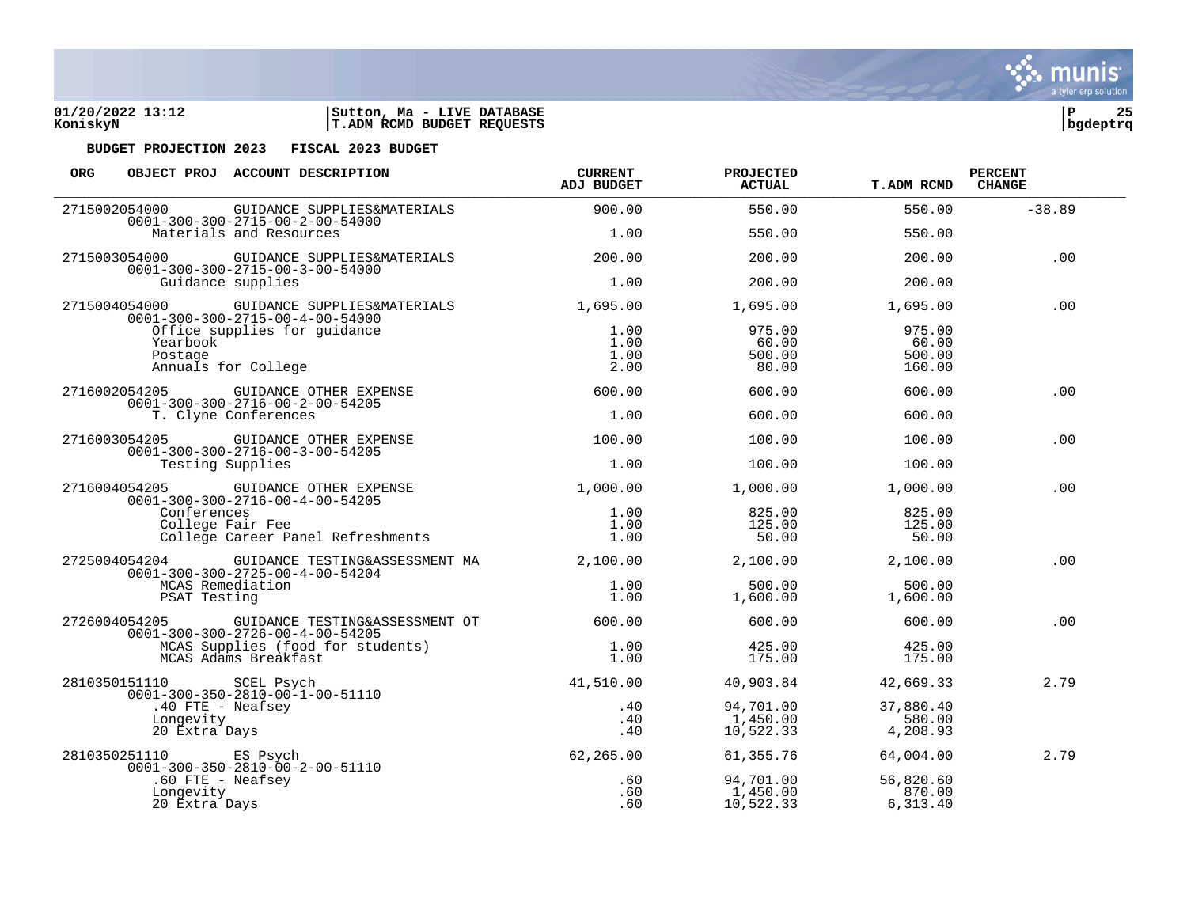**01/20/2022 13:12** | **Sutton, Ma - LIVE DATABASE**
**KoniskyN** | **T.ADM RCMD BUDGET REQUESTS**

**BUDGET PROJECTION 2023 FISCAL 2023 BUDGET**

| ORG | OBJECT PROJ | ACCOUNT DESCRIPTION | CURRENT ADJ BUDGET | PROJECTED ACTUAL | T.ADM RCMD | PERCENT CHANGE |
|---|---|---|---|---|---|---|
| 2715002054000 | | GUIDANCE SUPPLIES&MATERIALS | 900.00 | 550.00 | 550.00 | -38.89 |
| | 0001-300-300-2715-00-2-00-54000 | | | | | |
| | | Materials and Resources | 1.00 | 550.00 | 550.00 | |
| 2715003054000 | | GUIDANCE SUPPLIES&MATERIALS | 200.00 | 200.00 | 200.00 | .00 |
| | 0001-300-300-2715-00-3-00-54000 | | | | | |
| | | Guidance supplies | 1.00 | 200.00 | 200.00 | |
| 2715004054000 | | GUIDANCE SUPPLIES&MATERIALS | 1,695.00 | 1,695.00 | 1,695.00 | .00 |
| | 0001-300-300-2715-00-4-00-54000 | | | | | |
| | | Office supplies for guidance | 1.00 | 975.00 | 975.00 | |
| | | Yearbook | 1.00 | 60.00 | 60.00 | |
| | | Postage | 1.00 | 500.00 | 500.00 | |
| | | Annuals for College | 2.00 | 80.00 | 160.00 | |
| 2716002054205 | | GUIDANCE OTHER EXPENSE | 600.00 | 600.00 | 600.00 | .00 |
| | 0001-300-300-2716-00-2-00-54205 | | | | | |
| | | T. Clyne Conferences | 1.00 | 600.00 | 600.00 | |
| 2716003054205 | | GUIDANCE OTHER EXPENSE | 100.00 | 100.00 | 100.00 | .00 |
| | 0001-300-300-2716-00-3-00-54205 | | | | | |
| | | Testing Supplies | 1.00 | 100.00 | 100.00 | |
| 2716004054205 | | GUIDANCE OTHER EXPENSE | 1,000.00 | 1,000.00 | 1,000.00 | .00 |
| | 0001-300-300-2716-00-4-00-54205 | | | | | |
| | | Conferences | 1.00 | 825.00 | 825.00 | |
| | | College Fair Fee | 1.00 | 125.00 | 125.00 | |
| | | College Career Panel Refreshments | 1.00 | 50.00 | 50.00 | |
| 2725004054204 | | GUIDANCE TESTING&ASSESSMENT MA | 2,100.00 | 2,100.00 | 2,100.00 | .00 |
| | 0001-300-300-2725-00-4-00-54204 | | | | | |
| | | MCAS Remediation | 1.00 | 500.00 | 500.00 | |
| | | PSAT Testing | 1.00 | 1,600.00 | 1,600.00 | |
| 2726004054205 | | GUIDANCE TESTING&ASSESSMENT OT | 600.00 | 600.00 | 600.00 | .00 |
| | 0001-300-300-2726-00-4-00-54205 | | | | | |
| | | MCAS Supplies (food for students) | 1.00 | 425.00 | 425.00 | |
| | | MCAS Adams Breakfast | 1.00 | 175.00 | 175.00 | |
| 2810350151110 | | SCEL Psych | 41,510.00 | 40,903.84 | 42,669.33 | 2.79 |
| | 0001-300-350-2810-00-1-00-51110 | | | | | |
| | | .40 FTE - Neafsey | .40 | 94,701.00 | 37,880.40 | |
| | | Longevity | .40 | 1,450.00 | 580.00 | |
| | | 20 Extra Days | .40 | 10,522.33 | 4,208.93 | |
| 2810350251110 | | ES Psych | 62,265.00 | 61,355.76 | 64,004.00 | 2.79 |
| | 0001-300-350-2810-00-2-00-51110 | | | | | |
| | | .60 FTE - Neafsey | .60 | 94,701.00 | 56,820.60 | |
| | | Longevity | .60 | 1,450.00 | 870.00 | |
| | | 20 Extra Days | .60 | 10,522.33 | 6,313.40 | |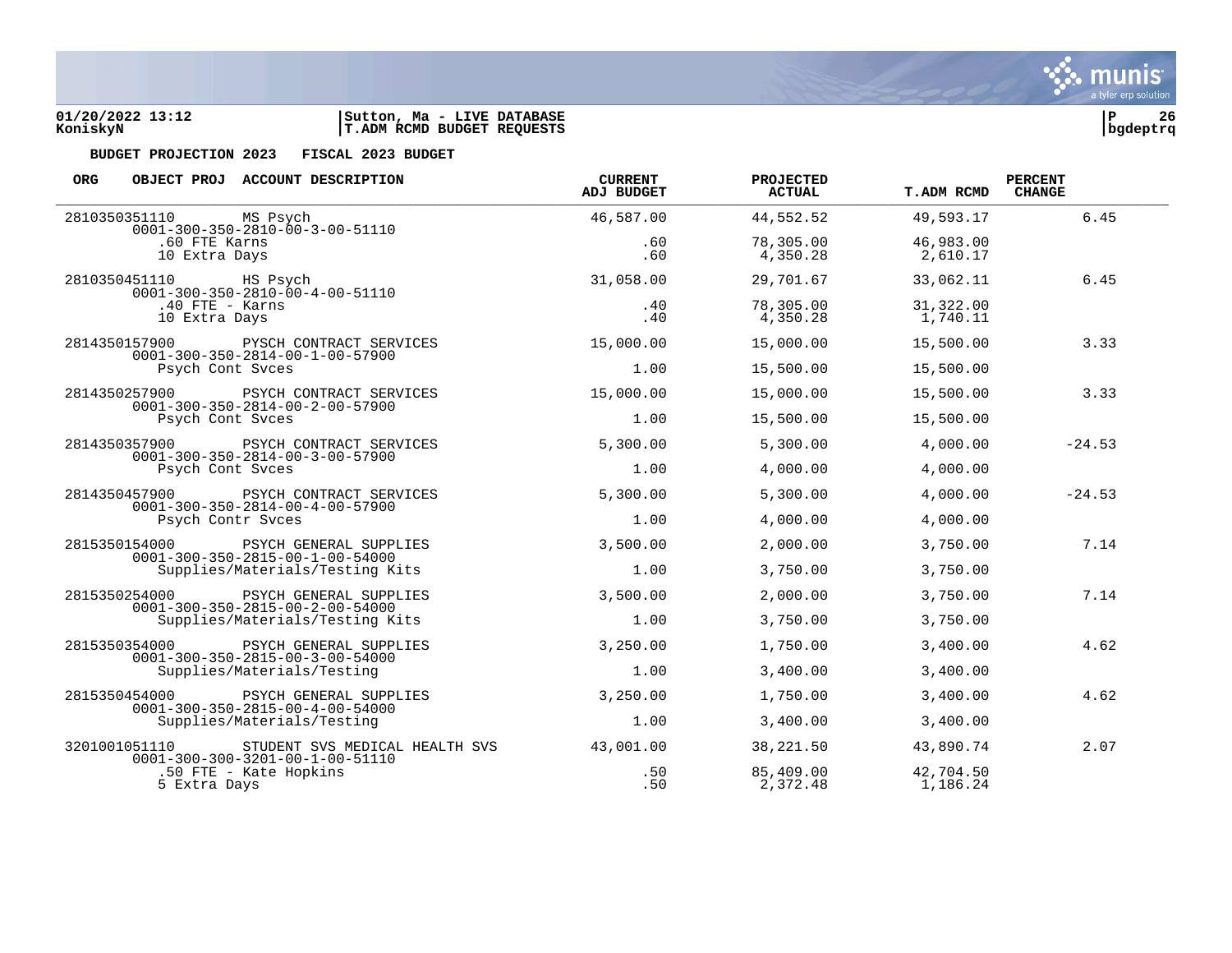**BUDGET PROJECTION 2023 FISCAL 2023 BUDGET**

| ORG | OBJECT PROJ | ACCOUNT DESCRIPTION | CURRENT ADJ BUDGET | PROJECTED ACTUAL | T.ADM RCMD | PERCENT CHANGE |
|---|---|---|---|---|---|---|
| 2810350351110 | | MS Psych | 46,587.00 | 44,552.52 | 49,593.17 | 6.45 |
| | 0001-300-350-2810-00-3-00-51110 | | | | | |
| | .60 FTE Karns | | .60 | 78,305.00 | 46,983.00 | |
| | 10 Extra Days | | .60 | 4,350.28 | 2,610.17 | |
| 2810350451110 | | HS Psych | 31,058.00 | 29,701.67 | 33,062.11 | 6.45 |
| | 0001-300-350-2810-00-4-00-51110 | | | | | |
| | .40 FTE - Karns | | .40 | 78,305.00 | 31,322.00 | |
| | 10 Extra Days | | .40 | 4,350.28 | 1,740.11 | |
| 2814350157900 | | PYSCH CONTRACT SERVICES | 15,000.00 | 15,000.00 | 15,500.00 | 3.33 |
| | 0001-300-350-2814-00-1-00-57900 | | | | | |
| | Psych Cont Svces | | 1.00 | 15,500.00 | 15,500.00 | |
| 2814350257900 | | PSYCH CONTRACT SERVICES | 15,000.00 | 15,000.00 | 15,500.00 | 3.33 |
| | 0001-300-350-2814-00-2-00-57900 | | | | | |
| | Psych Cont Svces | | 1.00 | 15,500.00 | 15,500.00 | |
| 2814350357900 | | PSYCH CONTRACT SERVICES | 5,300.00 | 5,300.00 | 4,000.00 | -24.53 |
| | 0001-300-350-2814-00-3-00-57900 | | | | | |
| | Psych Cont Svces | | 1.00 | 4,000.00 | 4,000.00 | |
| 2814350457900 | | PSYCH CONTRACT SERVICES | 5,300.00 | 5,300.00 | 4,000.00 | -24.53 |
| | 0001-300-350-2814-00-4-00-57900 | | | | | |
| | Psych Contr Svces | | 1.00 | 4,000.00 | 4,000.00 | |
| 2815350154000 | | PSYCH GENERAL SUPPLIES | 3,500.00 | 2,000.00 | 3,750.00 | 7.14 |
| | 0001-300-350-2815-00-1-00-54000 | | | | | |
| | Supplies/Materials/Testing Kits | | 1.00 | 3,750.00 | 3,750.00 | |
| 2815350254000 | | PSYCH GENERAL SUPPLIES | 3,500.00 | 2,000.00 | 3,750.00 | 7.14 |
| | 0001-300-350-2815-00-2-00-54000 | | | | | |
| | Supplies/Materials/Testing Kits | | 1.00 | 3,750.00 | 3,750.00 | |
| 2815350354000 | | PSYCH GENERAL SUPPLIES | 3,250.00 | 1,750.00 | 3,400.00 | 4.62 |
| | 0001-300-350-2815-00-3-00-54000 | | | | | |
| | Supplies/Materials/Testing | | 1.00 | 3,400.00 | 3,400.00 | |
| 2815350454000 | | PSYCH GENERAL SUPPLIES | 3,250.00 | 1,750.00 | 3,400.00 | 4.62 |
| | 0001-300-350-2815-00-4-00-54000 | | | | | |
| | Supplies/Materials/Testing | | 1.00 | 3,400.00 | 3,400.00 | |
| 3201001051110 | | STUDENT SVS MEDICAL HEALTH SVS | 43,001.00 | 38,221.50 | 43,890.74 | 2.07 |
| | 0001-300-300-3201-00-1-00-51110 | | | | | |
| | .50 FTE - Kate Hopkins | | .50 | 85,409.00 | 42,704.50 | |
| | 5 Extra Days | | .50 | 2,372.48 | 1,186.24 | |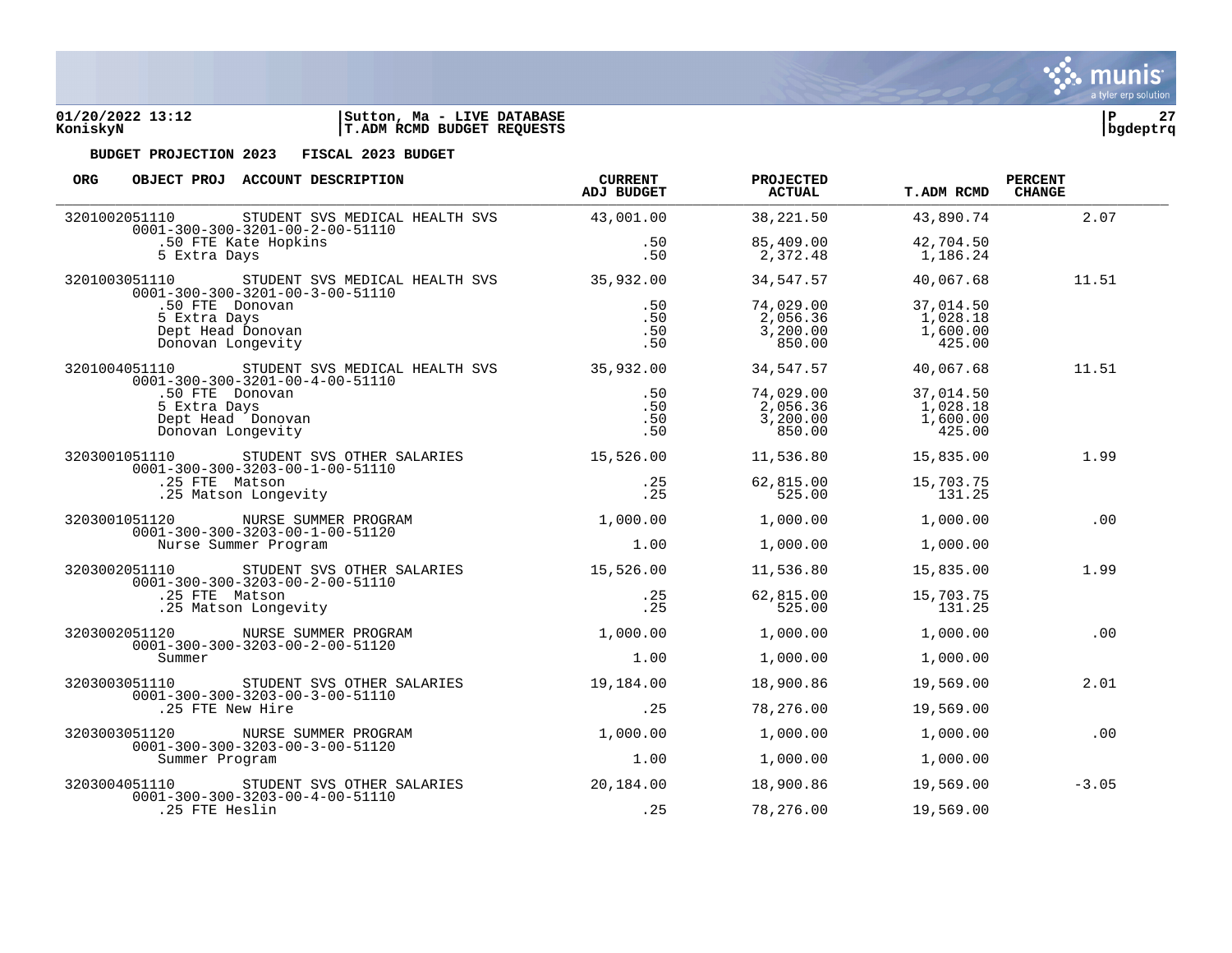**BUDGET PROJECTION 2023 FISCAL 2023 BUDGET**

| ORG | OBJECT PROJ ACCOUNT DESCRIPTION | CURRENT ADJ BUDGET | PROJECTED ACTUAL | T.ADM RCMD | PERCENT CHANGE |
|---|---|---|---|---|---|
| 3201002051110 | STUDENT SVS MEDICAL HEALTH SVS<br>0001-300-300-3201-00-2-00-51110 | 43,001.00 | 38,221.50 | 43,890.74 | 2.07 |
| | .50 FTE Kate Hopkins | .50 | 85,409.00 | 42,704.50 | |
| | 5 Extra Days | .50 | 2,372.48 | 1,186.24 | |
| 3201003051110 | STUDENT SVS MEDICAL HEALTH SVS<br>0001-300-300-3201-00-3-00-51110 | 35,932.00 | 34,547.57 | 40,067.68 | 11.51 |
| | .50 FTE Donovan | .50 | 74,029.00 | 37,014.50 | |
| | 5 Extra Days | .50 | 2,056.36 | 1,028.18 | |
| | Dept Head Donovan | .50 | 3,200.00 | 1,600.00 | |
| | Donovan Longevity | .50 | 850.00 | 425.00 | |
| 3201004051110 | STUDENT SVS MEDICAL HEALTH SVS<br>0001-300-300-3201-00-4-00-51110 | 35,932.00 | 34,547.57 | 40,067.68 | 11.51 |
| | .50 FTE Donovan | .50 | 74,029.00 | 37,014.50 | |
| | 5 Extra Days | .50 | 2,056.36 | 1,028.18 | |
| | Dept Head Donovan | .50 | 3,200.00 | 1,600.00 | |
| | Donovan Longevity | .50 | 850.00 | 425.00 | |
| 3203001051110 | STUDENT SVS OTHER SALARIES<br>0001-300-300-3203-00-1-00-51110 | 15,526.00 | 11,536.80 | 15,835.00 | 1.99 |
| | .25 FTE Matson | .25 | 62,815.00 | 15,703.75 | |
| | .25 Matson Longevity | .25 | 525.00 | 131.25 | |
| 3203001051120 | NURSE SUMMER PROGRAM<br>0001-300-300-3203-00-1-00-51120 | 1,000.00 | 1,000.00 | 1,000.00 | .00 |
| | Nurse Summer Program | 1.00 | 1,000.00 | 1,000.00 | |
| 3203002051110 | STUDENT SVS OTHER SALARIES<br>0001-300-300-3203-00-2-00-51110 | 15,526.00 | 11,536.80 | 15,835.00 | 1.99 |
| | .25 FTE Matson | .25 | 62,815.00 | 15,703.75 | |
| | .25 Matson Longevity | .25 | 525.00 | 131.25 | |
| 3203002051120 | NURSE SUMMER PROGRAM<br>0001-300-300-3203-00-2-00-51120 | 1,000.00 | 1,000.00 | 1,000.00 | .00 |
| | Summer | 1.00 | 1,000.00 | 1,000.00 | |
| 3203003051110 | STUDENT SVS OTHER SALARIES<br>0001-300-300-3203-00-3-00-51110 | 19,184.00 | 18,900.86 | 19,569.00 | 2.01 |
| | .25 FTE New Hire | .25 | 78,276.00 | 19,569.00 | |
| 3203003051120 | NURSE SUMMER PROGRAM<br>0001-300-300-3203-00-3-00-51120 | 1,000.00 | 1,000.00 | 1,000.00 | .00 |
| | Summer Program | 1.00 | 1,000.00 | 1,000.00 | |
| 3203004051110 | STUDENT SVS OTHER SALARIES<br>0001-300-300-3203-00-4-00-51110 | 20,184.00 | 18,900.86 | 19,569.00 | -3.05 |
| | .25 FTE Heslin | .25 | 78,276.00 | 19,569.00 | |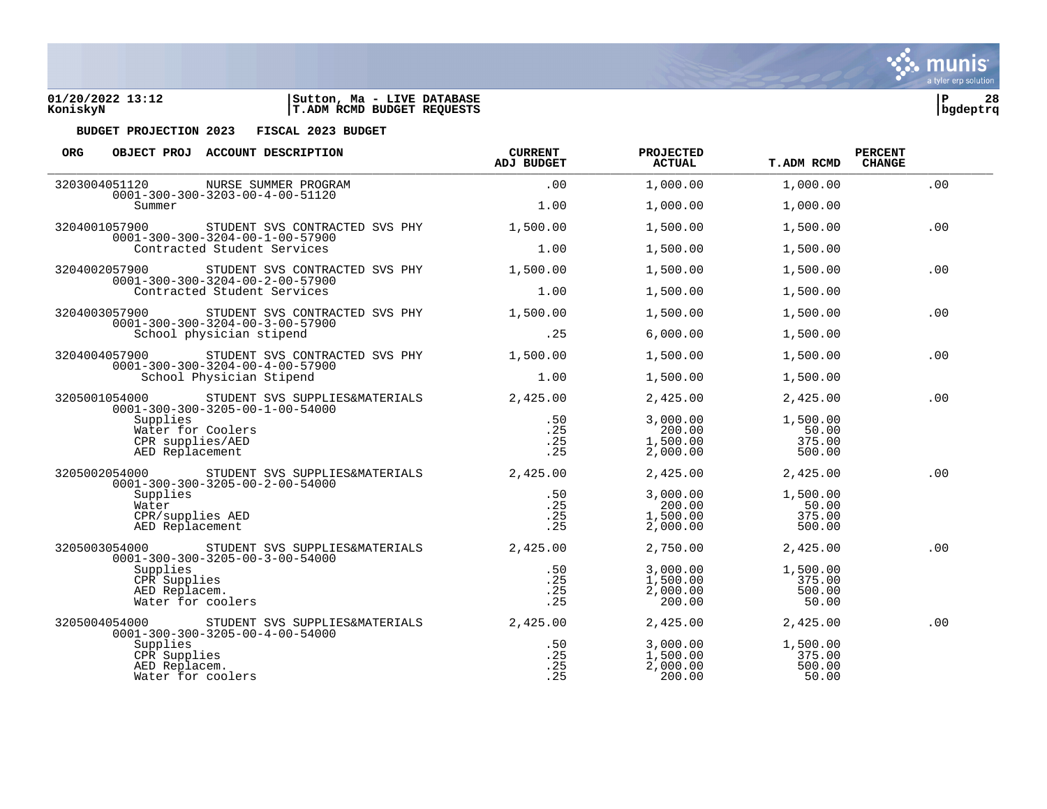01/20/2022 13:12 | Sutton, Ma - LIVE DATABASE
KoniskyN | T.ADM RCMD BUDGET REQUESTS

**BUDGET PROJECTION 2023 FISCAL 2023 BUDGET**

| ORG | OBJECT PROJ ACCOUNT DESCRIPTION | CURRENT ADJ BUDGET | PROJECTED ACTUAL | T.ADM RCMD | PERCENT CHANGE |
|---|---|---|---|---|---|
| 3203004051120 | NURSE SUMMER PROGRAM | .00 | 1,000.00 | 1,000.00 | .00 |
| | 0001-300-300-3203-00-4-00-51120 | | | | |
| | Summer | 1.00 | 1,000.00 | 1,000.00 | |
| 3204001057900 | STUDENT SVS CONTRACTED SVS PHY | 1,500.00 | 1,500.00 | 1,500.00 | .00 |
| | 0001-300-300-3204-00-1-00-57900 | | | | |
| | Contracted Student Services | 1.00 | 1,500.00 | 1,500.00 | |
| 3204002057900 | STUDENT SVS CONTRACTED SVS PHY | 1,500.00 | 1,500.00 | 1,500.00 | .00 |
| | 0001-300-300-3204-00-2-00-57900 | | | | |
| | Contracted Student Services | 1.00 | 1,500.00 | 1,500.00 | |
| 3204003057900 | STUDENT SVS CONTRACTED SVS PHY | 1,500.00 | 1,500.00 | 1,500.00 | .00 |
| | 0001-300-300-3204-00-3-00-57900 | | | | |
| | School physician stipend | .25 | 6,000.00 | 1,500.00 | |
| 3204004057900 | STUDENT SVS CONTRACTED SVS PHY | 1,500.00 | 1,500.00 | 1,500.00 | .00 |
| | 0001-300-300-3204-00-4-00-57900 | | | | |
| | School Physician Stipend | 1.00 | 1,500.00 | 1,500.00 | |
| 3205001054000 | STUDENT SVS SUPPLIES&MATERIALS | 2,425.00 | 2,425.00 | 2,425.00 | .00 |
| | 0001-300-300-3205-00-1-00-54000 | | | | |
| | Supplies | .50 | 3,000.00 | 1,500.00 | |
| | Water for Coolers | .25 | 200.00 | 50.00 | |
| | CPR supplies/AED | .25 | 1,500.00 | 375.00 | |
| | AED Replacement | .25 | 2,000.00 | 500.00 | |
| 3205002054000 | STUDENT SVS SUPPLIES&MATERIALS | 2,425.00 | 2,425.00 | 2,425.00 | .00 |
| | 0001-300-300-3205-00-2-00-54000 | | | | |
| | Supplies | .50 | 3,000.00 | 1,500.00 | |
| | Water | .25 | 200.00 | 50.00 | |
| | CPR/supplies AED | .25 | 1,500.00 | 375.00 | |
| | AED Replacement | .25 | 2,000.00 | 500.00 | |
| 3205003054000 | STUDENT SVS SUPPLIES&MATERIALS | 2,425.00 | 2,750.00 | 2,425.00 | .00 |
| | 0001-300-300-3205-00-3-00-54000 | | | | |
| | Supplies | .50 | 3,000.00 | 1,500.00 | |
| | CPR Supplies | .25 | 1,500.00 | 375.00 | |
| | AED Replacem. | .25 | 2,000.00 | 500.00 | |
| | Water for coolers | .25 | 200.00 | 50.00 | |
| 3205004054000 | STUDENT SVS SUPPLIES&MATERIALS | 2,425.00 | 2,425.00 | 2,425.00 | .00 |
| | 0001-300-300-3205-00-4-00-54000 | | | | |
| | Supplies | .50 | 3,000.00 | 1,500.00 | |
| | CPR Supplies | .25 | 1,500.00 | 375.00 | |
| | AED Replacem. | .25 | 2,000.00 | 500.00 | |
| | Water for coolers | .25 | 200.00 | 50.00 | |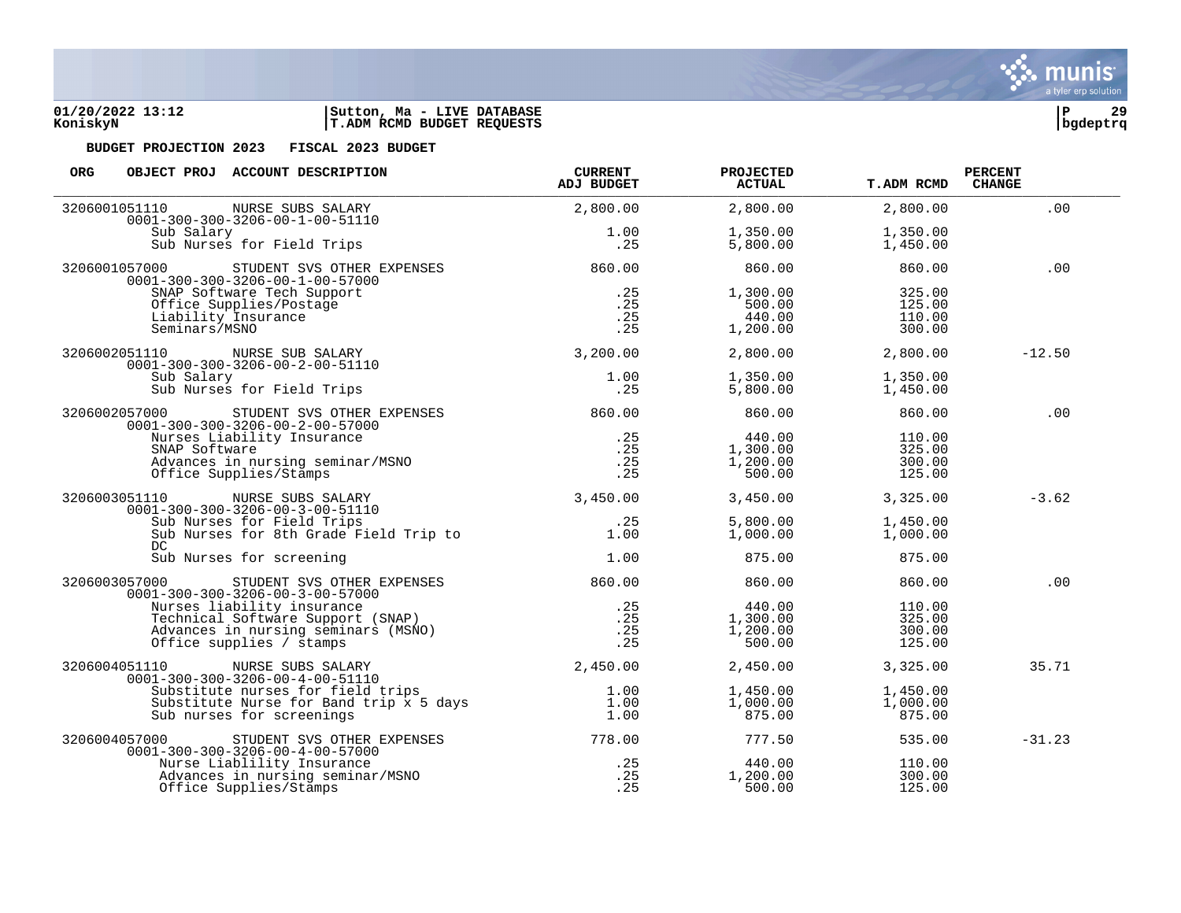**01/20/2022 13:12** | **Sutton, Ma - LIVE DATABASE**
**KoniskyN** | **T.ADM RCMD BUDGET REQUESTS**

**BUDGET PROJECTION 2023 FISCAL 2023 BUDGET**

| ORG | OBJECT PROJ ACCOUNT DESCRIPTION | CURRENT ADJ BUDGET | PROJECTED ACTUAL | T.ADM RCMD | PERCENT CHANGE |
|---|---|---|---|---|---|
| 3206001051110 | NURSE SUBS SALARY | 2,800.00 | 2,800.00 | 2,800.00 | .00 |
| | 0001-300-300-3206-00-1-00-51110 | | | | |
| | Sub Salary | 1.00 | 1,350.00 | 1,350.00 | |
| | Sub Nurses for Field Trips | .25 | 5,800.00 | 1,450.00 | |
| 3206001057000 | STUDENT SVS OTHER EXPENSES | 860.00 | 860.00 | 860.00 | .00 |
| | 0001-300-300-3206-00-1-00-57000 | | | | |
| | SNAP Software Tech Support | .25 | 1,300.00 | 325.00 | |
| | Office Supplies/Postage | .25 | 500.00 | 125.00 | |
| | Liability Insurance | .25 | 440.00 | 110.00 | |
| | Seminars/MSNO | .25 | 1,200.00 | 300.00 | |
| 3206002051110 | NURSE SUB SALARY | 3,200.00 | 2,800.00 | 2,800.00 | -12.50 |
| | 0001-300-300-3206-00-2-00-51110 | | | | |
| | Sub Salary | 1.00 | 1,350.00 | 1,350.00 | |
| | Sub Nurses for Field Trips | .25 | 5,800.00 | 1,450.00 | |
| 3206002057000 | STUDENT SVS OTHER EXPENSES | 860.00 | 860.00 | 860.00 | .00 |
| | 0001-300-300-3206-00-2-00-57000 | | | | |
| | Nurses Liability Insurance | .25 | 440.00 | 110.00 | |
| | SNAP Software | .25 | 1,300.00 | 325.00 | |
| | Advances in nursing seminar/MSNO | .25 | 1,200.00 | 300.00 | |
| | Office Supplies/Stamps | .25 | 500.00 | 125.00 | |
| 3206003051110 | NURSE SUBS SALARY | 3,450.00 | 3,450.00 | 3,325.00 | -3.62 |
| | 0001-300-300-3206-00-3-00-51110 | | | | |
| | Sub Nurses for Field Trips | .25 | 5,800.00 | 1,450.00 | |
| | Sub Nurses for 8th Grade Field Trip to DC | 1.00 | 1,000.00 | 1,000.00 | |
| | Sub Nurses for screening | 1.00 | 875.00 | 875.00 | |
| 3206003057000 | STUDENT SVS OTHER EXPENSES | 860.00 | 860.00 | 860.00 | .00 |
| | 0001-300-300-3206-00-3-00-57000 | | | | |
| | Nurses liability insurance | .25 | 440.00 | 110.00 | |
| | Technical Software Support (SNAP) | .25 | 1,300.00 | 325.00 | |
| | Advances in nursing seminars (MSNO) | .25 | 1,200.00 | 300.00 | |
| | Office supplies / stamps | .25 | 500.00 | 125.00 | |
| 3206004051110 | NURSE SUBS SALARY | 2,450.00 | 2,450.00 | 3,325.00 | 35.71 |
| | 0001-300-300-3206-00-4-00-51110 | | | | |
| | Substitute nurses for field trips | 1.00 | 1,450.00 | 1,450.00 | |
| | Substitute Nurse for Band trip x 5 days | 1.00 | 1,000.00 | 1,000.00 | |
| | Sub nurses for screenings | 1.00 | 875.00 | 875.00 | |
| 3206004057000 | STUDENT SVS OTHER EXPENSES | 778.00 | 777.50 | 535.00 | -31.23 |
| | 0001-300-300-3206-00-4-00-57000 | | | | |
| | Nurse Liablility Insurance | .25 | 440.00 | 110.00 | |
| | Advances in nursing seminar/MSNO | .25 | 1,200.00 | 300.00 | |
| | Office Supplies/Stamps | .25 | 500.00 | 125.00 | |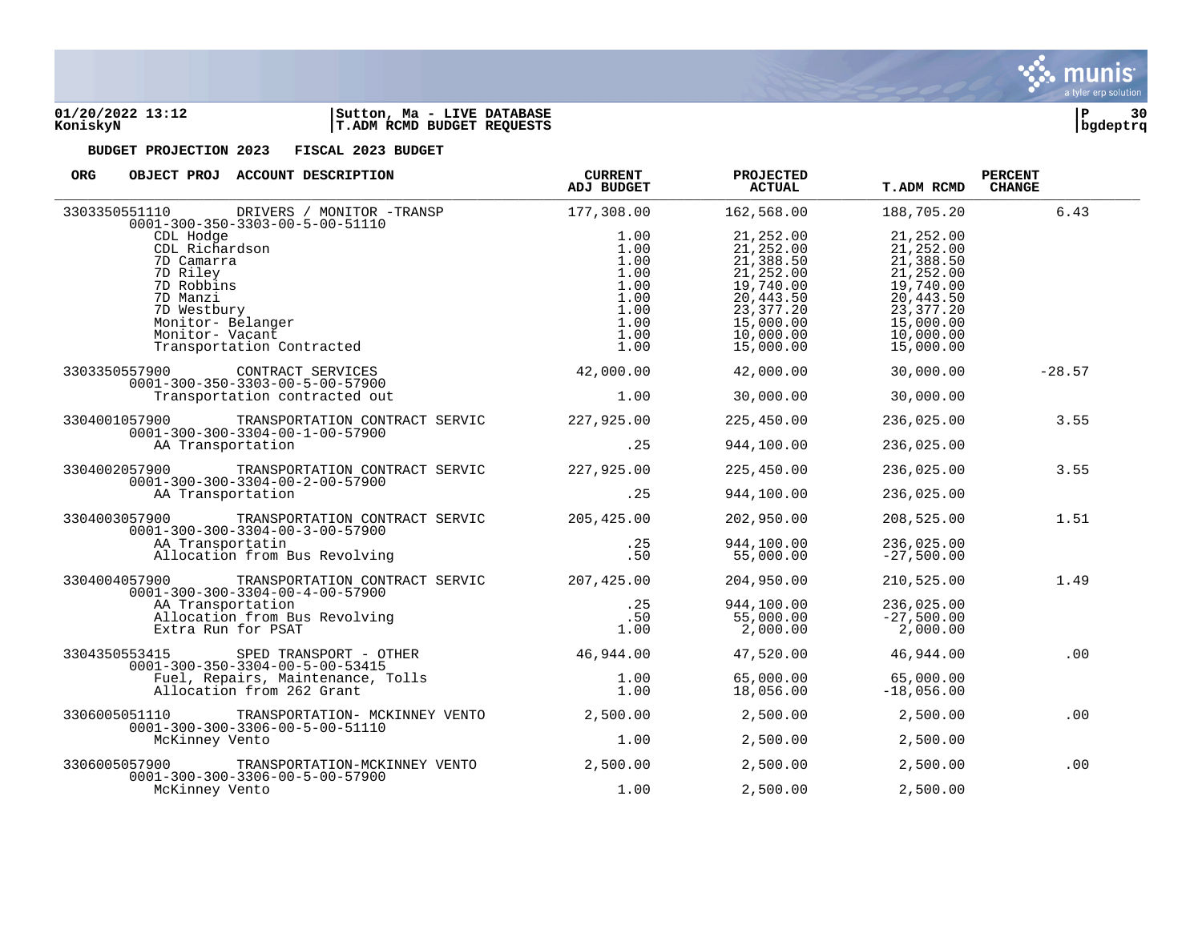**BUDGET PROJECTION 2023 FISCAL 2023 BUDGET**

| ORG | OBJECT PROJ ACCOUNT DESCRIPTION | CURRENT ADJ BUDGET | PROJECTED ACTUAL | T.ADM RCMD | PERCENT CHANGE |
|---|---|---|---|---|---|
| 3303350551110 | DRIVERS / MONITOR -TRANSP | 177,308.00 | 162,568.00 | 188,705.20 | 6.43 |
| | 0001-300-350-3303-00-5-00-51110 | | | | |
| | CDL Hodge | 1.00 | 21,252.00 | 21,252.00 | |
| | CDL Richardson | 1.00 | 21,252.00 | 21,252.00 | |
| | 7D Camarra | 1.00 | 21,388.50 | 21,388.50 | |
| | 7D Riley | 1.00 | 21,252.00 | 21,252.00 | |
| | 7D Robbins | 1.00 | 19,740.00 | 19,740.00 | |
| | 7D Manzi | 1.00 | 20,443.50 | 20,443.50 | |
| | 7D Westbury | 1.00 | 23,377.20 | 23,377.20 | |
| | Monitor- Belanger | 1.00 | 15,000.00 | 15,000.00 | |
| | Monitor- Vacant | 1.00 | 10,000.00 | 10,000.00 | |
| | Transportation Contracted | 1.00 | 15,000.00 | 15,000.00 | |
| 3303350557900 | CONTRACT SERVICES | 42,000.00 | 42,000.00 | 30,000.00 | -28.57 |
| | 0001-300-350-3303-00-5-00-57900 | | | | |
| | Transportation contracted out | 1.00 | 30,000.00 | 30,000.00 | |
| 3304001057900 | TRANSPORTATION CONTRACT SERVIC | 227,925.00 | 225,450.00 | 236,025.00 | 3.55 |
| | 0001-300-300-3304-00-1-00-57900 | | | | |
| | AA Transportation | .25 | 944,100.00 | 236,025.00 | |
| 3304002057900 | TRANSPORTATION CONTRACT SERVIC | 227,925.00 | 225,450.00 | 236,025.00 | 3.55 |
| | 0001-300-300-3304-00-2-00-57900 | | | | |
| | AA Transportation | .25 | 944,100.00 | 236,025.00 | |
| 3304003057900 | TRANSPORTATION CONTRACT SERVIC | 205,425.00 | 202,950.00 | 208,525.00 | 1.51 |
| | 0001-300-300-3304-00-3-00-57900 | | | | |
| | AA Transportatin | .25 | 944,100.00 | 236,025.00 | |
| | Allocation from Bus Revolving | .50 | 55,000.00 | -27,500.00 | |
| 3304004057900 | TRANSPORTATION CONTRACT SERVIC | 207,425.00 | 204,950.00 | 210,525.00 | 1.49 |
| | 0001-300-300-3304-00-4-00-57900 | | | | |
| | AA Transportation | .25 | 944,100.00 | 236,025.00 | |
| | Allocation from Bus Revolving | .50 | 55,000.00 | -27,500.00 | |
| | Extra Run for PSAT | 1.00 | 2,000.00 | 2,000.00 | |
| 3304350553415 | SPED TRANSPORT - OTHER | 46,944.00 | 47,520.00 | 46,944.00 | .00 |
| | 0001-300-350-3304-00-5-00-53415 | | | | |
| | Fuel, Repairs, Maintenance, Tolls | 1.00 | 65,000.00 | 65,000.00 | |
| | Allocation from 262 Grant | 1.00 | 18,056.00 | -18,056.00 | |
| 3306005051110 | TRANSPORTATION- MCKINNEY VENTO | 2,500.00 | 2,500.00 | 2,500.00 | .00 |
| | 0001-300-300-3306-00-5-00-51110 | | | | |
| | McKinney Vento | 1.00 | 2,500.00 | 2,500.00 | |
| 3306005057900 | TRANSPORTATION-MCKINNEY VENTO | 2,500.00 | 2,500.00 | 2,500.00 | .00 |
| | 0001-300-300-3306-00-5-00-57900 | | | | |
| | McKinney Vento | 1.00 | 2,500.00 | 2,500.00 | |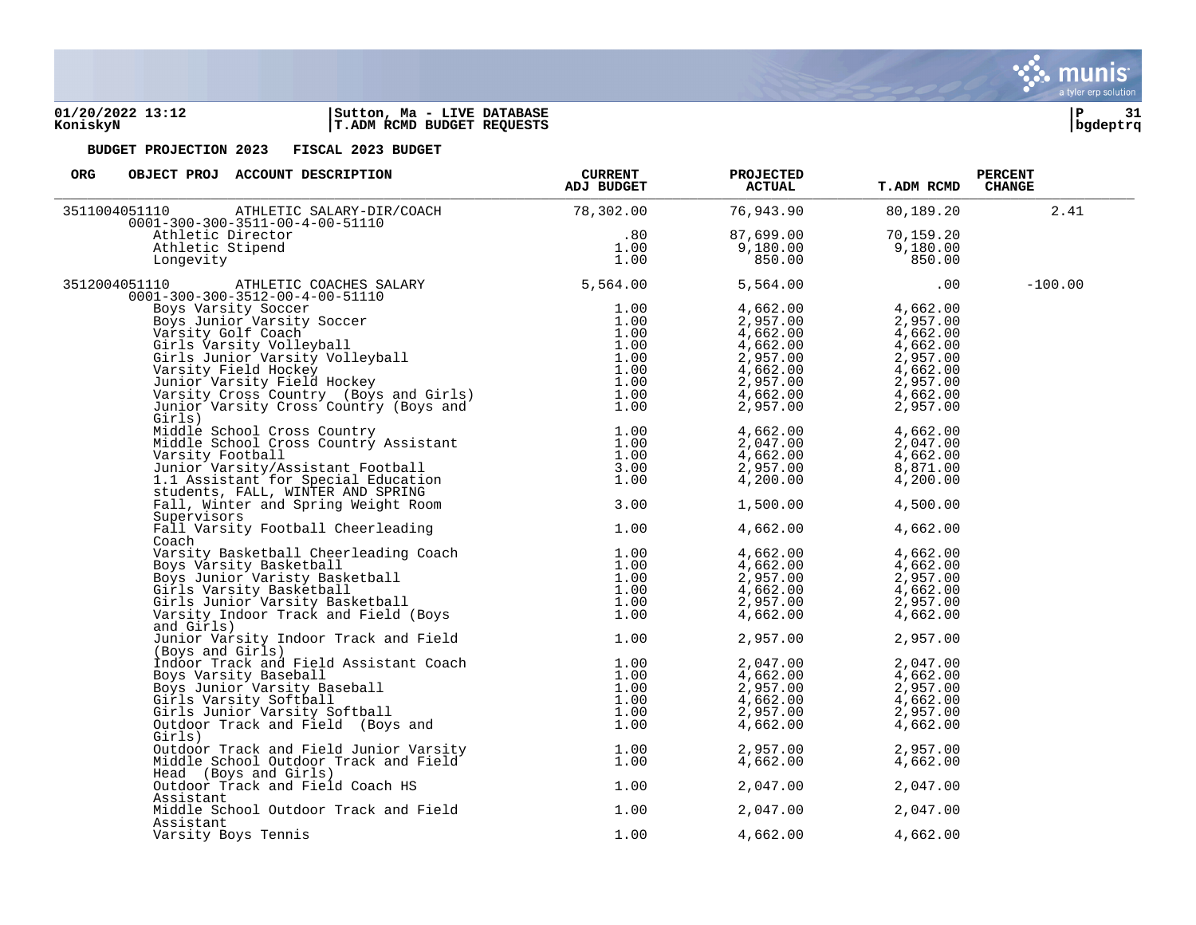01/20/2022 13:12 | Sutton, Ma - LIVE DATABASE
KoniskyN | T.ADM RCMD BUDGET REQUESTS | bgdeptrq

**BUDGET PROJECTION 2023 FISCAL 2023 BUDGET**

| ORG | OBJECT PROJ ACCOUNT DESCRIPTION | CURRENT ADJ BUDGET | PROJECTED ACTUAL | T.ADM RCMD | PERCENT CHANGE |
|---|---|---|---|---|---|
| 3511004051110 | ATHLETIC SALARY-DIR/COACH 0001-300-300-3511-00-4-00-51110 | 78,302.00 | 76,943.90 | 80,189.20 | 2.41 |
| | Athletic Director | .80 | 87,699.00 | 70,159.20 | |
| | Athletic Stipend | 1.00 | 9,180.00 | 9,180.00 | |
| | Longevity | 1.00 | 850.00 | 850.00 | |
| 3512004051110 | ATHLETIC COACHES SALARY 0001-300-300-3512-00-4-00-51110 | 5,564.00 | 5,564.00 | .00 | -100.00 |
| | Boys Varsity Soccer | 1.00 | 4,662.00 | 4,662.00 | |
| | Boys Junior Varsity Soccer | 1.00 | 2,957.00 | 2,957.00 | |
| | Varsity Golf Coach | 1.00 | 4,662.00 | 4,662.00 | |
| | Girls Varsity Volleyball | 1.00 | 4,662.00 | 4,662.00 | |
| | Girls Junior Varsity Volleyball | 1.00 | 2,957.00 | 2,957.00 | |
| | Varsity Field Hockey | 1.00 | 4,662.00 | 4,662.00 | |
| | Junior Varsity Field Hockey | 1.00 | 2,957.00 | 2,957.00 | |
| | Varsity Cross Country (Boys and Girls) | 1.00 | 4,662.00 | 4,662.00 | |
| | Junior Varsity Cross Country (Boys and Girls) | 1.00 | 2,957.00 | 2,957.00 | |
| | Middle School Cross Country | 1.00 | 4,662.00 | 4,662.00 | |
| | Middle School Cross Country Assistant | 1.00 | 2,047.00 | 2,047.00 | |
| | Varsity Football | 1.00 | 4,662.00 | 4,662.00 | |
| | Junior Varsity/Assistant Football | 3.00 | 2,957.00 | 8,871.00 | |
| | 1.1 Assistant for Special Education students, FALL, WINTER AND SPRING | 1.00 | 4,200.00 | 4,200.00 | |
| | Fall, Winter and Spring Weight Room Supervisors | 3.00 | 1,500.00 | 4,500.00 | |
| | Fall Varsity Football Cheerleading Coach | 1.00 | 4,662.00 | 4,662.00 | |
| | Varsity Basketball Cheerleading Coach | 1.00 | 4,662.00 | 4,662.00 | |
| | Boys Varsity Basketball | 1.00 | 4,662.00 | 4,662.00 | |
| | Boys Junior Varisty Basketball | 1.00 | 2,957.00 | 2,957.00 | |
| | Girls Varsity Basketball | 1.00 | 4,662.00 | 4,662.00 | |
| | Girls Junior Varsity Basketball | 1.00 | 2,957.00 | 2,957.00 | |
| | Varsity Indoor Track and Field (Boys and Girls) | 1.00 | 4,662.00 | 4,662.00 | |
| | Junior Varsity Indoor Track and Field (Boys and Girls) | 1.00 | 2,957.00 | 2,957.00 | |
| | Indoor Track and Field Assistant Coach | 1.00 | 2,047.00 | 2,047.00 | |
| | Boys Varsity Baseball | 1.00 | 4,662.00 | 4,662.00 | |
| | Boys Junior Varsity Baseball | 1.00 | 2,957.00 | 2,957.00 | |
| | Girls Varsity Softball | 1.00 | 4,662.00 | 4,662.00 | |
| | Girls Junior Varsity Softball | 1.00 | 2,957.00 | 2,957.00 | |
| | Outdoor Track and Field (Boys and Girls) | 1.00 | 4,662.00 | 4,662.00 | |
| | Outdoor Track and Field Junior Varsity | 1.00 | 2,957.00 | 2,957.00 | |
| | Middle School Outdoor Track and Field Head (Boys and Girls) | 1.00 | 4,662.00 | 4,662.00 | |
| | Outdoor Track and Field Coach HS Assistant | 1.00 | 2,047.00 | 2,047.00 | |
| | Middle School Outdoor Track and Field Assistant | 1.00 | 2,047.00 | 2,047.00 | |
| | Varsity Boys Tennis | 1.00 | 4,662.00 | 4,662.00 | |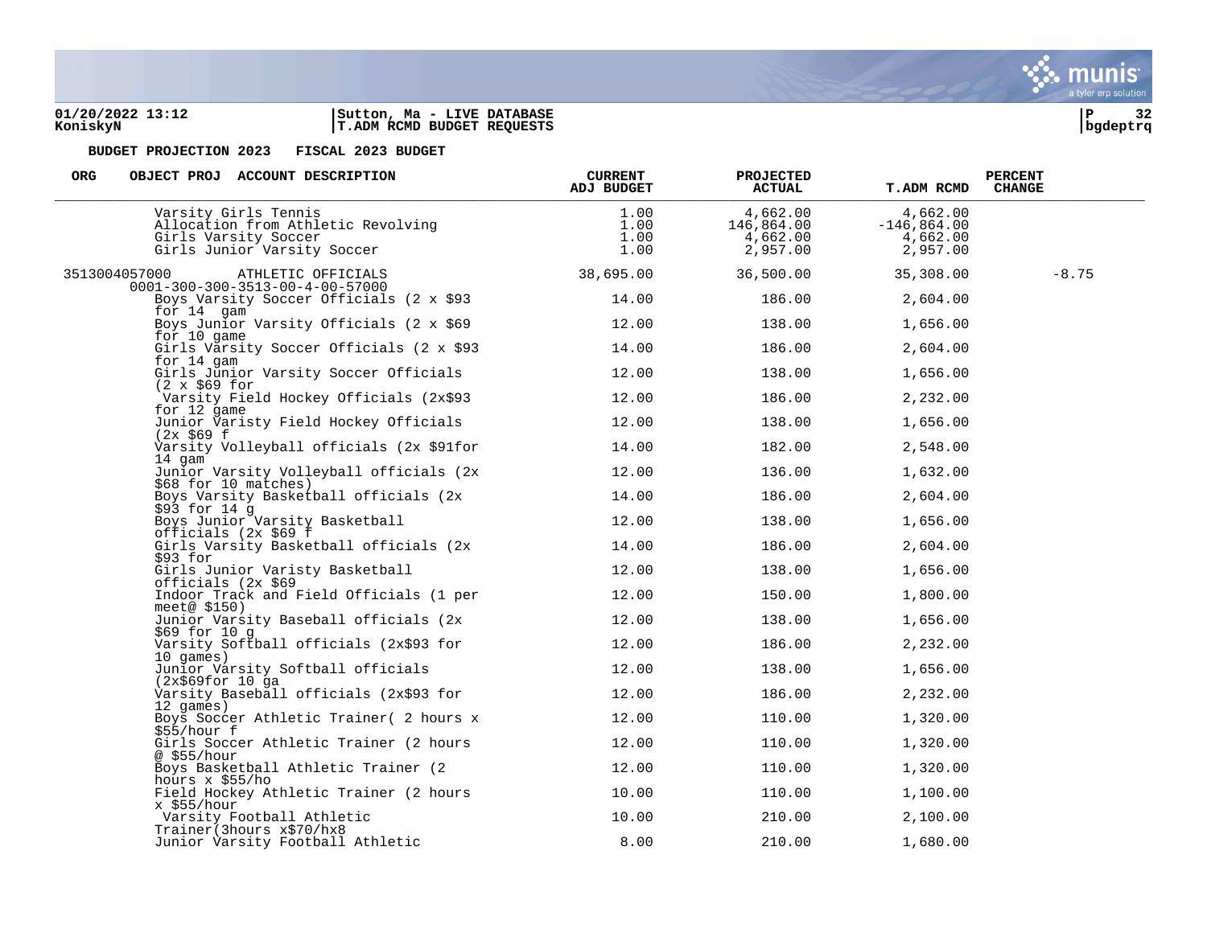**BUDGET PROJECTION 2023 FISCAL 2023 BUDGET**

| ORG | OBJECT PROJ ACCOUNT DESCRIPTION | CURRENT ADJ BUDGET | PROJECTED ACTUAL | T.ADM RCMD | PERCENT CHANGE |
|---|---|---|---|---|---|
| | Varsity Girls Tennis | 1.00 | 4,662.00 | 4,662.00 | |
| | Allocation from Athletic Revolving | 1.00 | 146,864.00 | -146,864.00 | |
| | Girls Varsity Soccer | 1.00 | 4,662.00 | 4,662.00 | |
| | Girls Junior Varsity Soccer | 1.00 | 2,957.00 | 2,957.00 | |
| 3513004057000 | ATHLETIC OFFICIALS 0001-300-300-3513-00-4-00-57000 | 38,695.00 | 36,500.00 | 35,308.00 | -8.75 |
| | Boys Varsity Soccer Officials (2 x $93 for 14 gam | 14.00 | 186.00 | 2,604.00 | |
| | Boys Junior Varsity Officials (2 x $69 for 10 game | 12.00 | 138.00 | 1,656.00 | |
| | Girls Varsity Soccer Officials (2 x $93 for 14 gam | 14.00 | 186.00 | 2,604.00 | |
| | Girls Junior Varsity Soccer Officials (2 x $69 for | 12.00 | 138.00 | 1,656.00 | |
| | Varsity Field Hockey Officials (2x$93 for 12 game | 12.00 | 186.00 | 2,232.00 | |
| | Junior Varisty Field Hockey Officials (2x $69 f | 12.00 | 138.00 | 1,656.00 | |
| | Varsity Volleyball officials (2x $91for 14 gam | 14.00 | 182.00 | 2,548.00 | |
| | Junior Varsity Volleyball officials (2x $68 for 10 matches) | 12.00 | 136.00 | 1,632.00 | |
| | Boys Varsity Basketball officials (2x $93 for 14 g | 14.00 | 186.00 | 2,604.00 | |
| | Boys Junior Varsity Basketball officials (2x $69 f | 12.00 | 138.00 | 1,656.00 | |
| | Girls Varsity Basketball officials (2x $93 for | 14.00 | 186.00 | 2,604.00 | |
| | Girls Junior Varisty Basketball officials (2x $69 | 12.00 | 138.00 | 1,656.00 | |
| | Indoor Track and Field Officials (1 per meet@ $150) | 12.00 | 150.00 | 1,800.00 | |
| | Junior Varsity Baseball officials (2x $69 for 10 g | 12.00 | 138.00 | 1,656.00 | |
| | Varsity Softball officials (2x$93 for 10 games) | 12.00 | 186.00 | 2,232.00 | |
| | Junior Varsity Softball officials (2x$69for 10 ga | 12.00 | 138.00 | 1,656.00 | |
| | Varsity Baseball officials (2x$93 for 12 games) | 12.00 | 186.00 | 2,232.00 | |
| | Boys Soccer Athletic Trainer( 2 hours x $55/hour f | 12.00 | 110.00 | 1,320.00 | |
| | Girls Soccer Athletic Trainer (2 hours @ $55/hour | 12.00 | 110.00 | 1,320.00 | |
| | Boys Basketball Athletic Trainer (2 hours x $55/ho | 12.00 | 110.00 | 1,320.00 | |
| | Field Hockey Athletic Trainer (2 hours x $55/hour | 10.00 | 110.00 | 1,100.00 | |
| | Varsity Football Athletic Trainer(3hours x$70/hx8 | 10.00 | 210.00 | 2,100.00 | |
| | Junior Varsity Football Athletic | 8.00 | 210.00 | 1,680.00 | |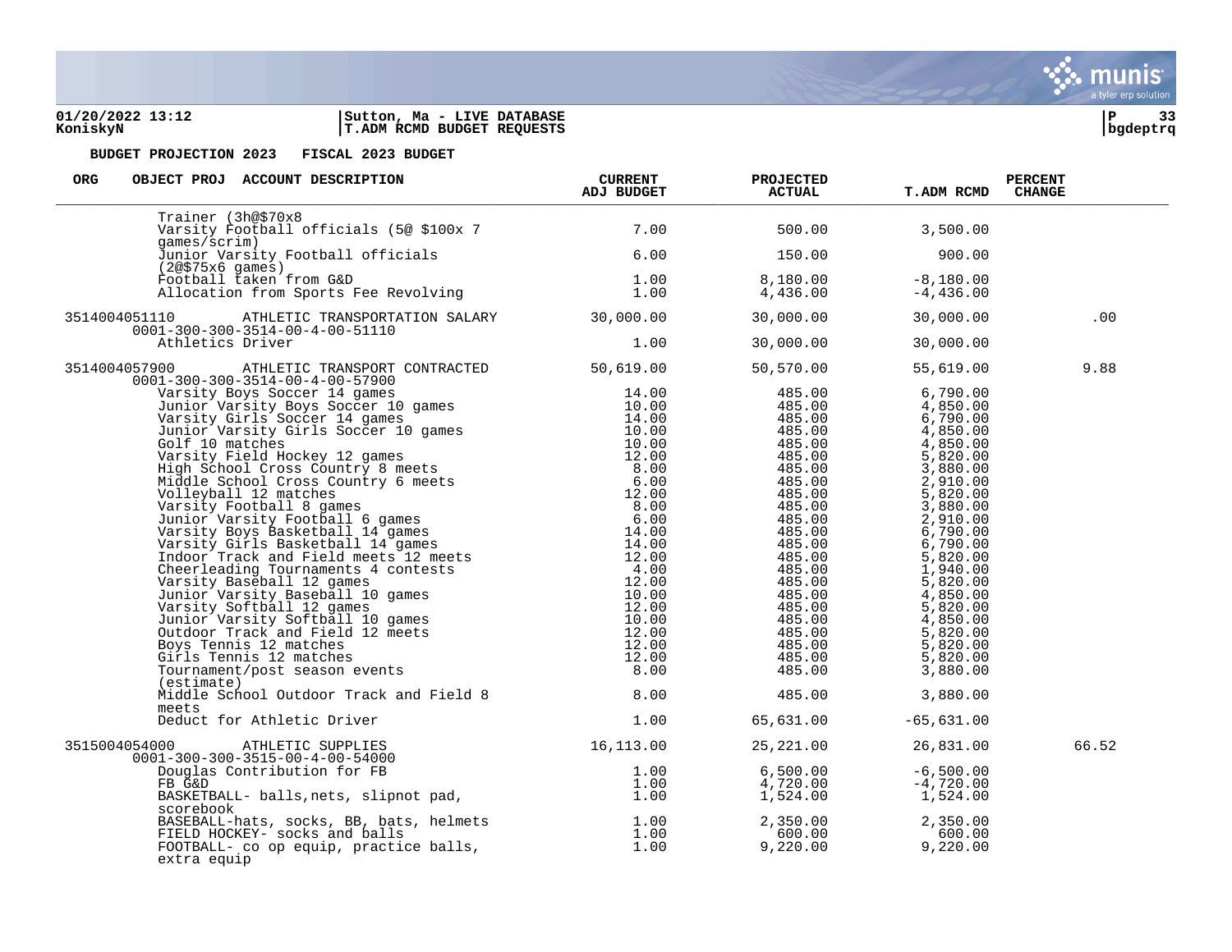**BUDGET PROJECTION 2023  FISCAL 2023 BUDGET**

| ORG | OBJECT PROJ | ACCOUNT DESCRIPTION | CURRENT ADJ BUDGET | PROJECTED ACTUAL | T.ADM RCMD | PERCENT CHANGE |
|---|---|---|---|---|---|---|
| | | Trainer (3h@$70x8 | | | | |
| | | Varsity Football officials (5@ $100x 7 games/scrim) | 7.00 | 500.00 | 3,500.00 | |
| | | Junior Varsity Football officials (2@$75x6 games) | 6.00 | 150.00 | 900.00 | |
| | | Football taken from G&D | 1.00 | 8,180.00 | -8,180.00 | |
| | | Allocation from Sports Fee Revolving | 1.00 | 4,436.00 | -4,436.00 | |
| 3514004051110 | 0001-300-300-3514-00-4-00-51110 | ATHLETIC TRANSPORTATION SALARY | 30,000.00 | 30,000.00 | 30,000.00 | .00 |
| | | Athletics Driver | 1.00 | 30,000.00 | 30,000.00 | |
| 3514004057900 | 0001-300-300-3514-00-4-00-57900 | ATHLETIC TRANSPORT CONTRACTED | 50,619.00 | 50,570.00 | 55,619.00 | 9.88 |
| | | Varsity Boys Soccer 14 games | 14.00 | 485.00 | 6,790.00 | |
| | | Junior Varsity Boys Soccer 10 games | 10.00 | 485.00 | 4,850.00 | |
| | | Varsity Girls Soccer 14 games | 14.00 | 485.00 | 6,790.00 | |
| | | Junior Varsity Girls Soccer 10 games | 10.00 | 485.00 | 4,850.00 | |
| | | Golf 10 matches | 10.00 | 485.00 | 4,850.00 | |
| | | Varsity Field Hockey 12 games | 12.00 | 485.00 | 5,820.00 | |
| | | High School Cross Country 8 meets | 8.00 | 485.00 | 3,880.00 | |
| | | Middle School Cross Country 6 meets | 6.00 | 485.00 | 2,910.00 | |
| | | Volleyball 12 matches | 12.00 | 485.00 | 5,820.00 | |
| | | Varsity Football 8 games | 8.00 | 485.00 | 3,880.00 | |
| | | Junior Varsity Football 6 games | 6.00 | 485.00 | 2,910.00 | |
| | | Varsity Boys Basketball 14 games | 14.00 | 485.00 | 6,790.00 | |
| | | Varsity Girls Basketball 14 games | 14.00 | 485.00 | 6,790.00 | |
| | | Indoor Track and Field meets 12 meets | 12.00 | 485.00 | 5,820.00 | |
| | | Cheerleading Tournaments 4 contests | 4.00 | 485.00 | 1,940.00 | |
| | | Varsity Baseball 12 games | 12.00 | 485.00 | 5,820.00 | |
| | | Junior Varsity Baseball 10 games | 10.00 | 485.00 | 4,850.00 | |
| | | Varsity Softball 12 games | 12.00 | 485.00 | 5,820.00 | |
| | | Junior Varsity Softball 10 games | 10.00 | 485.00 | 4,850.00 | |
| | | Outdoor Track and Field 12 meets | 12.00 | 485.00 | 5,820.00 | |
| | | Boys Tennis 12 matches | 12.00 | 485.00 | 5,820.00 | |
| | | Girls Tennis 12 matches | 12.00 | 485.00 | 5,820.00 | |
| | | Tournament/post season events (estimate) | 8.00 | 485.00 | 3,880.00 | |
| | | Middle School Outdoor Track and Field 8 meets | 8.00 | 485.00 | 3,880.00 | |
| | | Deduct for Athletic Driver | 1.00 | 65,631.00 | -65,631.00 | |
| 3515004054000 | 0001-300-300-3515-00-4-00-54000 | ATHLETIC SUPPLIES | 16,113.00 | 25,221.00 | 26,831.00 | 66.52 |
| | | Douglas Contribution for FB | 1.00 | 6,500.00 | -6,500.00 | |
| | | FB G&D | 1.00 | 4,720.00 | -4,720.00 | |
| | | BASKETBALL- balls,nets, slipnot pad, scorebook | 1.00 | 1,524.00 | 1,524.00 | |
| | | BASEBALL-hats, socks, BB, bats, helmets | 1.00 | 2,350.00 | 2,350.00 | |
| | | FIELD HOCKEY- socks and balls | 1.00 | 600.00 | 600.00 | |
| | | FOOTBALL- co op equip, practice balls, extra equip | 1.00 | 9,220.00 | 9,220.00 | |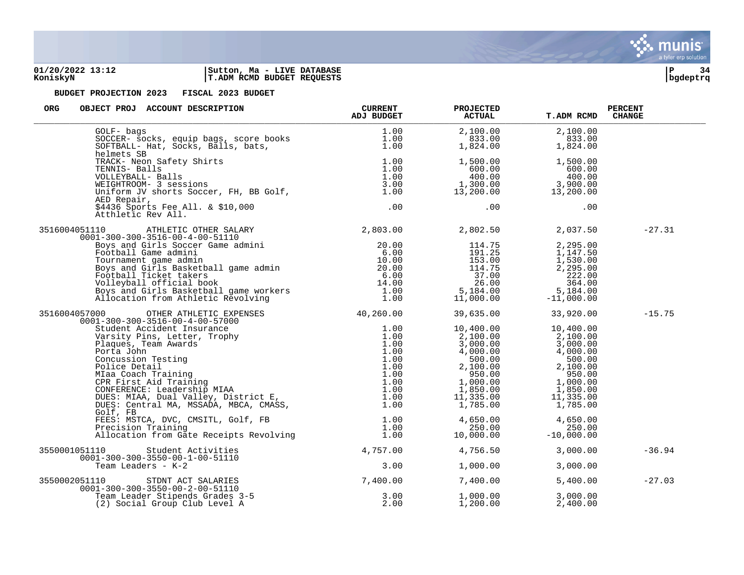**BUDGET PROJECTION 2023 FISCAL 2023 BUDGET**

| ORG | OBJECT PROJ ACCOUNT DESCRIPTION | CURRENT ADJ BUDGET | PROJECTED ACTUAL | T.ADM RCMD | PERCENT CHANGE |
|---|---|---|---|---|---|
| | GOLF- bags | 1.00 | 2,100.00 | 2,100.00 | |
| | SOCCER- socks, equip bags, score books | 1.00 | 833.00 | 833.00 | |
| | SOFTBALL- Hat, Socks, Balls, bats, helmets SB | 1.00 | 1,824.00 | 1,824.00 | |
| | TRACK- Neon Safety Shirts | 1.00 | 1,500.00 | 1,500.00 | |
| | TENNIS- Balls | 1.00 | 600.00 | 600.00 | |
| | VOLLEYBALL- Balls | 1.00 | 400.00 | 400.00 | |
| | WEIGHTROOM- 3 sessions | 3.00 | 1,300.00 | 3,900.00 | |
| | Uniform JV shorts Soccer, FH, BB Golf, AED Repair, | 1.00 | 13,200.00 | 13,200.00 | |
| | $4436 Sports Fee All. & $10,000 Atthletic Rev All. | .00 | .00 | .00 | |
| 3516004051110 | ATHLETIC OTHER SALARY<br>0001-300-300-3516-00-4-00-51110 | 2,803.00 | 2,802.50 | 2,037.50 | -27.31 |
| | Boys and Girls Soccer Game admini | 20.00 | 114.75 | 2,295.00 | |
| | Football Game admini | 6.00 | 191.25 | 1,147.50 | |
| | Tournament game admin | 10.00 | 153.00 | 1,530.00 | |
| | Boys and Girls Basketball game admin | 20.00 | 114.75 | 2,295.00 | |
| | Football Ticket takers | 6.00 | 37.00 | 222.00 | |
| | Volleyball official book | 14.00 | 26.00 | 364.00 | |
| | Boys and Girls Basketball game workers | 1.00 | 5,184.00 | 5,184.00 | |
| | Allocation from Athletic Revolving | 1.00 | 11,000.00 | -11,000.00 | |
| 3516004057000 | OTHER ATHLETIC EXPENSES<br>0001-300-300-3516-00-4-00-57000 | 40,260.00 | 39,635.00 | 33,920.00 | -15.75 |
| | Student Accident Insurance | 1.00 | 10,400.00 | 10,400.00 | |
| | Varsity Pins, Letter, Trophy | 1.00 | 2,100.00 | 2,100.00 | |
| | Plaques, Team Awards | 1.00 | 3,000.00 | 3,000.00 | |
| | Porta John | 1.00 | 4,000.00 | 4,000.00 | |
| | Concussion Testing | 1.00 | 500.00 | 500.00 | |
| | Police Detail | 1.00 | 2,100.00 | 2,100.00 | |
| | MIaa Coach Training | 1.00 | 950.00 | 950.00 | |
| | CPR First Aid Training | 1.00 | 1,000.00 | 1,000.00 | |
| | CONFERENCE: Leadership MIAA | 1.00 | 1,850.00 | 1,850.00 | |
| | DUES: MIAA, Dual Valley, District E, | 1.00 | 11,335.00 | 11,335.00 | |
| | DUES: Central MA, MSSADA, MBCA, CMASS, Golf, FB | 1.00 | 1,785.00 | 1,785.00 | |
| | FEES: MSTCA, DVC, CMSITL, Golf, FB | 1.00 | 4,650.00 | 4,650.00 | |
| | Precision Training | 1.00 | 250.00 | 250.00 | |
| | Allocation from Gate Receipts Revolving | 1.00 | 10,000.00 | -10,000.00 | |
| 3550001051110 | Student Activities<br>0001-300-300-3550-00-1-00-51110 | 4,757.00 | 4,756.50 | 3,000.00 | -36.94 |
| | Team Leaders - K-2 | 3.00 | 1,000.00 | 3,000.00 | |
| 3550002051110 | STDNT ACT SALARIES<br>0001-300-300-3550-00-2-00-51110 | 7,400.00 | 7,400.00 | 5,400.00 | -27.03 |
| | Team Leader Stipends Grades 3-5 | 3.00 | 1,000.00 | 3,000.00 | |
| | (2) Social Group Club Level A | 2.00 | 1,200.00 | 2,400.00 | |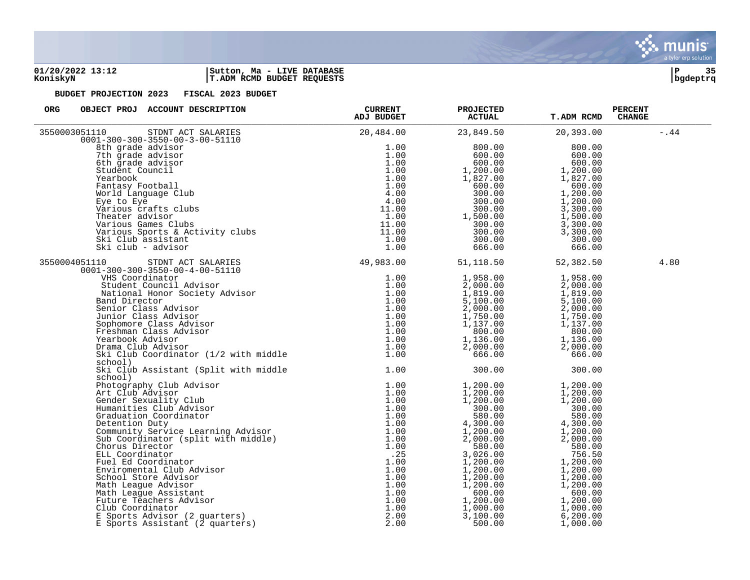01/20/2022 13:12 | Sutton, Ma - LIVE DATABASE
KoniskyN | T.ADM RCMD BUDGET REQUESTS

**BUDGET PROJECTION 2023 FISCAL 2023 BUDGET**

| ORG | OBJECT PROJ ACCOUNT DESCRIPTION | CURRENT ADJ BUDGET | PROJECTED ACTUAL | T.ADM RCMD | PERCENT CHANGE |
|---|---|---|---|---|---|
| 3550003051110 | STDNT ACT SALARIES | 20,484.00 | 23,849.50 | 20,393.00 | -.44 |
| | 0001-300-300-3550-00-3-00-51110 | | | | |
| | 8th grade advisor | 1.00 | 800.00 | 800.00 | |
| | 7th grade advisor | 1.00 | 600.00 | 600.00 | |
| | 6th grade advisor | 1.00 | 600.00 | 600.00 | |
| | Student Council | 1.00 | 1,200.00 | 1,200.00 | |
| | Yearbook | 1.00 | 1,827.00 | 1,827.00 | |
| | Fantasy Football | 1.00 | 600.00 | 600.00 | |
| | World Language Club | 4.00 | 300.00 | 1,200.00 | |
| | Eye to Eye | 4.00 | 300.00 | 1,200.00 | |
| | Various crafts clubs | 11.00 | 300.00 | 3,300.00 | |
| | Theater advisor | 1.00 | 1,500.00 | 1,500.00 | |
| | Various Games Clubs | 11.00 | 300.00 | 3,300.00 | |
| | Various Sports & Activity clubs | 11.00 | 300.00 | 3,300.00 | |
| | Ski Club assistant | 1.00 | 300.00 | 300.00 | |
| | Ski club - advisor | 1.00 | 666.00 | 666.00 | |
| 3550004051110 | STDNT ACT SALARIES | 49,983.00 | 51,118.50 | 52,382.50 | 4.80 |
| | 0001-300-300-3550-00-4-00-51110 | | | | |
| | VHS Coordinator | 1.00 | 1,958.00 | 1,958.00 | |
| | Student Council Advisor | 1.00 | 2,000.00 | 2,000.00 | |
| | National Honor Society Advisor | 1.00 | 1,819.00 | 1,819.00 | |
| | Band Director | 1.00 | 5,100.00 | 5,100.00 | |
| | Senior Class Advisor | 1.00 | 2,000.00 | 2,000.00 | |
| | Junior Class Advisor | 1.00 | 1,750.00 | 1,750.00 | |
| | Sophomore Class Advisor | 1.00 | 1,137.00 | 1,137.00 | |
| | Freshman Class Advisor | 1.00 | 800.00 | 800.00 | |
| | Yearbook Advisor | 1.00 | 1,136.00 | 1,136.00 | |
| | Drama Club Advisor | 1.00 | 2,000.00 | 2,000.00 | |
| | Ski Club Coordinator (1/2 with middle school) | 1.00 | 666.00 | 666.00 | |
| | Ski Club Assistant (Split with middle school) | 1.00 | 300.00 | 300.00 | |
| | Photography Club Advisor | 1.00 | 1,200.00 | 1,200.00 | |
| | Art Club Advisor | 1.00 | 1,200.00 | 1,200.00 | |
| | Gender Sexuality Club | 1.00 | 1,200.00 | 1,200.00 | |
| | Humanities Club Advisor | 1.00 | 300.00 | 300.00 | |
| | Graduation Coordinator | 1.00 | 580.00 | 580.00 | |
| | Detention Duty | 1.00 | 4,300.00 | 4,300.00 | |
| | Community Service Learning Advisor | 1.00 | 1,200.00 | 1,200.00 | |
| | Sub Coordinator (split with middle) | 1.00 | 2,000.00 | 2,000.00 | |
| | Chorus Director | 1.00 | 580.00 | 580.00 | |
| | ELL Coordinator | .25 | 3,026.00 | 756.50 | |
| | Fuel Ed Coordinator | 1.00 | 1,200.00 | 1,200.00 | |
| | Enviromental Club Advisor | 1.00 | 1,200.00 | 1,200.00 | |
| | School Store Advisor | 1.00 | 1,200.00 | 1,200.00 | |
| | Math League Advisor | 1.00 | 1,200.00 | 1,200.00 | |
| | Math League Assistant | 1.00 | 600.00 | 600.00 | |
| | Future Teachers Advisor | 1.00 | 1,200.00 | 1,200.00 | |
| | Club Coordinator | 1.00 | 1,000.00 | 1,000.00 | |
| | E Sports Advisor (2 quarters) | 2.00 | 3,100.00 | 6,200.00 | |
| | E Sports Assistant (2 quarters) | 2.00 | 500.00 | 1,000.00 | |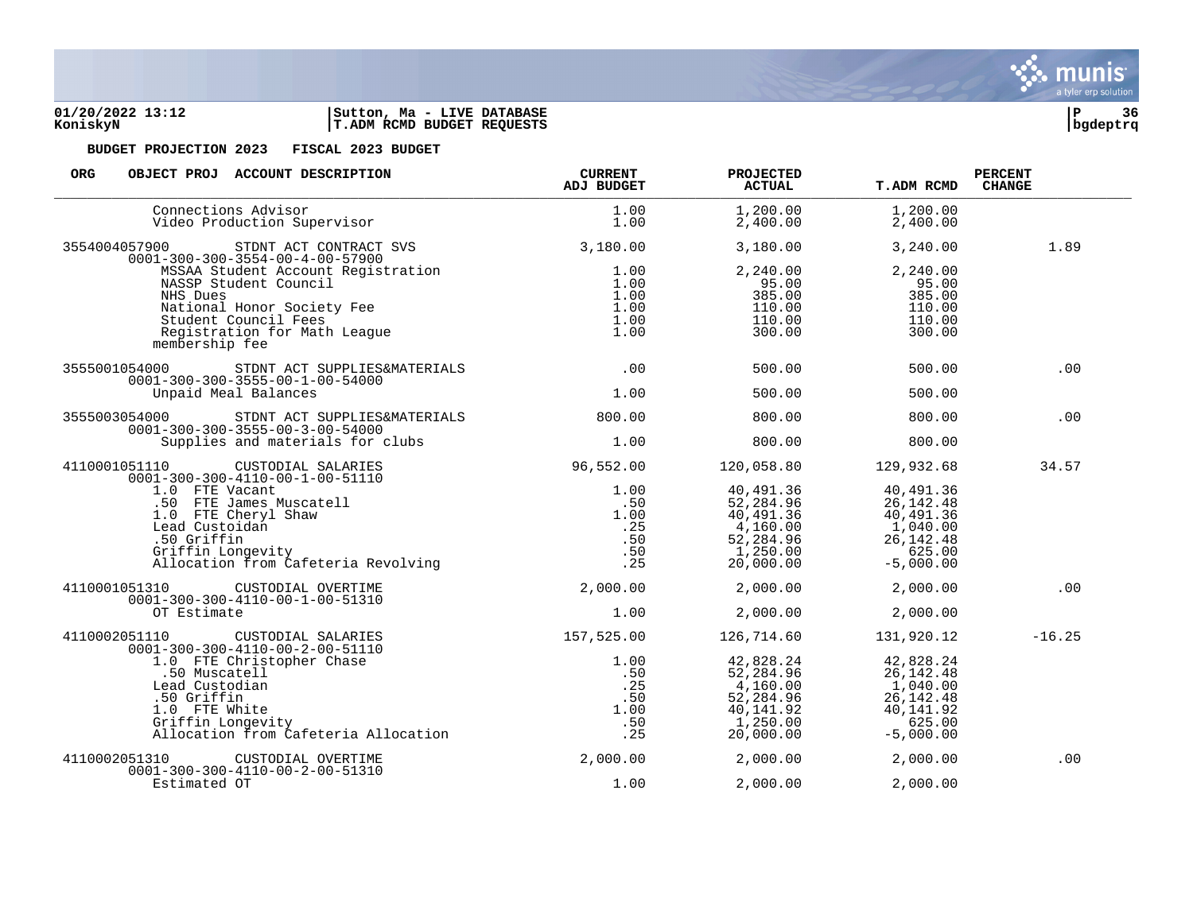**01/20/2022 13:12** | **Sutton, Ma - LIVE DATABASE**
**KoniskyN** | **T.ADM RCMD BUDGET REQUESTS**

**BUDGET PROJECTION 2023 FISCAL 2023 BUDGET**

| ORG | OBJECT PROJ ACCOUNT DESCRIPTION | CURRENT ADJ BUDGET | PROJECTED ACTUAL | T.ADM RCMD | PERCENT CHANGE |
|---|---|---|---|---|---|
| | Connections Advisor | 1.00 | 1,200.00 | 1,200.00 | |
| | Video Production Supervisor | 1.00 | 2,400.00 | 2,400.00 | |
| 3554004057900 | STDNT ACT CONTRACT SVS | 3,180.00 | 3,180.00 | 3,240.00 | 1.89 |
| | 0001-300-300-3554-00-4-00-57900 | | | | |
| | MSSAA Student Account Registration | 1.00 | 2,240.00 | 2,240.00 | |
| | NASSP Student Council | 1.00 | 95.00 | 95.00 | |
| | NHS Dues | 1.00 | 385.00 | 385.00 | |
| | National Honor Society Fee | 1.00 | 110.00 | 110.00 | |
| | Student Council Fees | 1.00 | 110.00 | 110.00 | |
| | Registration for Math League membership fee | 1.00 | 300.00 | 300.00 | |
| 3555001054000 | STDNT ACT SUPPLIES&MATERIALS | .00 | 500.00 | 500.00 | .00 |
| | 0001-300-300-3555-00-1-00-54000 | | | | |
| | Unpaid Meal Balances | 1.00 | 500.00 | 500.00 | |
| 3555003054000 | STDNT ACT SUPPLIES&MATERIALS | 800.00 | 800.00 | 800.00 | .00 |
| | 0001-300-300-3555-00-3-00-54000 | | | | |
| | Supplies and materials for clubs | 1.00 | 800.00 | 800.00 | |
| 4110001051110 | CUSTODIAL SALARIES | 96,552.00 | 120,058.80 | 129,932.68 | 34.57 |
| | 0001-300-300-4110-00-1-00-51110 | | | | |
| | 1.0 FTE Vacant | 1.00 | 40,491.36 | 40,491.36 | |
| | .50 FTE James Muscatell | .50 | 52,284.96 | 26,142.48 | |
| | 1.0 FTE Cheryl Shaw | 1.00 | 40,491.36 | 40,491.36 | |
| | Lead Custoidan | .25 | 4,160.00 | 1,040.00 | |
| | .50 Griffin | .50 | 52,284.96 | 26,142.48 | |
| | Griffin Longevity | .50 | 1,250.00 | 625.00 | |
| | Allocation from Cafeteria Revolving | .25 | 20,000.00 | -5,000.00 | |
| 4110001051310 | CUSTODIAL OVERTIME | 2,000.00 | 2,000.00 | 2,000.00 | .00 |
| | 0001-300-300-4110-00-1-00-51310 | | | | |
| | OT Estimate | 1.00 | 2,000.00 | 2,000.00 | |
| 4110002051110 | CUSTODIAL SALARIES | 157,525.00 | 126,714.60 | 131,920.12 | -16.25 |
| | 0001-300-300-4110-00-2-00-51110 | | | | |
| | 1.0 FTE Christopher Chase | 1.00 | 42,828.24 | 42,828.24 | |
| | .50 Muscatell | .50 | 52,284.96 | 26,142.48 | |
| | Lead Custodian | .25 | 4,160.00 | 1,040.00 | |
| | .50 Griffin | .50 | 52,284.96 | 26,142.48 | |
| | 1.0 FTE White | 1.00 | 40,141.92 | 40,141.92 | |
| | Griffin Longevity | .50 | 1,250.00 | 625.00 | |
| | Allocation from Cafeteria Allocation | .25 | 20,000.00 | -5,000.00 | |
| 4110002051310 | CUSTODIAL OVERTIME | 2,000.00 | 2,000.00 | 2,000.00 | .00 |
| | 0001-300-300-4110-00-2-00-51310 | | | | |
| | Estimated OT | 1.00 | 2,000.00 | 2,000.00 | |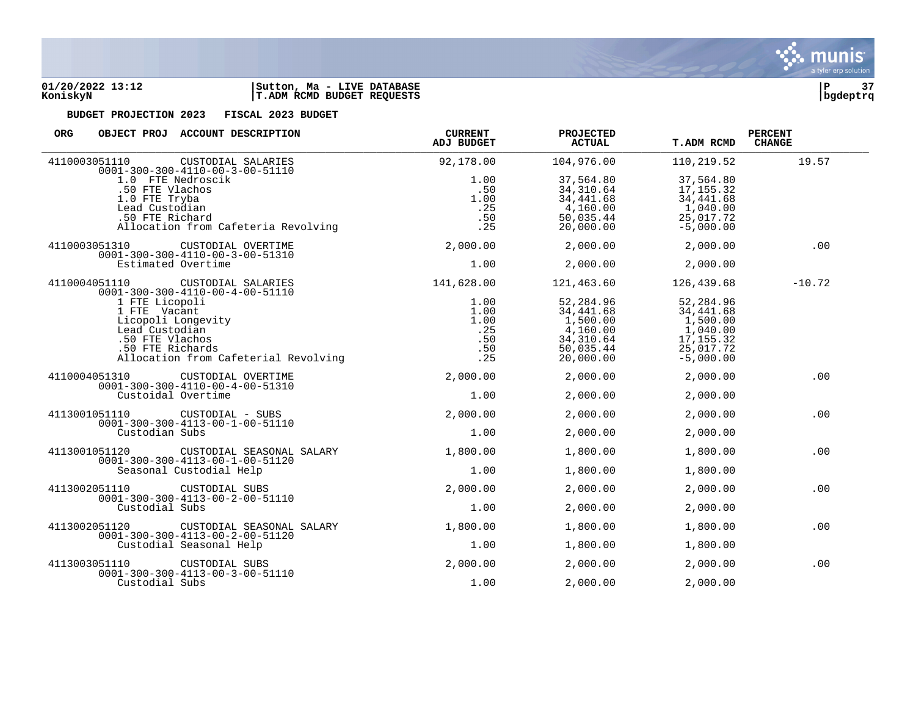**01/20/2022 13:12**
**KoniskyN**

**Sutton, Ma - LIVE DATABASE**
**T.ADM RCMD BUDGET REQUESTS**

**bgdeptrq**

**BUDGET PROJECTION 2023 FISCAL 2023 BUDGET**

| ORG | OBJECT PROJ | ACCOUNT DESCRIPTION | CURRENT ADJ BUDGET | PROJECTED ACTUAL | T.ADM RCMD | PERCENT CHANGE |
|---|---|---|---|---|---|---|
| 4110003051110 | | CUSTODIAL SALARIES | 92,178.00 | 104,976.00 | 110,219.52 | 19.57 |
| | 0001-300-300-4110-00-3-00-51110 | | | | | |
| | | 1.0 FTE Nedroscik | 1.00 | 37,564.80 | 37,564.80 | |
| | | .50 FTE Vlachos | .50 | 34,310.64 | 17,155.32 | |
| | | 1.0 FTE Tryba | 1.00 | 34,441.68 | 34,441.68 | |
| | | Lead Custodian | .25 | 4,160.00 | 1,040.00 | |
| | | .50 FTE Richard | .50 | 50,035.44 | 25,017.72 | |
| | | Allocation from Cafeteria Revolving | .25 | 20,000.00 | -5,000.00 | |
| 4110003051310 | | CUSTODIAL OVERTIME | 2,000.00 | 2,000.00 | 2,000.00 | .00 |
| | 0001-300-300-4110-00-3-00-51310 | | | | | |
| | | Estimated Overtime | 1.00 | 2,000.00 | 2,000.00 | |
| 4110004051110 | | CUSTODIAL SALARIES | 141,628.00 | 121,463.60 | 126,439.68 | -10.72 |
| | 0001-300-300-4110-00-4-00-51110 | | | | | |
| | | 1 FTE Licopoli | 1.00 | 52,284.96 | 52,284.96 | |
| | | 1 FTE Vacant | 1.00 | 34,441.68 | 34,441.68 | |
| | | Licopoli Longevity | 1.00 | 1,500.00 | 1,500.00 | |
| | | Lead Custodian | .25 | 4,160.00 | 1,040.00 | |
| | | .50 FTE Vlachos | .50 | 34,310.64 | 17,155.32 | |
| | | .50 FTE Richards | .50 | 50,035.44 | 25,017.72 | |
| | | Allocation from Cafeterial Revolving | .25 | 20,000.00 | -5,000.00 | |
| 4110004051310 | | CUSTODIAL OVERTIME | 2,000.00 | 2,000.00 | 2,000.00 | .00 |
| | 0001-300-300-4110-00-4-00-51310 | | | | | |
| | | Custoidal Overtime | 1.00 | 2,000.00 | 2,000.00 | |
| 4113001051110 | | CUSTODIAL - SUBS | 2,000.00 | 2,000.00 | 2,000.00 | .00 |
| | 0001-300-300-4113-00-1-00-51110 | | | | | |
| | | Custodian Subs | 1.00 | 2,000.00 | 2,000.00 | |
| 4113001051120 | | CUSTODIAL SEASONAL SALARY | 1,800.00 | 1,800.00 | 1,800.00 | .00 |
| | 0001-300-300-4113-00-1-00-51120 | | | | | |
| | | Seasonal Custodial Help | 1.00 | 1,800.00 | 1,800.00 | |
| 4113002051110 | | CUSTODIAL SUBS | 2,000.00 | 2,000.00 | 2,000.00 | .00 |
| | 0001-300-300-4113-00-2-00-51110 | | | | | |
| | | Custodial Subs | 1.00 | 2,000.00 | 2,000.00 | |
| 4113002051120 | | CUSTODIAL SEASONAL SALARY | 1,800.00 | 1,800.00 | 1,800.00 | .00 |
| | 0001-300-300-4113-00-2-00-51120 | | | | | |
| | | Custodial Seasonal Help | 1.00 | 1,800.00 | 1,800.00 | |
| 4113003051110 | | CUSTODIAL SUBS | 2,000.00 | 2,000.00 | 2,000.00 | .00 |
| | 0001-300-300-4113-00-3-00-51110 | | | | | |
| | | Custodial Subs | 1.00 | 2,000.00 | 2,000.00 | |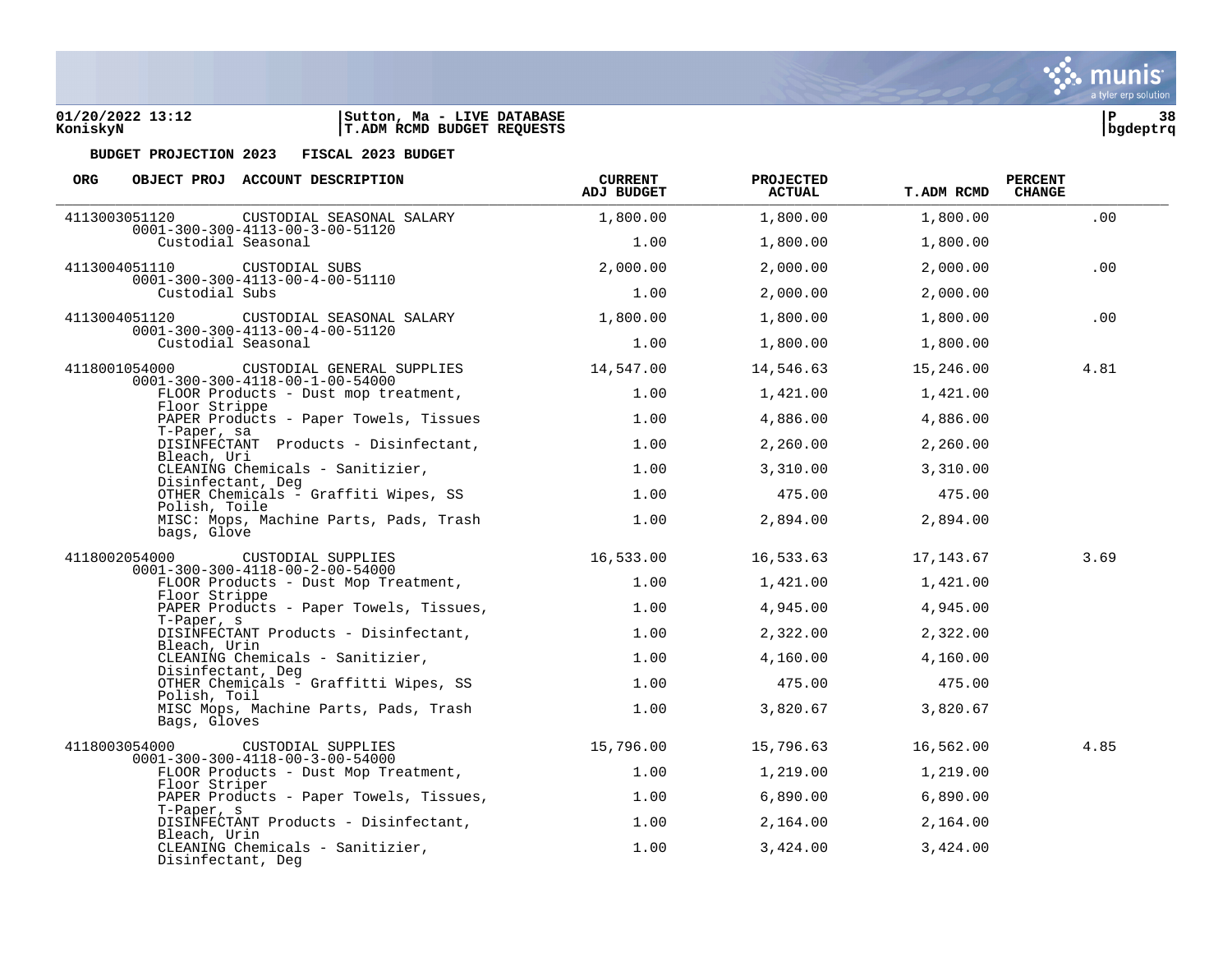01/20/2022 13:12 | Sutton, Ma - LIVE DATABASE
KoniskyN | T.ADM RCMD BUDGET REQUESTS

**BUDGET PROJECTION 2023 FISCAL 2023 BUDGET**

| ORG | OBJECT PROJ | ACCOUNT DESCRIPTION | CURRENT ADJ BUDGET | PROJECTED ACTUAL | T.ADM RCMD | PERCENT CHANGE |
|---|---|---|---|---|---|---|
| 4113003051120 | | CUSTODIAL SEASONAL SALARY | 1,800.00 | 1,800.00 | 1,800.00 | .00 |
| | 0001-300-300-4113-00-3-00-51120 | Custodial Seasonal | 1.00 | 1,800.00 | 1,800.00 | |
| 4113004051110 | | CUSTODIAL SUBS | 2,000.00 | 2,000.00 | 2,000.00 | .00 |
| | 0001-300-300-4113-00-4-00-51110 | Custodial Subs | 1.00 | 2,000.00 | 2,000.00 | |
| 4113004051120 | | CUSTODIAL SEASONAL SALARY | 1,800.00 | 1,800.00 | 1,800.00 | .00 |
| | 0001-300-300-4113-00-4-00-51120 | Custodial Seasonal | 1.00 | 1,800.00 | 1,800.00 | |
| 4118001054000 | | CUSTODIAL GENERAL SUPPLIES | 14,547.00 | 14,546.63 | 15,246.00 | 4.81 |
| | 0001-300-300-4118-00-1-00-54000 | FLOOR Products - Dust mop treatment, Floor Strippe | 1.00 | 1,421.00 | 1,421.00 | |
| | | PAPER Products - Paper Towels, Tissues T-Paper, sa | 1.00 | 4,886.00 | 4,886.00 | |
| | | DISINFECTANT Products - Disinfectant, Bleach, Uri | 1.00 | 2,260.00 | 2,260.00 | |
| | | CLEANING Chemicals - Sanitizier, Disinfectant, Deg | 1.00 | 3,310.00 | 3,310.00 | |
| | | OTHER Chemicals - Graffiti Wipes, SS Polish, Toile | 1.00 | 475.00 | 475.00 | |
| | | MISC: Mops, Machine Parts, Pads, Trash bags, Glove | 1.00 | 2,894.00 | 2,894.00 | |
| 4118002054000 | | CUSTODIAL SUPPLIES | 16,533.00 | 16,533.63 | 17,143.67 | 3.69 |
| | 0001-300-300-4118-00-2-00-54000 | FLOOR Products - Dust Mop Treatment, Floor Strippe | 1.00 | 1,421.00 | 1,421.00 | |
| | | PAPER Products - Paper Towels, Tissues, T-Paper, s | 1.00 | 4,945.00 | 4,945.00 | |
| | | DISINFECTANT Products - Disinfectant, Bleach, Urin | 1.00 | 2,322.00 | 2,322.00 | |
| | | CLEANING Chemicals - Sanitizier, Disinfectant, Deg | 1.00 | 4,160.00 | 4,160.00 | |
| | | OTHER Chemicals - Graffiti Wipes, SS Polish, Toil | 1.00 | 475.00 | 475.00 | |
| | | MISC Mops, Machine Parts, Pads, Trash Bags, Gloves | 1.00 | 3,820.67 | 3,820.67 | |
| 4118003054000 | | CUSTODIAL SUPPLIES | 15,796.00 | 15,796.63 | 16,562.00 | 4.85 |
| | 0001-300-300-4118-00-3-00-54000 | FLOOR Products - Dust Mop Treatment, Floor Striper | 1.00 | 1,219.00 | 1,219.00 | |
| | | PAPER Products - Paper Towels, Tissues, T-Paper, s | 1.00 | 6,890.00 | 6,890.00 | |
| | | DISINFECTANT Products - Disinfectant, Bleach, Urin | 1.00 | 2,164.00 | 2,164.00 | |
| | | CLEANING Chemicals - Sanitizier, Disinfectant, Deg | 1.00 | 3,424.00 | 3,424.00 | |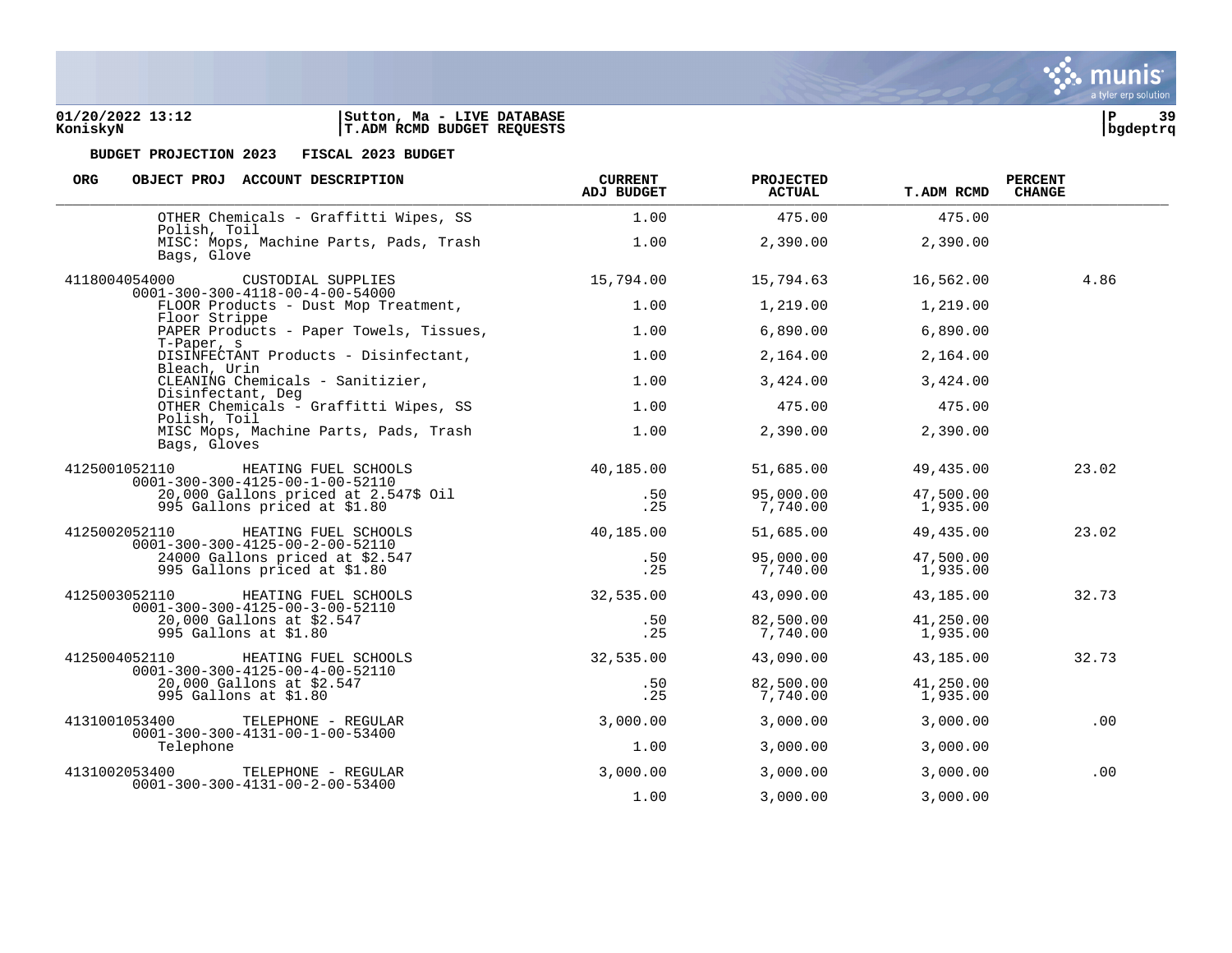**BUDGET PROJECTION 2023 FISCAL 2023 BUDGET**

| ORG | OBJECT PROJ ACCOUNT DESCRIPTION | CURRENT ADJ BUDGET | PROJECTED ACTUAL | T.ADM RCMD | PERCENT CHANGE |
|---|---|---|---|---|---|
| | OTHER Chemicals - Graffitti Wipes, SS Polish, Toil | 1.00 | 475.00 | 475.00 | |
| | MISC: Mops, Machine Parts, Pads, Trash Bags, Glove | 1.00 | 2,390.00 | 2,390.00 | |
| 4118004054000 | CUSTODIAL SUPPLIES 0001-300-300-4118-00-4-00-54000 | 15,794.00 | 15,794.63 | 16,562.00 | 4.86 |
| | FLOOR Products - Dust Mop Treatment, Floor Strippe | 1.00 | 1,219.00 | 1,219.00 | |
| | PAPER Products - Paper Towels, Tissues, T-Paper, s | 1.00 | 6,890.00 | 6,890.00 | |
| | DISINFECTANT Products - Disinfectant, Bleach, Urin | 1.00 | 2,164.00 | 2,164.00 | |
| | CLEANING Chemicals - Sanitizier, Disinfectant, Deg | 1.00 | 3,424.00 | 3,424.00 | |
| | OTHER Chemicals - Graffitti Wipes, SS Polish, Toil | 1.00 | 475.00 | 475.00 | |
| | MISC Mops, Machine Parts, Pads, Trash Bags, Gloves | 1.00 | 2,390.00 | 2,390.00 | |
| 4125001052110 | HEATING FUEL SCHOOLS 0001-300-300-4125-00-1-00-52110 | 40,185.00 | 51,685.00 | 49,435.00 | 23.02 |
| | 20,000 Gallons priced at 2.547$ Oil | .50 | 95,000.00 | 47,500.00 | |
| | 995 Gallons priced at $1.80 | .25 | 7,740.00 | 1,935.00 | |
| 4125002052110 | HEATING FUEL SCHOOLS 0001-300-300-4125-00-2-00-52110 | 40,185.00 | 51,685.00 | 49,435.00 | 23.02 |
| | 24000 Gallons priced at $2.547 | .50 | 95,000.00 | 47,500.00 | |
| | 995 Gallons priced at $1.80 | .25 | 7,740.00 | 1,935.00 | |
| 4125003052110 | HEATING FUEL SCHOOLS 0001-300-300-4125-00-3-00-52110 | 32,535.00 | 43,090.00 | 43,185.00 | 32.73 |
| | 20,000 Gallons at $2.547 | .50 | 82,500.00 | 41,250.00 | |
| | 995 Gallons at $1.80 | .25 | 7,740.00 | 1,935.00 | |
| 4125004052110 | HEATING FUEL SCHOOLS 0001-300-300-4125-00-4-00-52110 | 32,535.00 | 43,090.00 | 43,185.00 | 32.73 |
| | 20,000 Gallons at $2.547 | .50 | 82,500.00 | 41,250.00 | |
| | 995 Gallons at $1.80 | .25 | 7,740.00 | 1,935.00 | |
| 4131001053400 | TELEPHONE - REGULAR 0001-300-300-4131-00-1-00-53400 | 3,000.00 | 3,000.00 | 3,000.00 | .00 |
| | Telephone | 1.00 | 3,000.00 | 3,000.00 | |
| 4131002053400 | TELEPHONE - REGULAR 0001-300-300-4131-00-2-00-53400 | 3,000.00 | 3,000.00 | 3,000.00 | .00 |
| | | 1.00 | 3,000.00 | 3,000.00 | |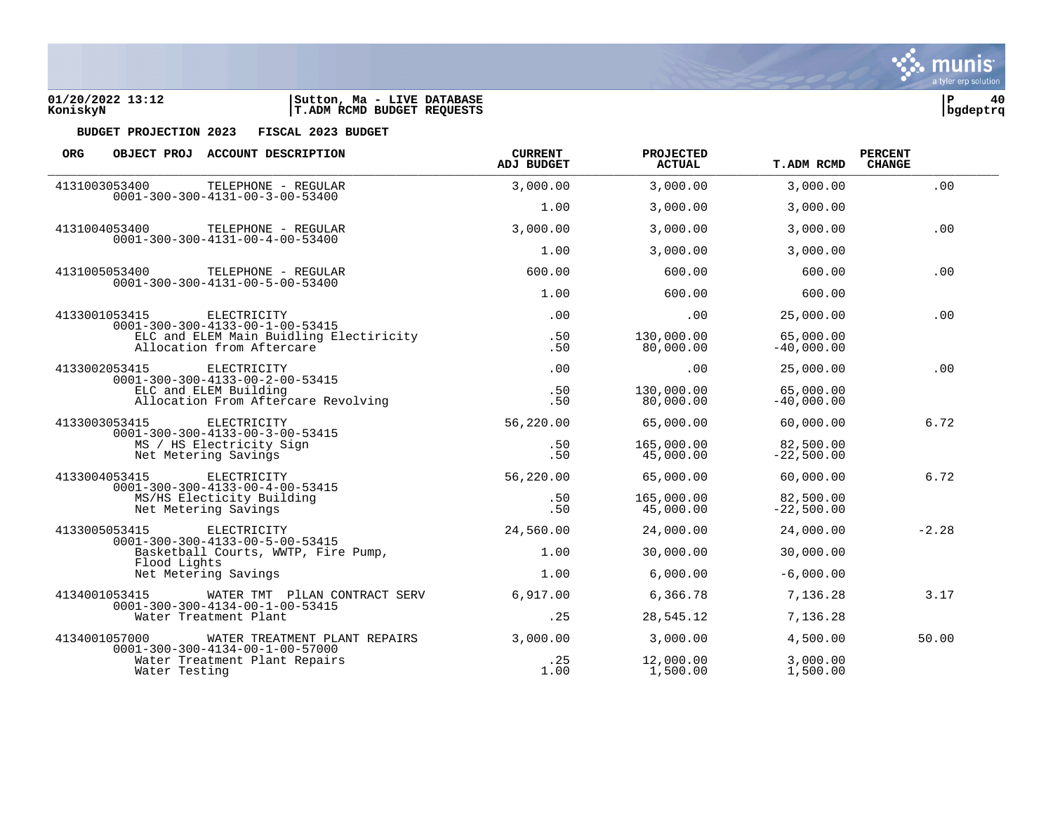01/20/2022 13:12 | Sutton, Ma - LIVE DATABASE
KoniskyN | T.ADM RCMD BUDGET REQUESTS

**BUDGET PROJECTION 2023 FISCAL 2023 BUDGET**

| ORG | OBJECT PROJ | ACCOUNT DESCRIPTION | CURRENT ADJ BUDGET | PROJECTED ACTUAL | T.ADM RCMD | PERCENT CHANGE |
|---|---|---|---|---|---|---|
| 4131003053400 | | TELEPHONE - REGULAR | 3,000.00 | 3,000.00 | 3,000.00 | .00 |
| | 0001-300-300-4131-00-3-00-53400 | | 1.00 | 3,000.00 | 3,000.00 | |
| 4131004053400 | | TELEPHONE - REGULAR | 3,000.00 | 3,000.00 | 3,000.00 | .00 |
| | 0001-300-300-4131-00-4-00-53400 | | 1.00 | 3,000.00 | 3,000.00 | |
| 4131005053400 | | TELEPHONE - REGULAR | 600.00 | 600.00 | 600.00 | .00 |
| | 0001-300-300-4131-00-5-00-53400 | | 1.00 | 600.00 | 600.00 | |
| 4133001053415 | | ELECTRICITY | .00 | .00 | 25,000.00 | .00 |
| | 0001-300-300-4133-00-1-00-53415 | | | | | |
| | | ELC and ELEM Main Buidling Electiricity | .50 | 130,000.00 | 65,000.00 | |
| | | Allocation from Aftercare | .50 | 80,000.00 | -40,000.00 | |
| 4133002053415 | | ELECTRICITY | .00 | .00 | 25,000.00 | .00 |
| | 0001-300-300-4133-00-2-00-53415 | | | | | |
| | | ELC and ELEM Building | .50 | 130,000.00 | 65,000.00 | |
| | | Allocation From Aftercare Revolving | .50 | 80,000.00 | -40,000.00 | |
| 4133003053415 | | ELECTRICITY | 56,220.00 | 65,000.00 | 60,000.00 | 6.72 |
| | 0001-300-300-4133-00-3-00-53415 | | | | | |
| | | MS / HS Electricity Sign | .50 | 165,000.00 | 82,500.00 | |
| | | Net Metering Savings | .50 | 45,000.00 | -22,500.00 | |
| 4133004053415 | | ELECTRICITY | 56,220.00 | 65,000.00 | 60,000.00 | 6.72 |
| | 0001-300-300-4133-00-4-00-53415 | | | | | |
| | | MS/HS Electicity Building | .50 | 165,000.00 | 82,500.00 | |
| | | Net Metering Savings | .50 | 45,000.00 | -22,500.00 | |
| 4133005053415 | | ELECTRICITY | 24,560.00 | 24,000.00 | 24,000.00 | -2.28 |
| | 0001-300-300-4133-00-5-00-53415 | | | | | |
| | | Basketball Courts, WWTP, Fire Pump, Flood Lights | 1.00 | 30,000.00 | 30,000.00 | |
| | | Net Metering Savings | 1.00 | 6,000.00 | -6,000.00 | |
| 4134001053415 | | WATER TMT PlLAN CONTRACT SERV | 6,917.00 | 6,366.78 | 7,136.28 | 3.17 |
| | 0001-300-300-4134-00-1-00-53415 | | | | | |
| | | Water Treatment Plant | .25 | 28,545.12 | 7,136.28 | |
| 4134001057000 | | WATER TREATMENT PLANT REPAIRS | 3,000.00 | 3,000.00 | 4,500.00 | 50.00 |
| | 0001-300-300-4134-00-1-00-57000 | | | | | |
| | | Water Treatment Plant Repairs | .25 | 12,000.00 | 3,000.00 | |
| | | Water Testing | 1.00 | 1,500.00 | 1,500.00 | |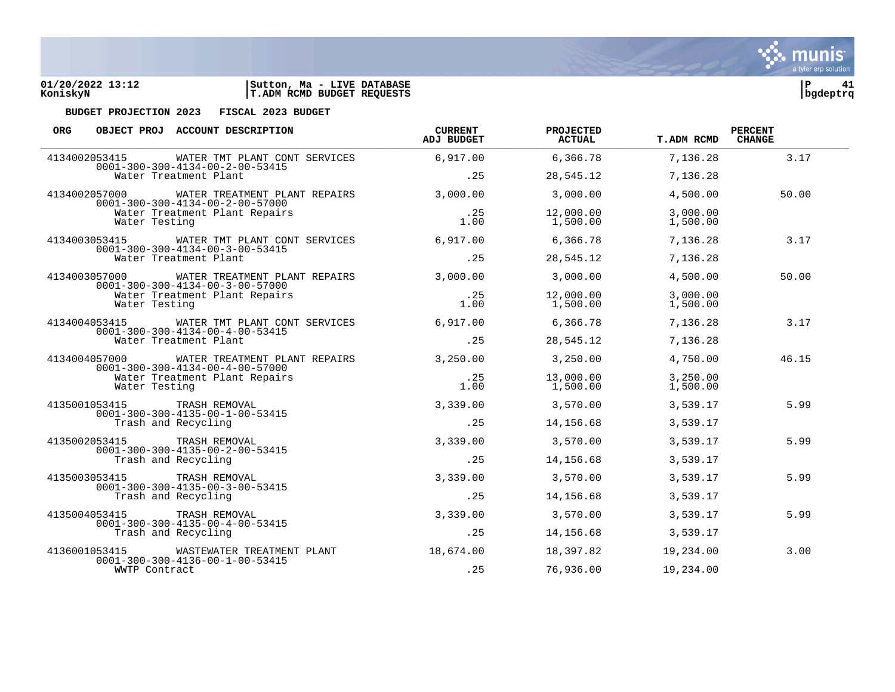01/20/2022 13:12 | Sutton, Ma - LIVE DATABASE
KoniskyN | T.ADM RCMD BUDGET REQUESTS | bgdeptrq

**BUDGET PROJECTION 2023 FISCAL 2023 BUDGET**

| ORG | OBJECT PROJ | ACCOUNT DESCRIPTION | CURRENT ADJ BUDGET | PROJECTED ACTUAL | T.ADM RCMD | PERCENT CHANGE |
|---|---|---|---|---|---|---|
| 4134002053415 | | WATER TMT PLANT CONT SERVICES | 6,917.00 | 6,366.78 | 7,136.28 | 3.17 |
| | 0001-300-300-4134-00-2-00-53415 | | | | | |
| | Water Treatment Plant | | .25 | 28,545.12 | 7,136.28 | |
| 4134002057000 | | WATER TREATMENT PLANT REPAIRS | 3,000.00 | 3,000.00 | 4,500.00 | 50.00 |
| | 0001-300-300-4134-00-2-00-57000 | | | | | |
| | Water Treatment Plant Repairs | | .25 | 12,000.00 | 3,000.00 | |
| | Water Testing | | 1.00 | 1,500.00 | 1,500.00 | |
| 4134003053415 | | WATER TMT PLANT CONT SERVICES | 6,917.00 | 6,366.78 | 7,136.28 | 3.17 |
| | 0001-300-300-4134-00-3-00-53415 | | | | | |
| | Water Treatment Plant | | .25 | 28,545.12 | 7,136.28 | |
| 4134003057000 | | WATER TREATMENT PLANT REPAIRS | 3,000.00 | 3,000.00 | 4,500.00 | 50.00 |
| | 0001-300-300-4134-00-3-00-57000 | | | | | |
| | Water Treatment Plant Repairs | | .25 | 12,000.00 | 3,000.00 | |
| | Water Testing | | 1.00 | 1,500.00 | 1,500.00 | |
| 4134004053415 | | WATER TMT PLANT CONT SERVICES | 6,917.00 | 6,366.78 | 7,136.28 | 3.17 |
| | 0001-300-300-4134-00-4-00-53415 | | | | | |
| | Water Treatment Plant | | .25 | 28,545.12 | 7,136.28 | |
| 4134004057000 | | WATER TREATMENT PLANT REPAIRS | 3,250.00 | 3,250.00 | 4,750.00 | 46.15 |
| | 0001-300-300-4134-00-4-00-57000 | | | | | |
| | Water Treatment Plant Repairs | | .25 | 13,000.00 | 3,250.00 | |
| | Water Testing | | 1.00 | 1,500.00 | 1,500.00 | |
| 4135001053415 | | TRASH REMOVAL | 3,339.00 | 3,570.00 | 3,539.17 | 5.99 |
| | 0001-300-300-4135-00-1-00-53415 | | | | | |
| | Trash and Recycling | | .25 | 14,156.68 | 3,539.17 | |
| 4135002053415 | | TRASH REMOVAL | 3,339.00 | 3,570.00 | 3,539.17 | 5.99 |
| | 0001-300-300-4135-00-2-00-53415 | | | | | |
| | Trash and Recycling | | .25 | 14,156.68 | 3,539.17 | |
| 4135003053415 | | TRASH REMOVAL | 3,339.00 | 3,570.00 | 3,539.17 | 5.99 |
| | 0001-300-300-4135-00-3-00-53415 | | | | | |
| | Trash and Recycling | | .25 | 14,156.68 | 3,539.17 | |
| 4135004053415 | | TRASH REMOVAL | 3,339.00 | 3,570.00 | 3,539.17 | 5.99 |
| | 0001-300-300-4135-00-4-00-53415 | | | | | |
| | Trash and Recycling | | .25 | 14,156.68 | 3,539.17 | |
| 4136001053415 | | WASTEWATER TREATMENT PLANT | 18,674.00 | 18,397.82 | 19,234.00 | 3.00 |
| | 0001-300-300-4136-00-1-00-53415 | | | | | |
| | WWTP Contract | | .25 | 76,936.00 | 19,234.00 | |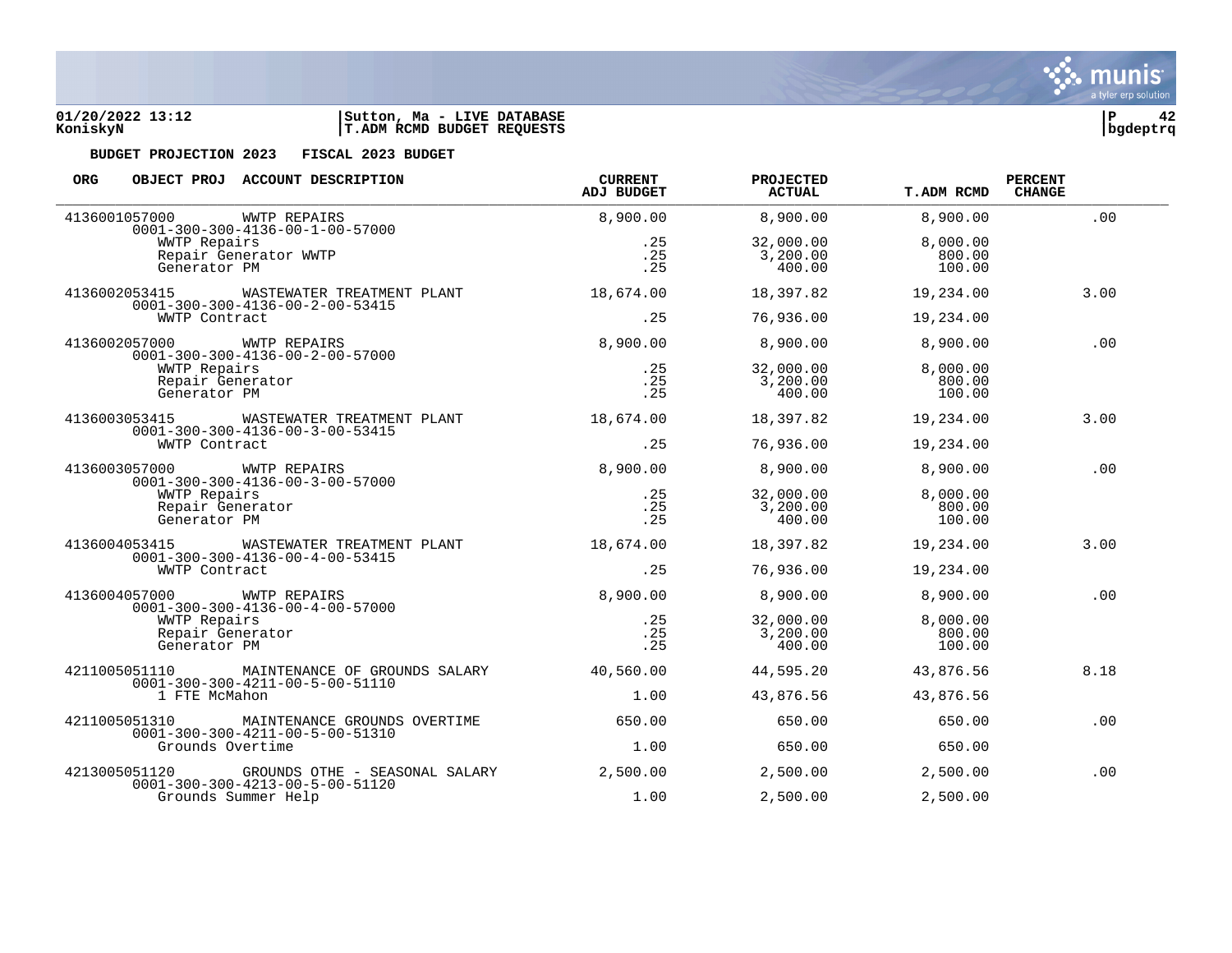01/20/2022 13:12 | Sutton, Ma - LIVE DATABASE
KoniskyN | T.ADM RCMD BUDGET REQUESTS | bgdeptrq

**BUDGET PROJECTION 2023 FISCAL 2023 BUDGET**

| ORG | OBJECT PROJ | ACCOUNT DESCRIPTION | CURRENT ADJ BUDGET | PROJECTED ACTUAL | T.ADM RCMD | PERCENT CHANGE |
|---|---|---|---|---|---|---|
| 4136001057000 | | WWTP REPAIRS | 8,900.00 | 8,900.00 | 8,900.00 | .00 |
| | 0001-300-300-4136-00-1-00-57000 | | | | | |
| | | WWTP Repairs | .25 | 32,000.00 | 8,000.00 | |
| | | Repair Generator WWTP | .25 | 3,200.00 | 800.00 | |
| | | Generator PM | .25 | 400.00 | 100.00 | |
| 4136002053415 | | WASTEWATER TREATMENT PLANT | 18,674.00 | 18,397.82 | 19,234.00 | 3.00 |
| | 0001-300-300-4136-00-2-00-53415 | | | | | |
| | | WWTP Contract | .25 | 76,936.00 | 19,234.00 | |
| 4136002057000 | | WWTP REPAIRS | 8,900.00 | 8,900.00 | 8,900.00 | .00 |
| | 0001-300-300-4136-00-2-00-57000 | | | | | |
| | | WWTP Repairs | .25 | 32,000.00 | 8,000.00 | |
| | | Repair Generator | .25 | 3,200.00 | 800.00 | |
| | | Generator PM | .25 | 400.00 | 100.00 | |
| 4136003053415 | | WASTEWATER TREATMENT PLANT | 18,674.00 | 18,397.82 | 19,234.00 | 3.00 |
| | 0001-300-300-4136-00-3-00-53415 | | | | | |
| | | WWTP Contract | .25 | 76,936.00 | 19,234.00 | |
| 4136003057000 | | WWTP REPAIRS | 8,900.00 | 8,900.00 | 8,900.00 | .00 |
| | 0001-300-300-4136-00-3-00-57000 | | | | | |
| | | WWTP Repairs | .25 | 32,000.00 | 8,000.00 | |
| | | Repair Generator | .25 | 3,200.00 | 800.00 | |
| | | Generator PM | .25 | 400.00 | 100.00 | |
| 4136004053415 | | WASTEWATER TREATMENT PLANT | 18,674.00 | 18,397.82 | 19,234.00 | 3.00 |
| | 0001-300-300-4136-00-4-00-53415 | | | | | |
| | | WWTP Contract | .25 | 76,936.00 | 19,234.00 | |
| 4136004057000 | | WWTP REPAIRS | 8,900.00 | 8,900.00 | 8,900.00 | .00 |
| | 0001-300-300-4136-00-4-00-57000 | | | | | |
| | | WWTP Repairs | .25 | 32,000.00 | 8,000.00 | |
| | | Repair Generator | .25 | 3,200.00 | 800.00 | |
| | | Generator PM | .25 | 400.00 | 100.00 | |
| 4211005051110 | | MAINTENANCE OF GROUNDS SALARY | 40,560.00 | 44,595.20 | 43,876.56 | 8.18 |
| | 0001-300-300-4211-00-5-00-51110 | | | | | |
| | | 1 FTE McMahon | 1.00 | 43,876.56 | 43,876.56 | |
| 4211005051310 | | MAINTENANCE GROUNDS OVERTIME | 650.00 | 650.00 | 650.00 | .00 |
| | 0001-300-300-4211-00-5-00-51310 | | | | | |
| | | Grounds Overtime | 1.00 | 650.00 | 650.00 | |
| 4213005051120 | | GROUNDS OTHE - SEASONAL SALARY | 2,500.00 | 2,500.00 | 2,500.00 | .00 |
| | 0001-300-300-4213-00-5-00-51120 | | | | | |
| | | Grounds Summer Help | 1.00 | 2,500.00 | 2,500.00 | |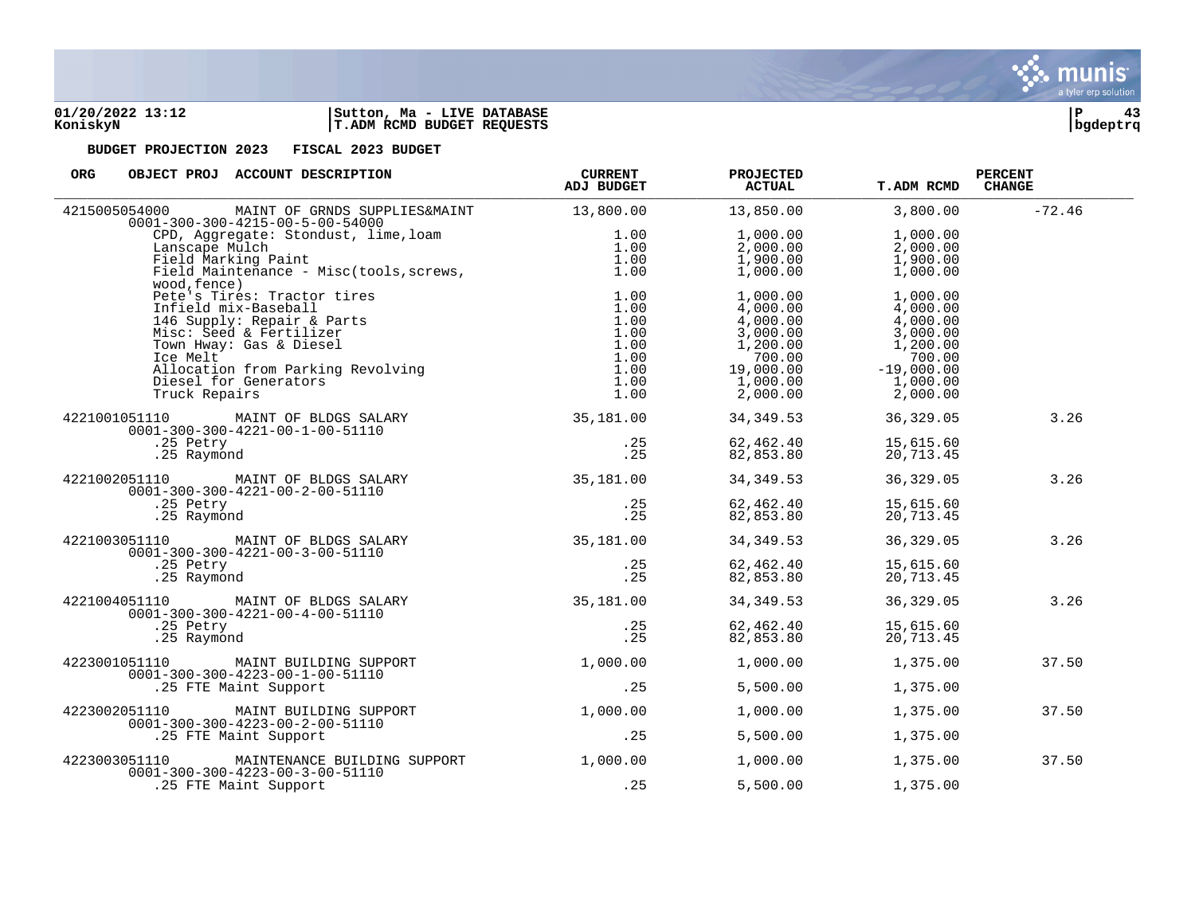**BUDGET PROJECTION 2023 FISCAL 2023 BUDGET**

| ORG | OBJECT PROJ ACCOUNT DESCRIPTION | CURRENT ADJ BUDGET | PROJECTED ACTUAL | T.ADM RCMD | PERCENT CHANGE |
|---|---|---|---|---|---|
| 4215005054000 | MAINT OF GRNDS SUPPLIES&MAINT | 13,800.00 | 13,850.00 | 3,800.00 | -72.46 |
| | 0001-300-300-4215-00-5-00-54000 | | | | |
| | CPD, Aggregate: Stondust, lime,loam | 1.00 | 1,000.00 | 1,000.00 | |
| | Lanscape Mulch | 1.00 | 2,000.00 | 2,000.00 | |
| | Field Marking Paint | 1.00 | 1,900.00 | 1,900.00 | |
| | Field Maintenance - Misc(tools,screws, wood,fence) | 1.00 | 1,000.00 | 1,000.00 | |
| | Pete's Tires: Tractor tires | 1.00 | 1,000.00 | 1,000.00 | |
| | Infield mix-Baseball | 1.00 | 4,000.00 | 4,000.00 | |
| | 146 Supply: Repair & Parts | 1.00 | 4,000.00 | 4,000.00 | |
| | Misc: Seed & Fertilizer | 1.00 | 3,000.00 | 3,000.00 | |
| | Town Hway: Gas & Diesel | 1.00 | 1,200.00 | 1,200.00 | |
| | Ice Melt | 1.00 | 700.00 | 700.00 | |
| | Allocation from Parking Revolving | 1.00 | 19,000.00 | -19,000.00 | |
| | Diesel for Generators | 1.00 | 1,000.00 | 1,000.00 | |
| | Truck Repairs | 1.00 | 2,000.00 | 2,000.00 | |
| 4221001051110 | MAINT OF BLDGS SALARY | 35,181.00 | 34,349.53 | 36,329.05 | 3.26 |
| | 0001-300-300-4221-00-1-00-51110 | | | | |
| | .25 Petry | .25 | 62,462.40 | 15,615.60 | |
| | .25 Raymond | .25 | 82,853.80 | 20,713.45 | |
| 4221002051110 | MAINT OF BLDGS SALARY | 35,181.00 | 34,349.53 | 36,329.05 | 3.26 |
| | 0001-300-300-4221-00-2-00-51110 | | | | |
| | .25 Petry | .25 | 62,462.40 | 15,615.60 | |
| | .25 Raymond | .25 | 82,853.80 | 20,713.45 | |
| 4221003051110 | MAINT OF BLDGS SALARY | 35,181.00 | 34,349.53 | 36,329.05 | 3.26 |
| | 0001-300-300-4221-00-3-00-51110 | | | | |
| | .25 Petry | .25 | 62,462.40 | 15,615.60 | |
| | .25 Raymond | .25 | 82,853.80 | 20,713.45 | |
| 4221004051110 | MAINT OF BLDGS SALARY | 35,181.00 | 34,349.53 | 36,329.05 | 3.26 |
| | 0001-300-300-4221-00-4-00-51110 | | | | |
| | .25 Petry | .25 | 62,462.40 | 15,615.60 | |
| | .25 Raymond | .25 | 82,853.80 | 20,713.45 | |
| 4223001051110 | MAINT BUILDING SUPPORT | 1,000.00 | 1,000.00 | 1,375.00 | 37.50 |
| | 0001-300-300-4223-00-1-00-51110 | | | | |
| | .25 FTE Maint Support | .25 | 5,500.00 | 1,375.00 | |
| 4223002051110 | MAINT BUILDING SUPPORT | 1,000.00 | 1,000.00 | 1,375.00 | 37.50 |
| | 0001-300-300-4223-00-2-00-51110 | | | | |
| | .25 FTE Maint Support | .25 | 5,500.00 | 1,375.00 | |
| 4223003051110 | MAINTENANCE BUILDING SUPPORT | 1,000.00 | 1,000.00 | 1,375.00 | 37.50 |
| | 0001-300-300-4223-00-3-00-51110 | | | | |
| | .25 FTE Maint Support | .25 | 5,500.00 | 1,375.00 | |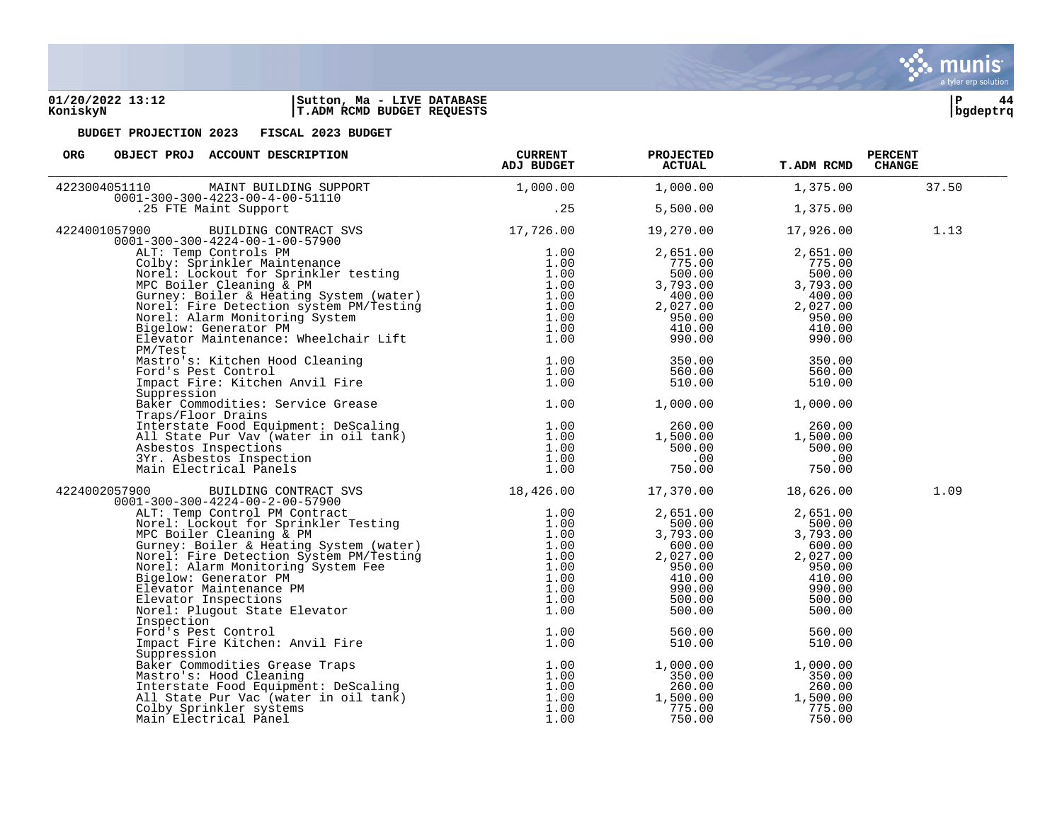**BUDGET PROJECTION 2023 FISCAL 2023 BUDGET**

| ORG | OBJECT PROJ ACCOUNT DESCRIPTION | CURRENT ADJ BUDGET | PROJECTED ACTUAL | T.ADM RCMD | PERCENT CHANGE |
|---|---|---|---|---|---|
| 4223004051110 | MAINT BUILDING SUPPORT<br>0001-300-300-4223-00-4-00-51110 | 1,000.00 | 1,000.00 | 1,375.00 | 37.50 |
| | .25 FTE Maint Support | .25 | 5,500.00 | 1,375.00 | |
| 4224001057900 | BUILDING CONTRACT SVS<br>0001-300-300-4224-00-1-00-57900 | 17,726.00 | 19,270.00 | 17,926.00 | 1.13 |
| | ALT: Temp Controls PM | 1.00 | 2,651.00 | 2,651.00 | |
| | Colby: Sprinkler Maintenance | 1.00 | 775.00 | 775.00 | |
| | Norel: Lockout for Sprinkler testing | 1.00 | 500.00 | 500.00 | |
| | MPC Boiler Cleaning & PM | 1.00 | 3,793.00 | 3,793.00 | |
| | Gurney: Boiler & Heating System (water) | 1.00 | 400.00 | 400.00 | |
| | Norel: Fire Detection system PM/Testing | 1.00 | 2,027.00 | 2,027.00 | |
| | Norel: Alarm Monitoring System | 1.00 | 950.00 | 950.00 | |
| | Bigelow: Generator PM | 1.00 | 410.00 | 410.00 | |
| | Elevator Maintenance: Wheelchair Lift PM/Test | 1.00 | 990.00 | 990.00 | |
| | Mastro's: Kitchen Hood Cleaning | 1.00 | 350.00 | 350.00 | |
| | Ford's Pest Control | 1.00 | 560.00 | 560.00 | |
| | Impact Fire: Kitchen Anvil Fire Suppression | 1.00 | 510.00 | 510.00 | |
| | Baker Commodities: Service Grease Traps/Floor Drains | 1.00 | 1,000.00 | 1,000.00 | |
| | Interstate Food Equipment: DeScaling | 1.00 | 260.00 | 260.00 | |
| | All State Pur Vav (water in oil tank) | 1.00 | 1,500.00 | 1,500.00 | |
| | Asbestos Inspections | 1.00 | 500.00 | 500.00 | |
| | 3Yr. Asbestos Inspection | 1.00 | .00 | .00 | |
| | Main Electrical Panels | 1.00 | 750.00 | 750.00 | |
| 4224002057900 | BUILDING CONTRACT SVS<br>0001-300-300-4224-00-2-00-57900 | 18,426.00 | 17,370.00 | 18,626.00 | 1.09 |
| | ALT: Temp Control PM Contract | 1.00 | 2,651.00 | 2,651.00 | |
| | Norel: Lockout for Sprinkler Testing | 1.00 | 500.00 | 500.00 | |
| | MPC Boiler Cleaning & PM | 1.00 | 3,793.00 | 3,793.00 | |
| | Gurney: Boiler & Heating System (water) | 1.00 | 600.00 | 600.00 | |
| | Norel: Fire Detection System PM/Testing | 1.00 | 2,027.00 | 2,027.00 | |
| | Norel: Alarm Monitoring System Fee | 1.00 | 950.00 | 950.00 | |
| | Bigelow: Generator PM | 1.00 | 410.00 | 410.00 | |
| | Elevator Maintenance PM | 1.00 | 990.00 | 990.00 | |
| | Elevator Inspections | 1.00 | 500.00 | 500.00 | |
| | Norel: Plugout State Elevator Inspection | 1.00 | 500.00 | 500.00 | |
| | Ford's Pest Control | 1.00 | 560.00 | 560.00 | |
| | Impact Fire Kitchen: Anvil Fire Suppression | 1.00 | 510.00 | 510.00 | |
| | Baker Commodities Grease Traps | 1.00 | 1,000.00 | 1,000.00 | |
| | Mastro's: Hood Cleaning | 1.00 | 350.00 | 350.00 | |
| | Interstate Food Equipment: DeScaling | 1.00 | 260.00 | 260.00 | |
| | All State Pur Vac (water in oil tank) | 1.00 | 1,500.00 | 1,500.00 | |
| | Colby Sprinkler systems | 1.00 | 775.00 | 775.00 | |
| | Main Electrical Panel | 1.00 | 750.00 | 750.00 | |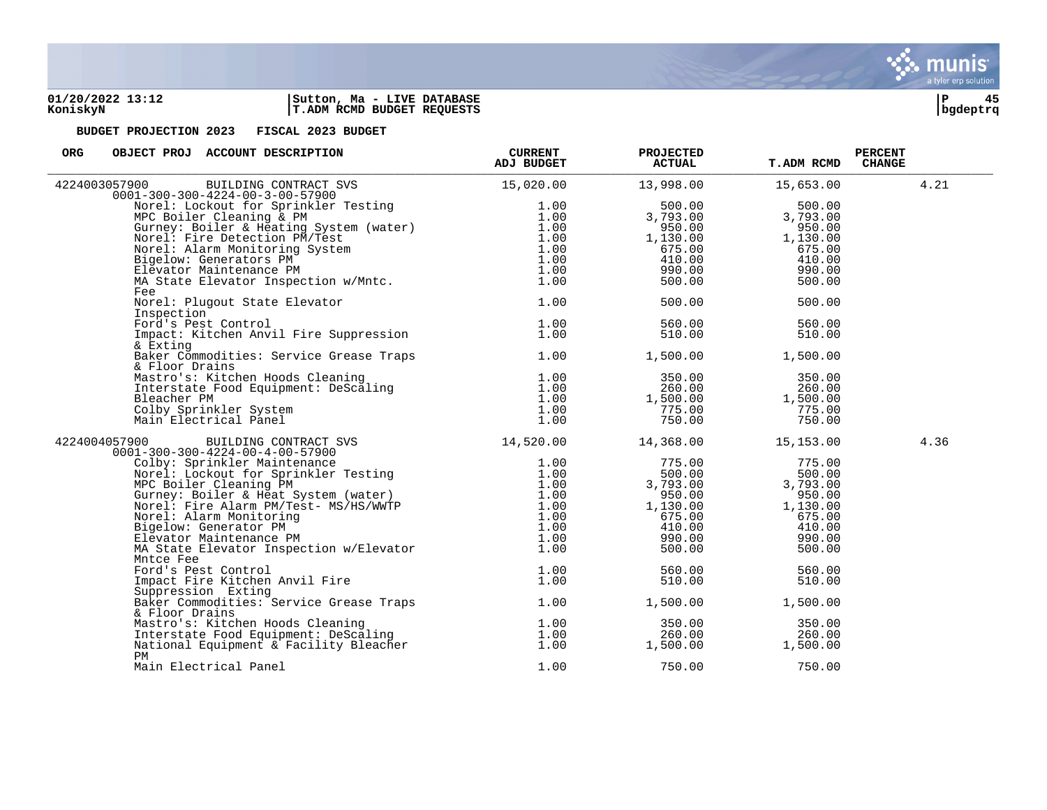01/20/2022 13:12
KoniskyN

Sutton, Ma - LIVE DATABASE
T.ADM RCMD BUDGET REQUESTS

bgdeptrq

**BUDGET PROJECTION 2023 FISCAL 2023 BUDGET**

| ORG | OBJECT PROJ ACCOUNT DESCRIPTION | CURRENT ADJ BUDGET | PROJECTED ACTUAL | T.ADM RCMD | PERCENT CHANGE |
|---|---|---|---|---|---|
| 4224003057900 | BUILDING CONTRACT SVS 0001-300-300-4224-00-3-00-57900 | 15,020.00 | 13,998.00 | 15,653.00 | 4.21 |
| | Norel: Lockout for Sprinkler Testing | 1.00 | 500.00 | 500.00 | |
| | MPC Boiler Cleaning & PM | 1.00 | 3,793.00 | 3,793.00 | |
| | Gurney: Boiler & Heating System (water) | 1.00 | 950.00 | 950.00 | |
| | Norel: Fire Detection PM/Test | 1.00 | 1,130.00 | 1,130.00 | |
| | Norel: Alarm Monitoring System | 1.00 | 675.00 | 675.00 | |
| | Bigelow: Generators PM | 1.00 | 410.00 | 410.00 | |
| | Elevator Maintenance PM | 1.00 | 990.00 | 990.00 | |
| | MA State Elevator Inspection w/Mntc. Fee | 1.00 | 500.00 | 500.00 | |
| | Norel: Plugout State Elevator Inspection | 1.00 | 500.00 | 500.00 | |
| | Ford's Pest Control | 1.00 | 560.00 | 560.00 | |
| | Impact: Kitchen Anvil Fire Suppression & Exting | 1.00 | 510.00 | 510.00 | |
| | Baker Commodities: Service Grease Traps & Floor Drains | 1.00 | 1,500.00 | 1,500.00 | |
| | Mastro's: Kitchen Hoods Cleaning | 1.00 | 350.00 | 350.00 | |
| | Interstate Food Equipment: DeScaling | 1.00 | 260.00 | 260.00 | |
| | Bleacher PM | 1.00 | 1,500.00 | 1,500.00 | |
| | Colby Sprinkler System | 1.00 | 775.00 | 775.00 | |
| | Main Electrical Panel | 1.00 | 750.00 | 750.00 | |
| 4224004057900 | BUILDING CONTRACT SVS 0001-300-300-4224-00-4-00-57900 | 14,520.00 | 14,368.00 | 15,153.00 | 4.36 |
| | Colby: Sprinkler Maintenance | 1.00 | 775.00 | 775.00 | |
| | Norel: Lockout for Sprinkler Testing | 1.00 | 500.00 | 500.00 | |
| | MPC Boiler Cleaning PM | 1.00 | 3,793.00 | 3,793.00 | |
| | Gurney: Boiler & Heat System (water) | 1.00 | 950.00 | 950.00 | |
| | Norel: Fire Alarm PM/Test- MS/HS/WWTP | 1.00 | 1,130.00 | 1,130.00 | |
| | Norel: Alarm Monitoring | 1.00 | 675.00 | 675.00 | |
| | Bigelow: Generator PM | 1.00 | 410.00 | 410.00 | |
| | Elevator Maintenance PM | 1.00 | 990.00 | 990.00 | |
| | MA State Elevator Inspection w/Elevator Mntce Fee | 1.00 | 500.00 | 500.00 | |
| | Ford's Pest Control | 1.00 | 560.00 | 560.00 | |
| | Impact Fire Kitchen Anvil Fire Suppression Exting | 1.00 | 510.00 | 510.00 | |
| | Baker Commodities: Service Grease Traps & Floor Drains | 1.00 | 1,500.00 | 1,500.00 | |
| | Mastro's: Kitchen Hoods Cleaning | 1.00 | 350.00 | 350.00 | |
| | Interstate Food Equipment: DeScaling | 1.00 | 260.00 | 260.00 | |
| | National Equipment & Facility Bleacher PM | 1.00 | 1,500.00 | 1,500.00 | |
| | Main Electrical Panel | 1.00 | 750.00 | 750.00 | |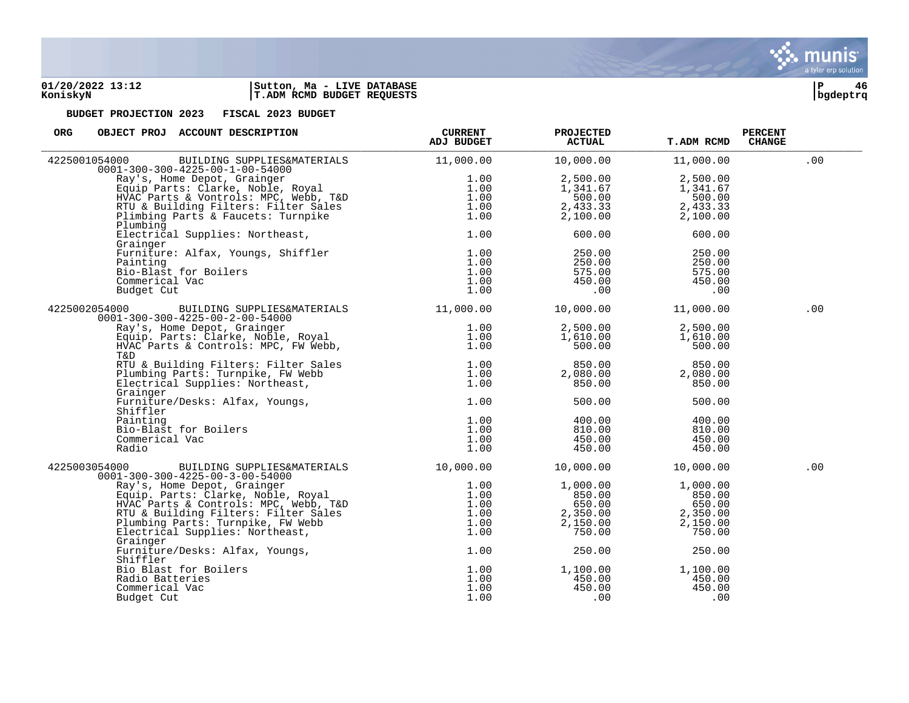01/20/2022 13:12 | Sutton, Ma - LIVE DATABASE
KoniskyN | T.ADM RCMD BUDGET REQUESTS

**BUDGET PROJECTION 2023 FISCAL 2023 BUDGET**

| ORG | OBJECT PROJ ACCOUNT DESCRIPTION | CURRENT ADJ BUDGET | PROJECTED ACTUAL | T.ADM RCMD | PERCENT CHANGE |
|---|---|---|---|---|---|
| 4225001054000 | BUILDING SUPPLIES&MATERIALS | 11,000.00 | 10,000.00 | 11,000.00 | .00 |
| | 0001-300-300-4225-00-1-00-54000 | | | | |
| | Ray's, Home Depot, Grainger | 1.00 | 2,500.00 | 2,500.00 | |
| | Equip Parts: Clarke, Noble, Royal | 1.00 | 1,341.67 | 1,341.67 | |
| | HVAC Parts & Vontrols: MPC, Webb, T&D | 1.00 | 500.00 | 500.00 | |
| | RTU & Building Filters: Filter Sales | 1.00 | 2,433.33 | 2,433.33 | |
| | Plimbing Parts & Faucets: Turnpike Plumbing | 1.00 | 2,100.00 | 2,100.00 | |
| | Electrical Supplies: Northeast, Grainger | 1.00 | 600.00 | 600.00 | |
| | Furniture: Alfax, Youngs, Shiffler | 1.00 | 250.00 | 250.00 | |
| | Painting | 1.00 | 250.00 | 250.00 | |
| | Bio-Blast for Boilers | 1.00 | 575.00 | 575.00 | |
| | Commerical Vac | 1.00 | 450.00 | 450.00 | |
| | Budget Cut | 1.00 | .00 | .00 | |
| 4225002054000 | BUILDING SUPPLIES&MATERIALS | 11,000.00 | 10,000.00 | 11,000.00 | .00 |
| | 0001-300-300-4225-00-2-00-54000 | | | | |
| | Ray's, Home Depot, Grainger | 1.00 | 2,500.00 | 2,500.00 | |
| | Equip. Parts: Clarke, Noble, Royal | 1.00 | 1,610.00 | 1,610.00 | |
| | HVAC Parts & Controls: MPC, FW Webb, T&D | 1.00 | 500.00 | 500.00 | |
| | RTU & Building Filters: Filter Sales | 1.00 | 850.00 | 850.00 | |
| | Plumbing Parts: Turnpike, FW Webb | 1.00 | 2,080.00 | 2,080.00 | |
| | Electrical Supplies: Northeast, Grainger | 1.00 | 850.00 | 850.00 | |
| | Furniture/Desks: Alfax, Youngs, Shiffler | 1.00 | 500.00 | 500.00 | |
| | Painting | 1.00 | 400.00 | 400.00 | |
| | Bio-Blast for Boilers | 1.00 | 810.00 | 810.00 | |
| | Commerical Vac | 1.00 | 450.00 | 450.00 | |
| | Radio | 1.00 | 450.00 | 450.00 | |
| 4225003054000 | BUILDING SUPPLIES&MATERIALS | 10,000.00 | 10,000.00 | 10,000.00 | .00 |
| | 0001-300-300-4225-00-3-00-54000 | | | | |
| | Ray's, Home Depot, Grainger | 1.00 | 1,000.00 | 1,000.00 | |
| | Equip. Parts: Clarke, Noble, Royal | 1.00 | 850.00 | 850.00 | |
| | HVAC Parts & Controls: MPC, Webb, T&D | 1.00 | 650.00 | 650.00 | |
| | RTU & Building Filters: Filter Sales | 1.00 | 2,350.00 | 2,350.00 | |
| | Plumbing Parts: Turnpike, FW Webb | 1.00 | 2,150.00 | 2,150.00 | |
| | Electrical Supplies: Northeast, Grainger | 1.00 | 750.00 | 750.00 | |
| | Furniture/Desks: Alfax, Youngs, Shiffler | 1.00 | 250.00 | 250.00 | |
| | Bio Blast for Boilers | 1.00 | 1,100.00 | 1,100.00 | |
| | Radio Batteries | 1.00 | 450.00 | 450.00 | |
| | Commerical Vac | 1.00 | 450.00 | 450.00 | |
| | Budget Cut | 1.00 | .00 | .00 | |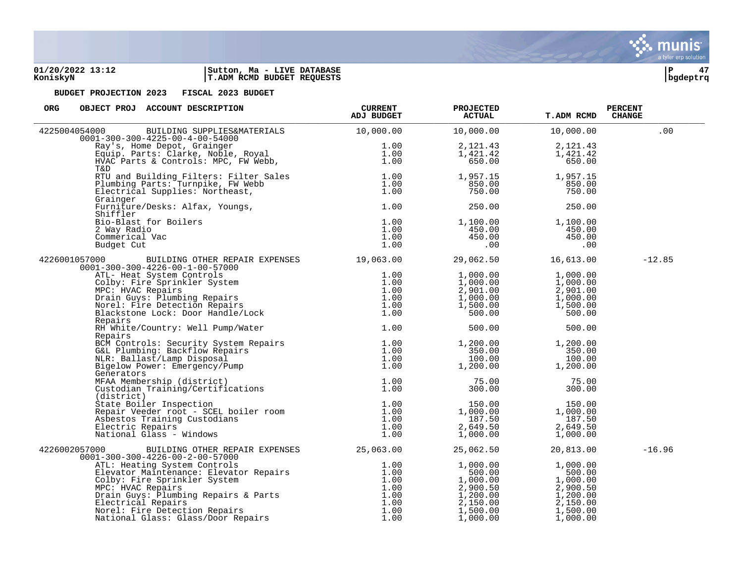**01/20/2022 13:12** | **Sutton, Ma - LIVE DATABASE**
**KoniskyN** | **T.ADM RCMD BUDGET REQUESTS**

**BUDGET PROJECTION 2023 FISCAL 2023 BUDGET**

| ORG | OBJECT PROJ ACCOUNT DESCRIPTION | CURRENT ADJ BUDGET | PROJECTED ACTUAL | T.ADM RCMD | PERCENT CHANGE |
|---|---|---|---|---|---|
| 4225004054000 | BUILDING SUPPLIES&MATERIALS | 10,000.00 | 10,000.00 | 10,000.00 | .00 |
| | 0001-300-300-4225-00-4-00-54000 | | | | |
| | Ray's, Home Depot, Grainger | 1.00 | 2,121.43 | 2,121.43 | |
| | Equip. Parts: Clarke, Noble, Royal | 1.00 | 1,421.42 | 1,421.42 | |
| | HVAC Parts & Controls: MPC, FW Webb, T&D | 1.00 | 650.00 | 650.00 | |
| | RTU and Building Filters: Filter Sales | 1.00 | 1,957.15 | 1,957.15 | |
| | Plumbing Parts: Turnpike, FW Webb | 1.00 | 850.00 | 850.00 | |
| | Electrical Supplies: Northeast, Grainger | 1.00 | 750.00 | 750.00 | |
| | Furniture/Desks: Alfax, Youngs, Shiffler | 1.00 | 250.00 | 250.00 | |
| | Bio-Blast for Boilers | 1.00 | 1,100.00 | 1,100.00 | |
| | 2 Way Radio | 1.00 | 450.00 | 450.00 | |
| | Commerical Vac | 1.00 | 450.00 | 450.00 | |
| | Budget Cut | 1.00 | .00 | .00 | |
| 4226001057000 | BUILDING OTHER REPAIR EXPENSES | 19,063.00 | 29,062.50 | 16,613.00 | -12.85 |
| | 0001-300-300-4226-00-1-00-57000 | | | | |
| | ATL- Heat System Controls | 1.00 | 1,000.00 | 1,000.00 | |
| | Colby: Fire Sprinkler System | 1.00 | 1,000.00 | 1,000.00 | |
| | MPC: HVAC Repairs | 1.00 | 2,901.00 | 2,901.00 | |
| | Drain Guys: Plumbing Repairs | 1.00 | 1,000.00 | 1,000.00 | |
| | Norel: Fire Detection Repairs | 1.00 | 1,500.00 | 1,500.00 | |
| | Blackstone Lock: Door Handle/Lock Repairs | 1.00 | 500.00 | 500.00 | |
| | RH White/Country: Well Pump/Water Repairs | 1.00 | 500.00 | 500.00 | |
| | BCM Controls: Security System Repairs | 1.00 | 1,200.00 | 1,200.00 | |
| | G&L Plumbing: Backflow Repairs | 1.00 | 350.00 | 350.00 | |
| | NLR: Ballast/Lamp Disposal | 1.00 | 100.00 | 100.00 | |
| | Bigelow Power: Emergency/Pump Generators | 1.00 | 1,200.00 | 1,200.00 | |
| | MFAA Membership (district) | 1.00 | 75.00 | 75.00 | |
| | Custodian Training/Certifications (district) | 1.00 | 300.00 | 300.00 | |
| | State Boiler Inspection | 1.00 | 150.00 | 150.00 | |
| | Repair Veeder root - SCEL boiler room | 1.00 | 1,000.00 | 1,000.00 | |
| | Asbestos Training Custodians | 1.00 | 187.50 | 187.50 | |
| | Electric Repairs | 1.00 | 2,649.50 | 2,649.50 | |
| | National Glass - Windows | 1.00 | 1,000.00 | 1,000.00 | |
| 4226002057000 | BUILDING OTHER REPAIR EXPENSES | 25,063.00 | 25,062.50 | 20,813.00 | -16.96 |
| | 0001-300-300-4226-00-2-00-57000 | | | | |
| | ATL: Heating System Controls | 1.00 | 1,000.00 | 1,000.00 | |
| | Elevator Maintenance: Elevator Repairs | 1.00 | 500.00 | 500.00 | |
| | Colby: Fire Sprinkler System | 1.00 | 1,000.00 | 1,000.00 | |
| | MPC: HVAC Repairs | 1.00 | 2,900.50 | 2,900.50 | |
| | Drain Guys: Plumbing Repairs & Parts | 1.00 | 1,200.00 | 1,200.00 | |
| | Electrical Repairs | 1.00 | 2,150.00 | 2,150.00 | |
| | Norel: Fire Detection Repairs | 1.00 | 1,500.00 | 1,500.00 | |
| | National Glass: Glass/Door Repairs | 1.00 | 1,000.00 | 1,000.00 | |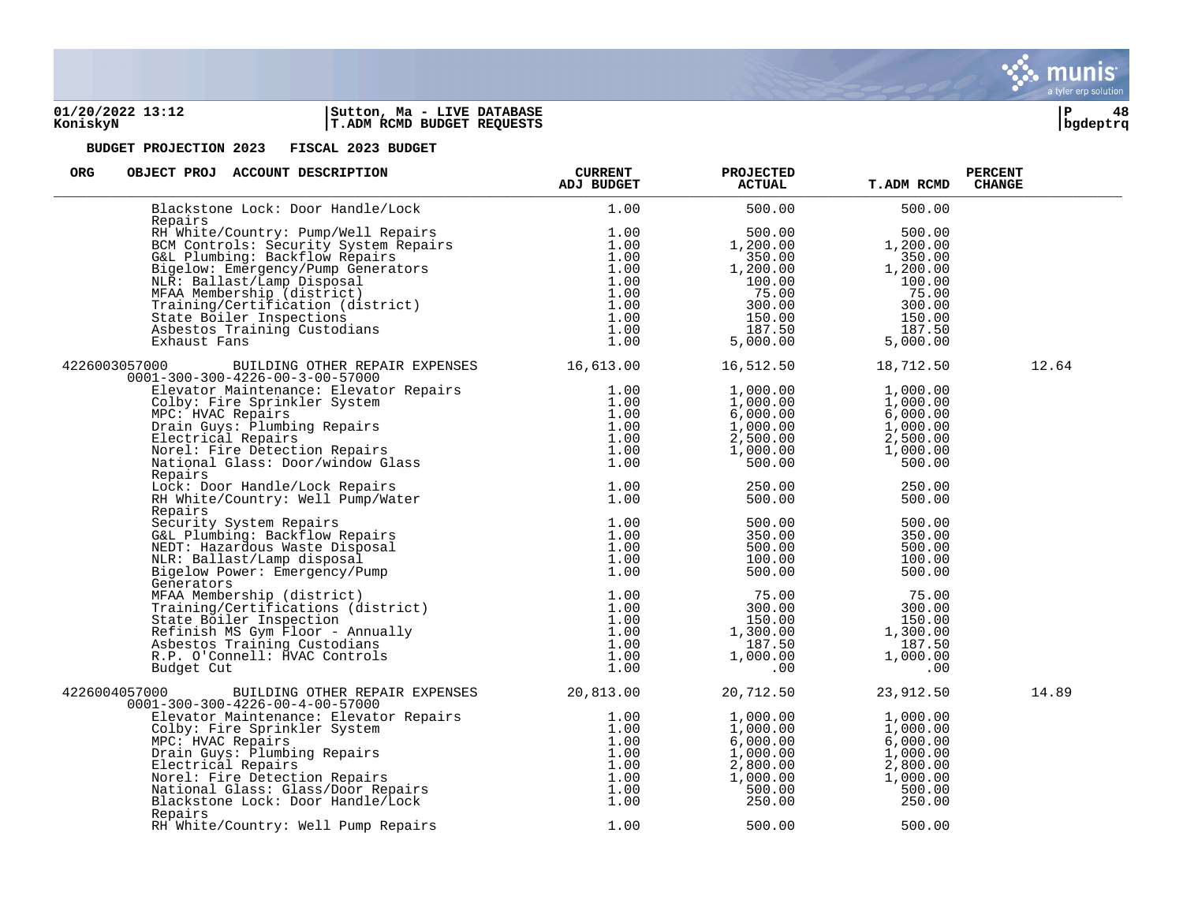**BUDGET PROJECTION 2023 FISCAL 2023 BUDGET**

| ORG | OBJECT PROJ ACCOUNT DESCRIPTION | CURRENT ADJ BUDGET | PROJECTED ACTUAL | T.ADM RCMD | PERCENT CHANGE |
|---|---|---|---|---|---|
| | Blackstone Lock: Door Handle/Lock Repairs | 1.00 | 500.00 | 500.00 | |
| | RH White/Country: Pump/Well Repairs | 1.00 | 500.00 | 500.00 | |
| | BCM Controls: Security System Repairs | 1.00 | 1,200.00 | 1,200.00 | |
| | G&L Plumbing: Backflow Repairs | 1.00 | 350.00 | 350.00 | |
| | Bigelow: Emergency/Pump Generators | 1.00 | 1,200.00 | 1,200.00 | |
| | NLR: Ballast/Lamp Disposal | 1.00 | 100.00 | 100.00 | |
| | MFAA Membership (district) | 1.00 | 75.00 | 75.00 | |
| | Training/Certification (district) | 1.00 | 300.00 | 300.00 | |
| | State Boiler Inspections | 1.00 | 150.00 | 150.00 | |
| | Asbestos Training Custodians | 1.00 | 187.50 | 187.50 | |
| | Exhaust Fans | 1.00 | 5,000.00 | 5,000.00 | |
| 4226003057000 | BUILDING OTHER REPAIR EXPENSES 0001-300-300-4226-00-3-00-57000 | 16,613.00 | 16,512.50 | 18,712.50 | 12.64 |
| | Elevator Maintenance: Elevator Repairs | 1.00 | 1,000.00 | 1,000.00 | |
| | Colby: Fire Sprinkler System | 1.00 | 1,000.00 | 1,000.00 | |
| | MPC: HVAC Repairs | 1.00 | 6,000.00 | 6,000.00 | |
| | Drain Guys: Plumbing Repairs | 1.00 | 1,000.00 | 1,000.00 | |
| | Electrical Repairs | 1.00 | 2,500.00 | 2,500.00 | |
| | Norel: Fire Detection Repairs | 1.00 | 1,000.00 | 1,000.00 | |
| | National Glass: Door/window Glass Repairs | 1.00 | 500.00 | 500.00 | |
| | Lock: Door Handle/Lock Repairs | 1.00 | 250.00 | 250.00 | |
| | RH White/Country: Well Pump/Water Repairs | 1.00 | 500.00 | 500.00 | |
| | Security System Repairs | 1.00 | 500.00 | 500.00 | |
| | G&L Plumbing: Backflow Repairs | 1.00 | 350.00 | 350.00 | |
| | NEDT: Hazardous Waste Disposal | 1.00 | 500.00 | 500.00 | |
| | NLR: Ballast/Lamp disposal | 1.00 | 100.00 | 100.00 | |
| | Bigelow Power: Emergency/Pump Generators | 1.00 | 500.00 | 500.00 | |
| | MFAA Membership (district) | 1.00 | 75.00 | 75.00 | |
| | Training/Certifications (district) | 1.00 | 300.00 | 300.00 | |
| | State Boiler Inspection | 1.00 | 150.00 | 150.00 | |
| | Refinish MS Gym Floor - Annually | 1.00 | 1,300.00 | 1,300.00 | |
| | Asbestos Training Custodians | 1.00 | 187.50 | 187.50 | |
| | R.P. O'Connell: HVAC Controls | 1.00 | 1,000.00 | 1,000.00 | |
| | Budget Cut | 1.00 | .00 | .00 | |
| 4226004057000 | BUILDING OTHER REPAIR EXPENSES 0001-300-300-4226-00-4-00-57000 | 20,813.00 | 20,712.50 | 23,912.50 | 14.89 |
| | Elevator Maintenance: Elevator Repairs | 1.00 | 1,000.00 | 1,000.00 | |
| | Colby: Fire Sprinkler System | 1.00 | 1,000.00 | 1,000.00 | |
| | MPC: HVAC Repairs | 1.00 | 6,000.00 | 6,000.00 | |
| | Drain Guys: Plumbing Repairs | 1.00 | 1,000.00 | 1,000.00 | |
| | Electrical Repairs | 1.00 | 2,800.00 | 2,800.00 | |
| | Norel: Fire Detection Repairs | 1.00 | 1,000.00 | 1,000.00 | |
| | National Glass: Glass/Door Repairs | 1.00 | 500.00 | 500.00 | |
| | Blackstone Lock: Door Handle/Lock Repairs | 1.00 | 250.00 | 250.00 | |
| | RH White/Country: Well Pump Repairs | 1.00 | 500.00 | 500.00 | |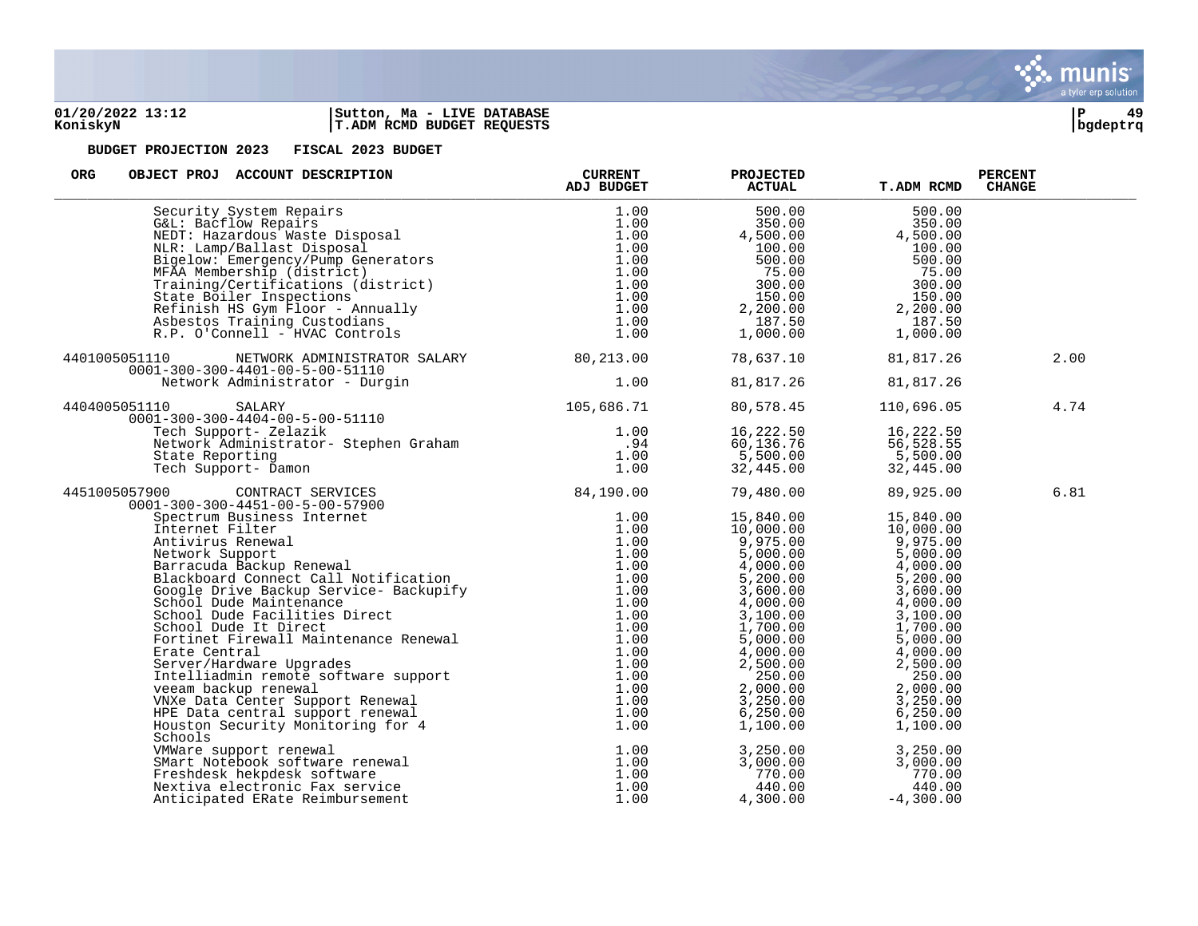**BUDGET PROJECTION 2023 FISCAL 2023 BUDGET**

| ORG | OBJECT PROJ ACCOUNT DESCRIPTION | CURRENT ADJ BUDGET | PROJECTED ACTUAL | T.ADM RCMD | PERCENT CHANGE |
|---|---|---|---|---|---|
| | Security System Repairs | 1.00 | 500.00 | 500.00 | |
| | G&L: Bacflow Repairs | 1.00 | 350.00 | 350.00 | |
| | NEDT: Hazardous Waste Disposal | 1.00 | 4,500.00 | 4,500.00 | |
| | NLR: Lamp/Ballast Disposal | 1.00 | 100.00 | 100.00 | |
| | Bigelow: Emergency/Pump Generators | 1.00 | 500.00 | 500.00 | |
| | MFAA Membership (district) | 1.00 | 75.00 | 75.00 | |
| | Training/Certifications (district) | 1.00 | 300.00 | 300.00 | |
| | State Boiler Inspections | 1.00 | 150.00 | 150.00 | |
| | Refinish HS Gym Floor - Annually | 1.00 | 2,200.00 | 2,200.00 | |
| | Asbestos Training Custodians | 1.00 | 187.50 | 187.50 | |
| | R.P. O'Connell - HVAC Controls | 1.00 | 1,000.00 | 1,000.00 | |
| 4401005051110 | NETWORK ADMINISTRATOR SALARY | 80,213.00 | 78,637.10 | 81,817.26 | 2.00 |
| | 0001-300-300-4401-00-5-00-51110 | | | | |
| | Network Administrator - Durgin | 1.00 | 81,817.26 | 81,817.26 | |
| 4404005051110 | SALARY | 105,686.71 | 80,578.45 | 110,696.05 | 4.74 |
| | 0001-300-300-4404-00-5-00-51110 | | | | |
| | Tech Support- Zelazik | 1.00 | 16,222.50 | 16,222.50 | |
| | Network Administrator- Stephen Graham | .94 | 60,136.76 | 56,528.55 | |
| | State Reporting | 1.00 | 5,500.00 | 5,500.00 | |
| | Tech Support- Damon | 1.00 | 32,445.00 | 32,445.00 | |
| 4451005057900 | CONTRACT SERVICES | 84,190.00 | 79,480.00 | 89,925.00 | 6.81 |
| | 0001-300-300-4451-00-5-00-57900 | | | | |
| | Spectrum Business Internet | 1.00 | 15,840.00 | 15,840.00 | |
| | Internet Filter | 1.00 | 10,000.00 | 10,000.00 | |
| | Antivirus Renewal | 1.00 | 9,975.00 | 9,975.00 | |
| | Network Support | 1.00 | 5,000.00 | 5,000.00 | |
| | Barracuda Backup Renewal | 1.00 | 4,000.00 | 4,000.00 | |
| | Blackboard Connect Call Notification | 1.00 | 5,200.00 | 5,200.00 | |
| | Google Drive Backup Service- Backupify | 1.00 | 3,600.00 | 3,600.00 | |
| | School Dude Maintenance | 1.00 | 4,000.00 | 4,000.00 | |
| | School Dude Facilities Direct | 1.00 | 3,100.00 | 3,100.00 | |
| | School Dude It Direct | 1.00 | 1,700.00 | 1,700.00 | |
| | Fortinet Firewall Maintenance Renewal | 1.00 | 5,000.00 | 5,000.00 | |
| | Erate Central | 1.00 | 4,000.00 | 4,000.00 | |
| | Server/Hardware Upgrades | 1.00 | 2,500.00 | 2,500.00 | |
| | Intelliadmin remote software support | 1.00 | 250.00 | 250.00 | |
| | veeam backup renewal | 1.00 | 2,000.00 | 2,000.00 | |
| | VNXe Data Center Support Renewal | 1.00 | 3,250.00 | 3,250.00 | |
| | HPE Data central support renewal | 1.00 | 6,250.00 | 6,250.00 | |
| | Houston Security Monitoring for 4 Schools | 1.00 | 1,100.00 | 1,100.00 | |
| | VMWare support renewal | 1.00 | 3,250.00 | 3,250.00 | |
| | SMart Notebook software renewal | 1.00 | 3,000.00 | 3,000.00 | |
| | Freshdesk hekpdesk software | 1.00 | 770.00 | 770.00 | |
| | Nextiva electronic Fax service | 1.00 | 440.00 | 440.00 | |
| | Anticipated ERate Reimbursement | 1.00 | 4,300.00 | -4,300.00 | |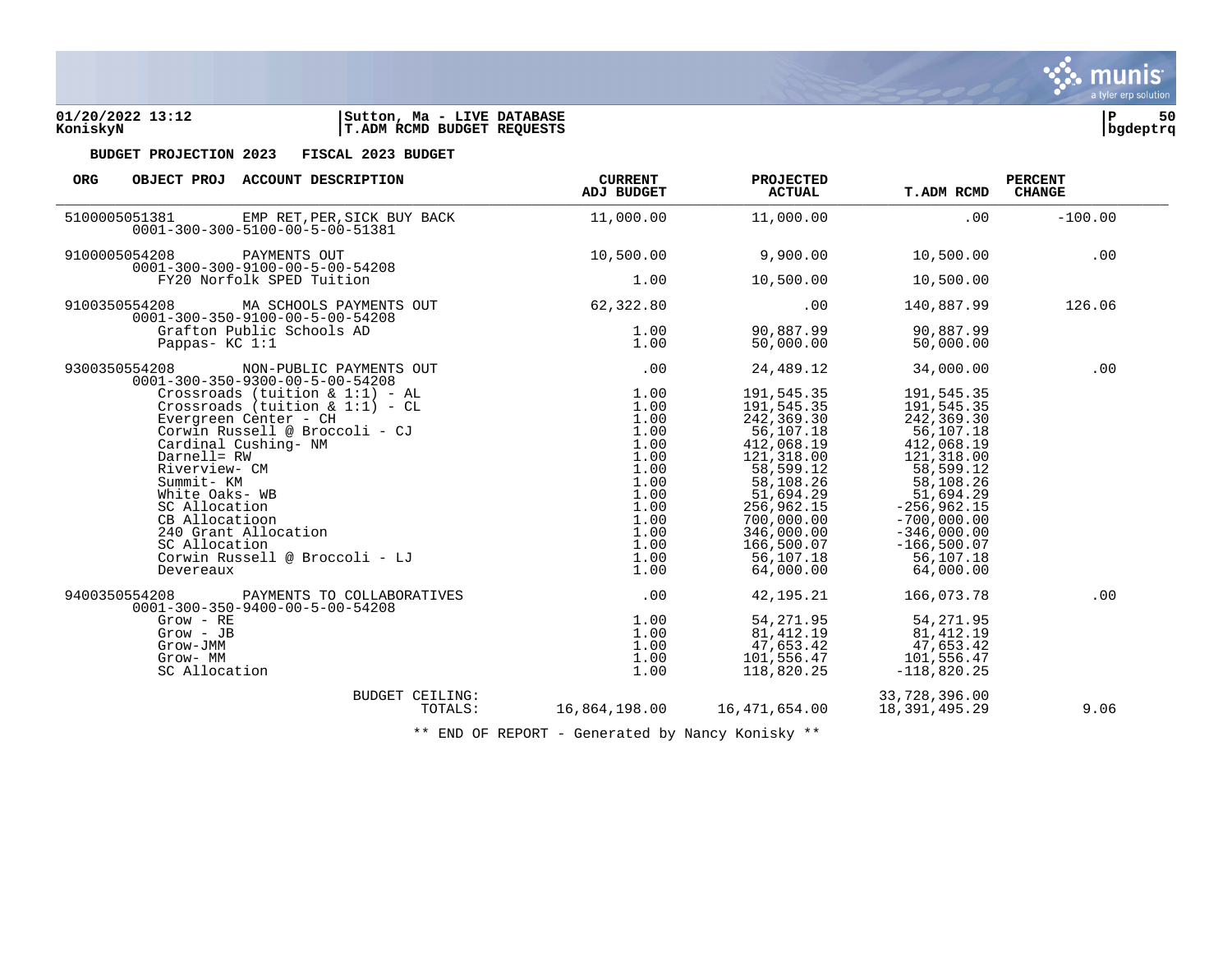**01/20/2022 13:12** | **Sutton, Ma - LIVE DATABASE**
**KoniskyN** | **T.ADM RCMD BUDGET REQUESTS** | **bgdeptrq**

**BUDGET PROJECTION 2023 FISCAL 2023 BUDGET**

| ORG | OBJECT PROJ | ACCOUNT DESCRIPTION | CURRENT ADJ BUDGET | PROJECTED ACTUAL | T.ADM RCMD | PERCENT CHANGE |
|---|---|---|---|---|---|---|
| 5100005051381 | | EMP RET,PER,SICK BUY BACK<br>0001-300-300-5100-00-5-00-51381 | 11,000.00 | 11,000.00 | .00 | -100.00 |
| 9100005054208 | | PAYMENTS OUT<br>0001-300-300-9100-00-5-00-54208 | 10,500.00 | 9,900.00 | 10,500.00 | .00 |
| | | FY20 Norfolk SPED Tuition | 1.00 | 10,500.00 | 10,500.00 | |
| 9100350554208 | | MA SCHOOLS PAYMENTS OUT<br>0001-300-350-9100-00-5-00-54208 | 62,322.80 | .00 | 140,887.99 | 126.06 |
| | | Grafton Public Schools AD | 1.00 | 90,887.99 | 90,887.99 | |
| | | Pappas- KC 1:1 | 1.00 | 50,000.00 | 50,000.00 | |
| 9300350554208 | | NON-PUBLIC PAYMENTS OUT<br>0001-300-350-9300-00-5-00-54208 | .00 | 24,489.12 | 34,000.00 | .00 |
| | | Crossroads (tuition & 1:1) - AL | 1.00 | 191,545.35 | 191,545.35 | |
| | | Crossroads (tuition & 1:1) - CL | 1.00 | 191,545.35 | 191,545.35 | |
| | | Evergreen Center - CH | 1.00 | 242,369.30 | 242,369.30 | |
| | | Corwin Russell @ Broccoli - CJ | 1.00 | 56,107.18 | 56,107.18 | |
| | | Cardinal Cushing- NM | 1.00 | 412,068.19 | 412,068.19 | |
| | | Darnell= RW | 1.00 | 121,318.00 | 121,318.00 | |
| | | Riverview- CM | 1.00 | 58,599.12 | 58,599.12 | |
| | | Summit- KM | 1.00 | 58,108.26 | 58,108.26 | |
| | | White Oaks- WB | 1.00 | 51,694.29 | 51,694.29 | |
| | | SC Allocation | 1.00 | 256,962.15 | -256,962.15 | |
| | | CB Allocatioon | 1.00 | 700,000.00 | -700,000.00 | |
| | | 240 Grant Allocation | 1.00 | 346,000.00 | -346,000.00 | |
| | | SC Allocation | 1.00 | 166,500.07 | -166,500.07 | |
| | | Corwin Russell @ Broccoli - LJ | 1.00 | 56,107.18 | 56,107.18 | |
| | | Devereaux | 1.00 | 64,000.00 | 64,000.00 | |
| 9400350554208 | | PAYMENTS TO COLLABORATIVES<br>0001-300-350-9400-00-5-00-54208 | .00 | 42,195.21 | 166,073.78 | .00 |
| | | Grow - RE | 1.00 | 54,271.95 | 54,271.95 | |
| | | Grow - JB | 1.00 | 81,412.19 | 81,412.19 | |
| | | Grow-JMM | 1.00 | 47,653.42 | 47,653.42 | |
| | | Grow- MM | 1.00 | 101,556.47 | 101,556.47 | |
| | | SC Allocation | 1.00 | 118,820.25 | -118,820.25 | |
| | | BUDGET CEILING: | | | 33,728,396.00 | |
| | | TOTALS: | 16,864,198.00 | 16,471,654.00 | 18,391,495.29 | 9.06 |

** END OF REPORT - Generated by Nancy Konisky **